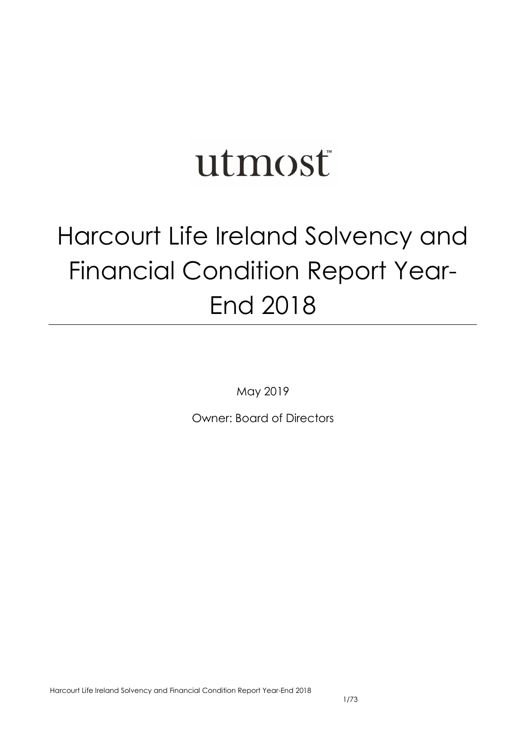utmost™

# Harcourt Life Ireland Solvency and Financial Condition Report Year-End 2018

May 2019

Owner: Board of Directors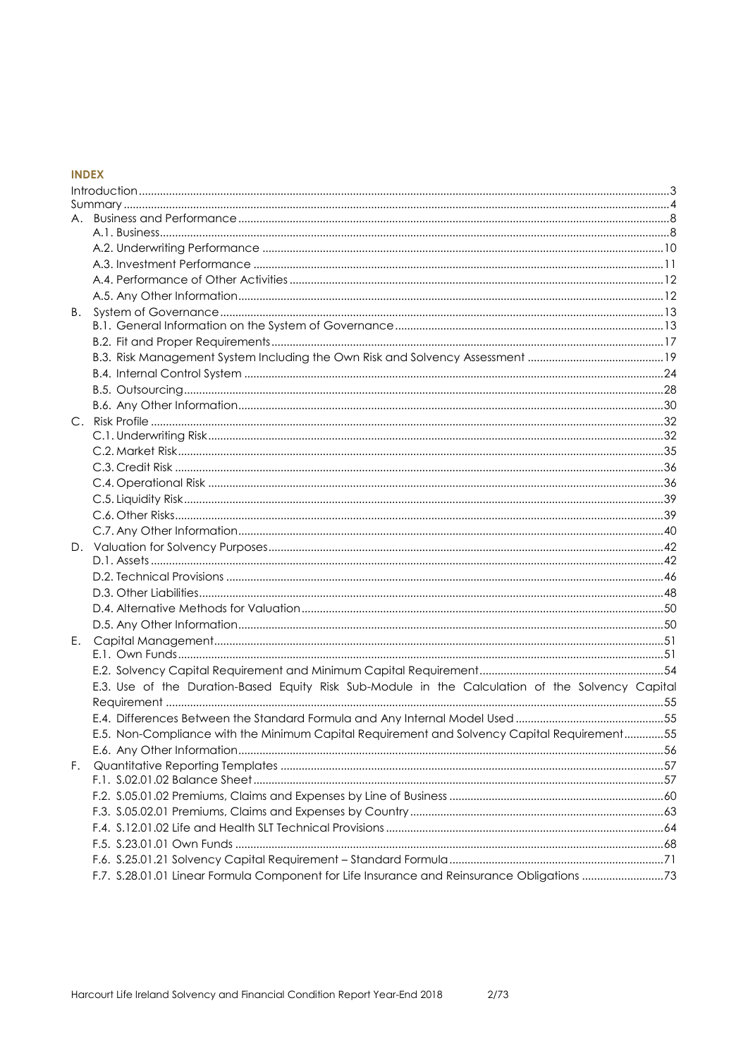## INDEX

Introduction ... 3
Summary ... 4
A. Business and Performance ... 8
- A.1. Business ... 8
- A.2. Underwriting Performance ... 10
- A.3. Investment Performance ... 11
- A.4. Performance of Other Activities ... 12
- A.5. Any Other Information ... 12

B. System of Governance ... 13
- B.1. General Information on the System of Governance ... 13
- B.2. Fit and Proper Requirements ... 17
- B.3. Risk Management System Including the Own Risk and Solvency Assessment ... 19
- B.4. Internal Control System ... 24
- B.5. Outsourcing ... 28
- B.6. Any Other Information ... 30

C. Risk Profile ... 32
- C.1. Underwriting Risk ... 32
- C.2. Market Risk ... 35
- C.3. Credit Risk ... 36
- C.4. Operational Risk ... 36
- C.5. Liquidity Risk ... 39
- C.6. Other Risks ... 39
- C.7. Any Other Information ... 40

D. Valuation for Solvency Purposes ... 42
- D.1. Assets ... 42
- D.2. Technical Provisions ... 46
- D.3. Other Liabilities ... 48
- D.4. Alternative Methods for Valuation ... 50
- D.5. Any Other Information ... 50

E. Capital Management ... 51
- E.1. Own Funds ... 51
- E.2. Solvency Capital Requirement and Minimum Capital Requirement ... 54
- E.3. Use of the Duration-Based Equity Risk Sub-Module in the Calculation of the Solvency Capital Requirement ... 55
- E.4. Differences Between the Standard Formula and Any Internal Model Used ... 55
- E.5. Non-Compliance with the Minimum Capital Requirement and Solvency Capital Requirement ... 55
- E.6. Any Other Information ... 56

F. Quantitative Reporting Templates ... 57
- F.1. S.02.01.02 Balance Sheet ... 57
- F.2. S.05.01.02 Premiums, Claims and Expenses by Line of Business ... 60
- F.3. S.05.02.01 Premiums, Claims and Expenses by Country ... 63
- F.4. S.12.01.02 Life and Health SLT Technical Provisions ... 64
- F.5. S.23.01.01 Own Funds ... 68
- F.6. S.25.01.21 Solvency Capital Requirement – Standard Formula ... 71
- F.7. S.28.01.01 Linear Formula Component for Life Insurance and Reinsurance Obligations ... 73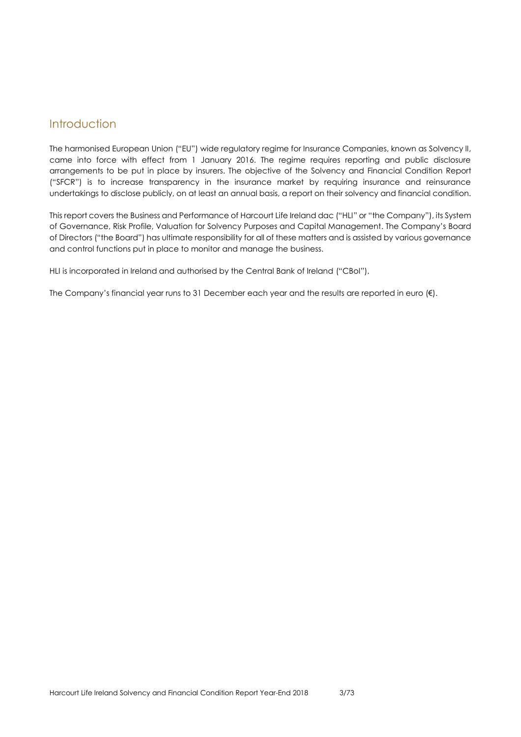## Introduction

The harmonised European Union ("EU") wide regulatory regime for Insurance Companies, known as Solvency II, came into force with effect from 1 January 2016. The regime requires reporting and public disclosure arrangements to be put in place by insurers. The objective of the Solvency and Financial Condition Report ("SFCR") is to increase transparency in the insurance market by requiring insurance and reinsurance undertakings to disclose publicly, on at least an annual basis, a report on their solvency and financial condition.

This report covers the Business and Performance of Harcourt Life Ireland dac ("HLI" or "the Company"), its System of Governance, Risk Profile, Valuation for Solvency Purposes and Capital Management. The Company's Board of Directors ("the Board") has ultimate responsibility for all of these matters and is assisted by various governance and control functions put in place to monitor and manage the business.

HLI is incorporated in Ireland and authorised by the Central Bank of Ireland ("CBoI").

The Company's financial year runs to 31 December each year and the results are reported in euro (€).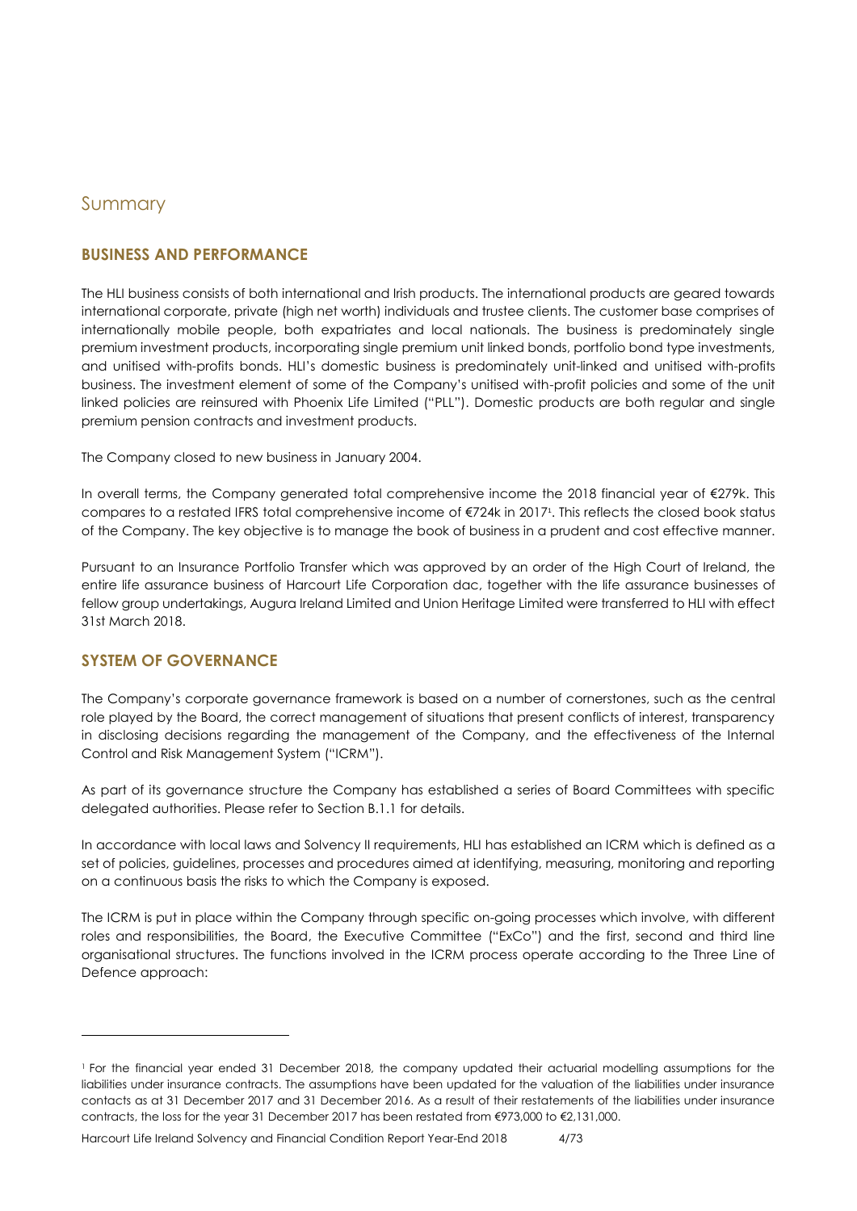# Summary

## BUSINESS AND PERFORMANCE

The HLI business consists of both international and Irish products. The international products are geared towards international corporate, private (high net worth) individuals and trustee clients. The customer base comprises of internationally mobile people, both expatriates and local nationals. The business is predominately single premium investment products, incorporating single premium unit linked bonds, portfolio bond type investments, and unitised with-profits bonds. HLI's domestic business is predominately unit-linked and unitised with-profits business. The investment element of some of the Company's unitised with-profit policies and some of the unit linked policies are reinsured with Phoenix Life Limited ("PLL"). Domestic products are both regular and single premium pension contracts and investment products.

The Company closed to new business in January 2004.

In overall terms, the Company generated total comprehensive income the 2018 financial year of €279k. This compares to a restated IFRS total comprehensive income of €724k in 2017[1]. This reflects the closed book status of the Company. The key objective is to manage the book of business in a prudent and cost effective manner.

Pursuant to an Insurance Portfolio Transfer which was approved by an order of the High Court of Ireland, the entire life assurance business of Harcourt Life Corporation dac, together with the life assurance businesses of fellow group undertakings, Augura Ireland Limited and Union Heritage Limited were transferred to HLI with effect 31st March 2018.

## SYSTEM OF GOVERNANCE

The Company's corporate governance framework is based on a number of cornerstones, such as the central role played by the Board, the correct management of situations that present conflicts of interest, transparency in disclosing decisions regarding the management of the Company, and the effectiveness of the Internal Control and Risk Management System ("ICRM").

As part of its governance structure the Company has established a series of Board Committees with specific delegated authorities. Please refer to Section B.1.1 for details.

In accordance with local laws and Solvency II requirements, HLI has established an ICRM which is defined as a set of policies, guidelines, processes and procedures aimed at identifying, measuring, monitoring and reporting on a continuous basis the risks to which the Company is exposed.

The ICRM is put in place within the Company through specific on-going processes which involve, with different roles and responsibilities, the Board, the Executive Committee ("ExCo") and the first, second and third line organisational structures. The functions involved in the ICRM process operate according to the Three Line of Defence approach:

---

[1] For the financial year ended 31 December 2018, the company updated their actuarial modelling assumptions for the liabilities under insurance contracts. The assumptions have been updated for the valuation of the liabilities under insurance contacts as at 31 December 2017 and 31 December 2016. As a result of their restatements of the liabilities under insurance contracts, the loss for the year 31 December 2017 has been restated from €973,000 to €2,131,000.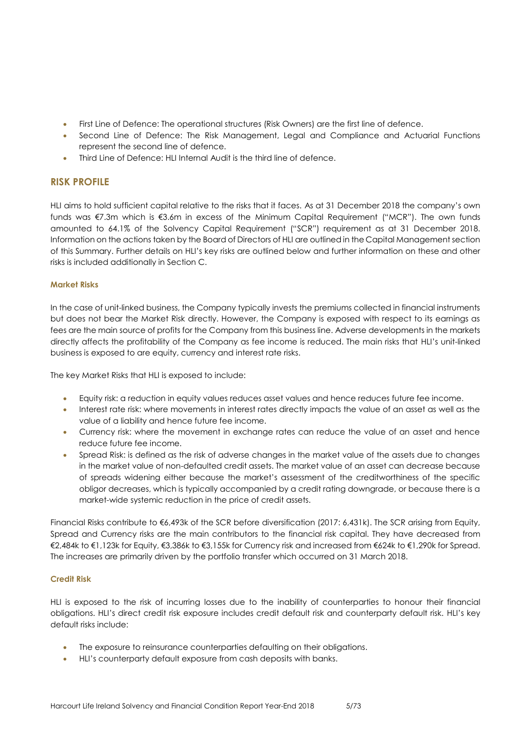- First Line of Defence: The operational structures (Risk Owners) are the first line of defence.
- Second Line of Defence: The Risk Management, Legal and Compliance and Actuarial Functions represent the second line of defence.
- Third Line of Defence: HLI Internal Audit is the third line of defence.

## RISK PROFILE

HLI aims to hold sufficient capital relative to the risks that it faces. As at 31 December 2018 the company's own funds was €7.3m which is €3.6m in excess of the Minimum Capital Requirement ("MCR"). The own funds amounted to 64.1% of the Solvency Capital Requirement ("SCR") requirement as at 31 December 2018. Information on the actions taken by the Board of Directors of HLI are outlined in the Capital Management section of this Summary. Further details on HLI's key risks are outlined below and further information on these and other risks is included additionally in Section C.

### Market Risks

In the case of unit-linked business, the Company typically invests the premiums collected in financial instruments but does not bear the Market Risk directly. However, the Company is exposed with respect to its earnings as fees are the main source of profits for the Company from this business line. Adverse developments in the markets directly affects the profitability of the Company as fee income is reduced. The main risks that HLI's unit-linked business is exposed to are equity, currency and interest rate risks.

The key Market Risks that HLI is exposed to include:

- Equity risk: a reduction in equity values reduces asset values and hence reduces future fee income.
- Interest rate risk: where movements in interest rates directly impacts the value of an asset as well as the value of a liability and hence future fee income.
- Currency risk: where the movement in exchange rates can reduce the value of an asset and hence reduce future fee income.
- Spread Risk: is defined as the risk of adverse changes in the market value of the assets due to changes in the market value of non-defaulted credit assets. The market value of an asset can decrease because of spreads widening either because the market's assessment of the creditworthiness of the specific obligor decreases, which is typically accompanied by a credit rating downgrade, or because there is a market-wide systemic reduction in the price of credit assets.

Financial Risks contribute to €6,493k of the SCR before diversification (2017: 6,431k). The SCR arising from Equity, Spread and Currency risks are the main contributors to the financial risk capital. They have decreased from €2,484k to €1,123k for Equity, €3,386k to €3,155k for Currency risk and increased from €624k to €1,290k for Spread. The increases are primarily driven by the portfolio transfer which occurred on 31 March 2018.

### Credit Risk

HLI is exposed to the risk of incurring losses due to the inability of counterparties to honour their financial obligations. HLI's direct credit risk exposure includes credit default risk and counterparty default risk. HLI's key default risks include:

- The exposure to reinsurance counterparties defaulting on their obligations.
- HLI's counterparty default exposure from cash deposits with banks.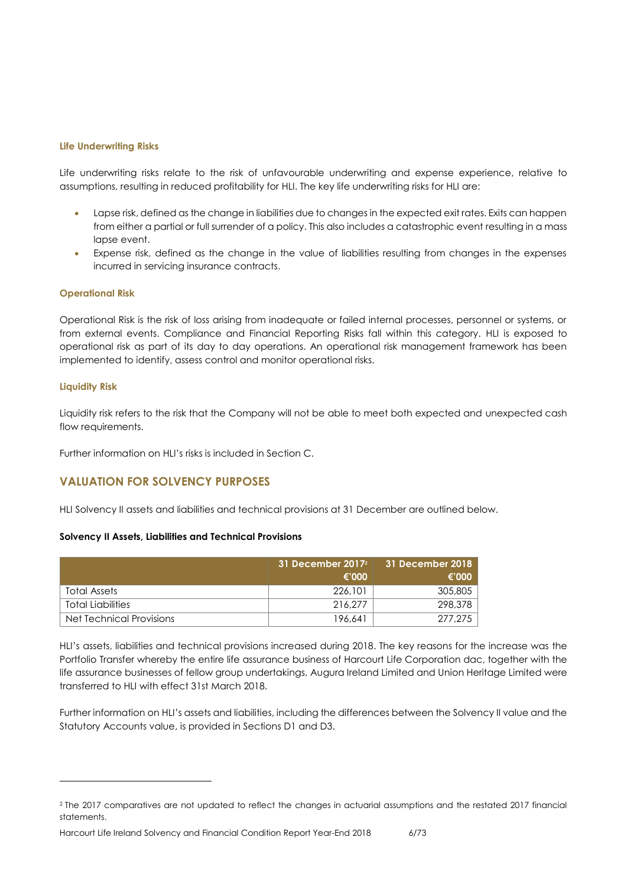### Life Underwriting Risks

Life underwriting risks relate to the risk of unfavourable underwriting and expense experience, relative to assumptions, resulting in reduced profitability for HLI. The key life underwriting risks for HLI are:

- Lapse risk, defined as the change in liabilities due to changes in the expected exit rates. Exits can happen from either a partial or full surrender of a policy. This also includes a catastrophic event resulting in a mass lapse event.
- Expense risk, defined as the change in the value of liabilities resulting from changes in the expenses incurred in servicing insurance contracts.

### Operational Risk

Operational Risk is the risk of loss arising from inadequate or failed internal processes, personnel or systems, or from external events. Compliance and Financial Reporting Risks fall within this category. HLI is exposed to operational risk as part of its day to day operations. An operational risk management framework has been implemented to identify, assess control and monitor operational risks.

### Liquidity Risk

Liquidity risk refers to the risk that the Company will not be able to meet both expected and unexpected cash flow requirements.

Further information on HLI's risks is included in Section C.

## VALUATION FOR SOLVENCY PURPOSES

HLI Solvency II assets and liabilities and technical provisions at 31 December are outlined below.

**Solvency II Assets, Liabilities and Technical Provisions**

| | 31 December 2017[2] €'000 | 31 December 2018 €'000 |
|---|---|---|
| Total Assets | 226,101 | 305,805 |
| Total Liabilities | 216,277 | 298,378 |
| Net Technical Provisions | 196,641 | 277,275 |

HLI's assets, liabilities and technical provisions increased during 2018. The key reasons for the increase was the Portfolio Transfer whereby the entire life assurance business of Harcourt Life Corporation dac, together with the life assurance businesses of fellow group undertakings, Augura Ireland Limited and Union Heritage Limited were transferred to HLI with effect 31st March 2018.

Further information on HLI's assets and liabilities, including the differences between the Solvency II value and the Statutory Accounts value, is provided in Sections D1 and D3.

---

[2] The 2017 comparatives are not updated to reflect the changes in actuarial assumptions and the restated 2017 financial statements.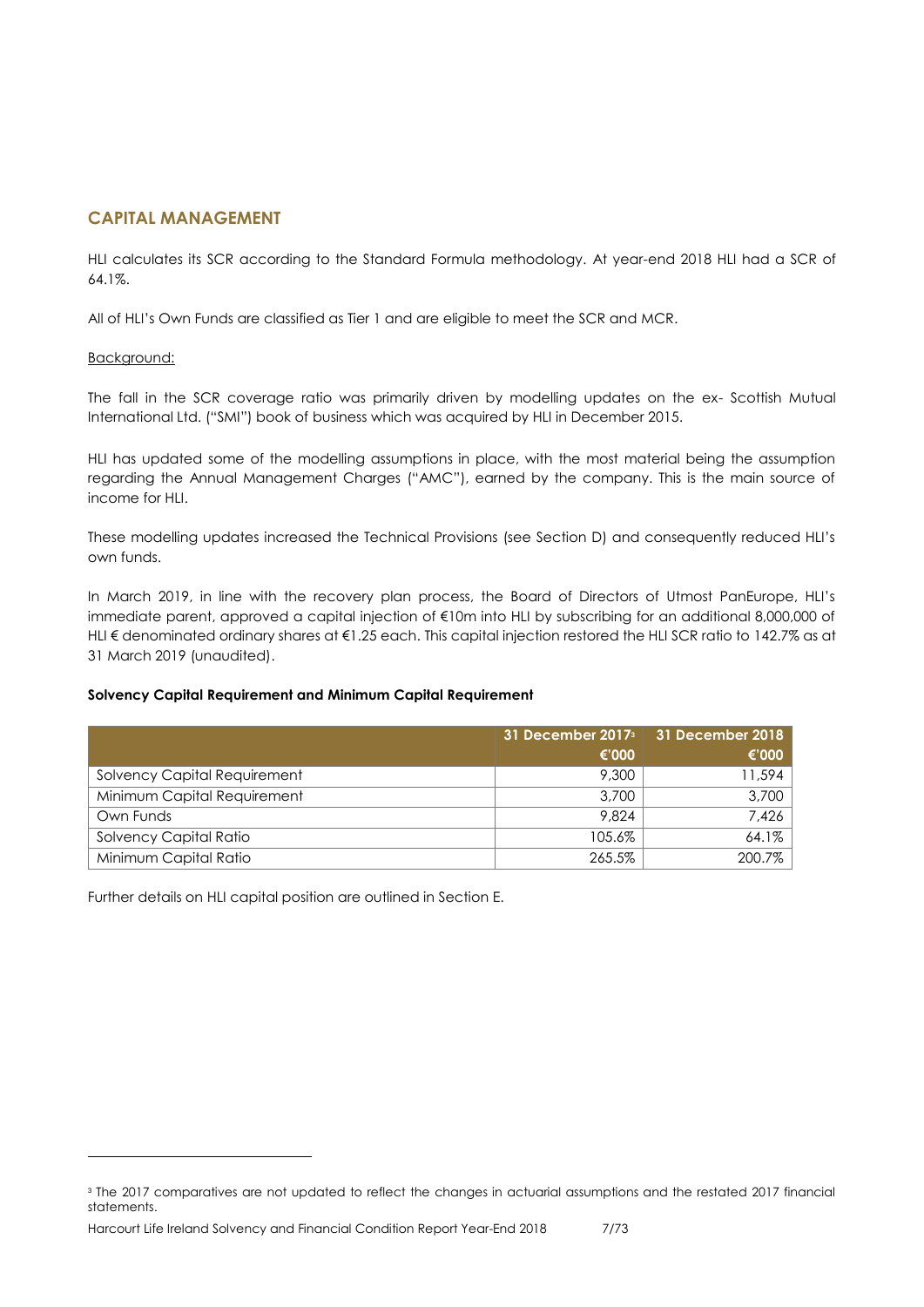## CAPITAL MANAGEMENT

HLI calculates its SCR according to the Standard Formula methodology. At year-end 2018 HLI had a SCR of 64.1%.

All of HLI's Own Funds are classified as Tier 1 and are eligible to meet the SCR and MCR.

Background:

The fall in the SCR coverage ratio was primarily driven by modelling updates on the ex- Scottish Mutual International Ltd. ("SMI") book of business which was acquired by HLI in December 2015.

HLI has updated some of the modelling assumptions in place, with the most material being the assumption regarding the Annual Management Charges ("AMC"), earned by the company. This is the main source of income for HLI.

These modelling updates increased the Technical Provisions (see Section D) and consequently reduced HLI's own funds.

In March 2019, in line with the recovery plan process, the Board of Directors of Utmost PanEurope, HLI's immediate parent, approved a capital injection of €10m into HLI by subscribing for an additional 8,000,000 of HLI € denominated ordinary shares at €1.25 each. This capital injection restored the HLI SCR ratio to 142.7% as at 31 March 2019 (unaudited).

**Solvency Capital Requirement and Minimum Capital Requirement**

| | 31 December 2017[3] €'000 | 31 December 2018 €'000 |
|---|---|---|
| Solvency Capital Requirement | 9,300 | 11,594 |
| Minimum Capital Requirement | 3,700 | 3,700 |
| Own Funds | 9,824 | 7,426 |
| Solvency Capital Ratio | 105.6% | 64.1% |
| Minimum Capital Ratio | 265.5% | 200.7% |

Further details on HLI capital position are outlined in Section E.

[3] The 2017 comparatives are not updated to reflect the changes in actuarial assumptions and the restated 2017 financial statements.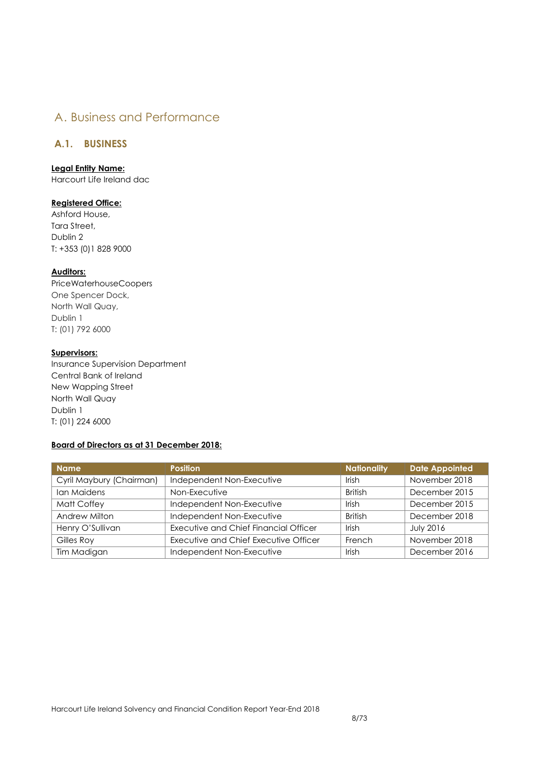# A. Business and Performance

## A.1. BUSINESS

**Legal Entity Name:**
Harcourt Life Ireland dac

**Registered Office:**
Ashford House,
Tara Street,
Dublin 2
T: +353 (0)1 828 9000

**Auditors:**
PriceWaterhouseCoopers
One Spencer Dock,
North Wall Quay,
Dublin 1
T: (01) 792 6000

**Supervisors:**
Insurance Supervision Department
Central Bank of Ireland
New Wapping Street
North Wall Quay
Dublin 1
T: (01) 224 6000

**Board of Directors as at 31 December 2018:**

| Name | Position | Nationality | Date Appointed |
|---|---|---|---|
| Cyril Maybury (Chairman) | Independent Non-Executive | Irish | November 2018 |
| Ian Maidens | Non-Executive | British | December 2015 |
| Matt Coffey | Independent Non-Executive | Irish | December 2015 |
| Andrew Milton | Independent Non-Executive | British | December 2018 |
| Henry O'Sullivan | Executive and Chief Financial Officer | Irish | July 2016 |
| Gilles Roy | Executive and Chief Executive Officer | French | November 2018 |
| Tim Madigan | Independent Non-Executive | Irish | December 2016 |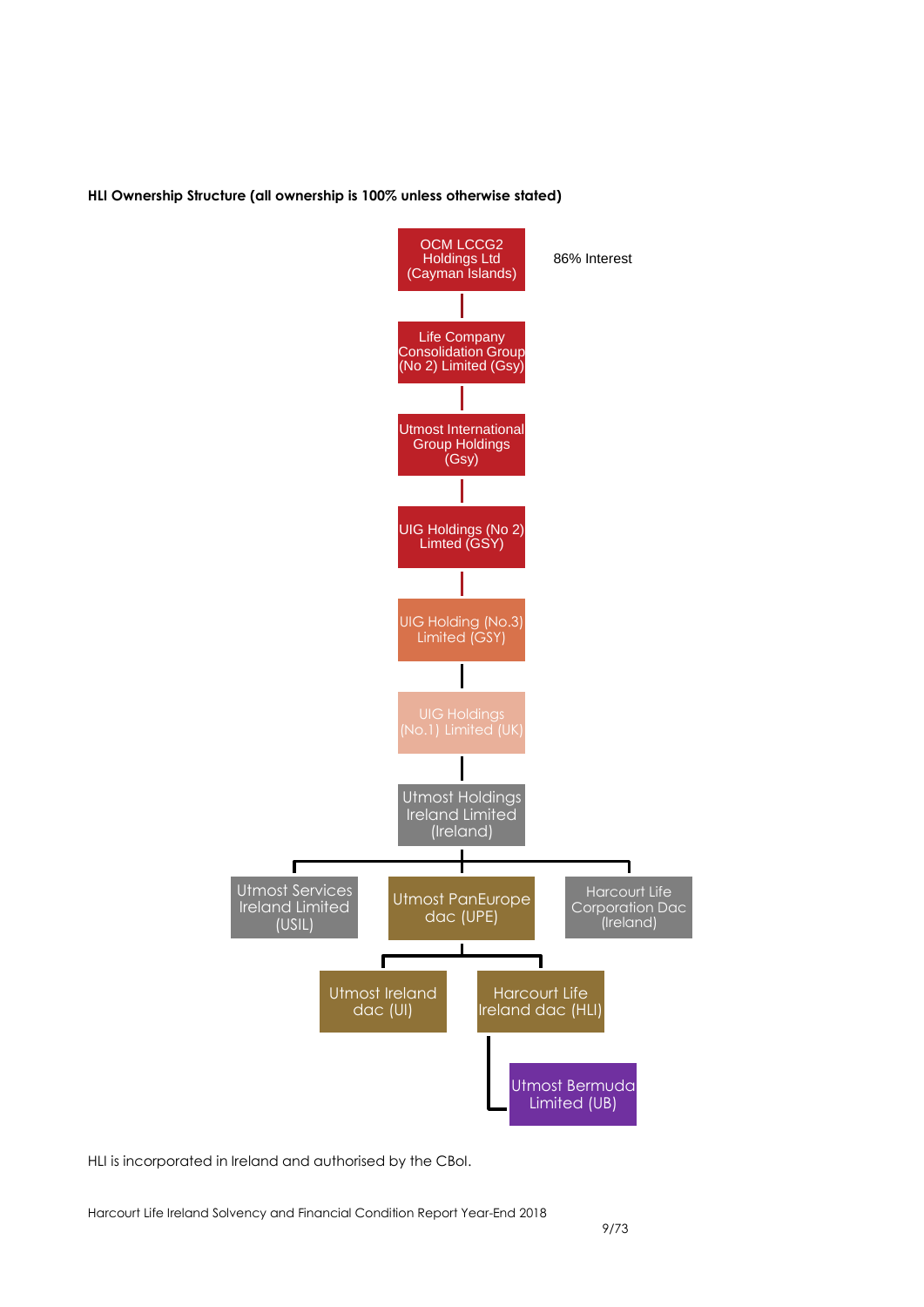**HLI Ownership Structure (all ownership is 100% unless otherwise stated)**

- OCM LCCG2 Holdings Ltd (Cayman Islands) — 86% Interest
  - Life Company Consolidation Group (No 2) Limited (Gsy)
    - Utmost International Group Holdings (Gsy)
      - UIG Holdings (No 2) Limted (GSY)
        - UIG Holding (No.3) Limited (GSY)
          - UIG Holdings (No.1) Limited (UK)
            - Utmost Holdings Ireland Limited (Ireland)
              - Utmost Services Ireland Limited (USIL)
              - Utmost PanEurope dac (UPE)
                - Utmost Ireland dac (UI)
                - Harcourt Life Ireland dac (HLI)
                  - Utmost Bermuda Limited (UB)
              - Harcourt Life Corporation Dac (Ireland)

HLI is incorporated in Ireland and authorised by the CBoI.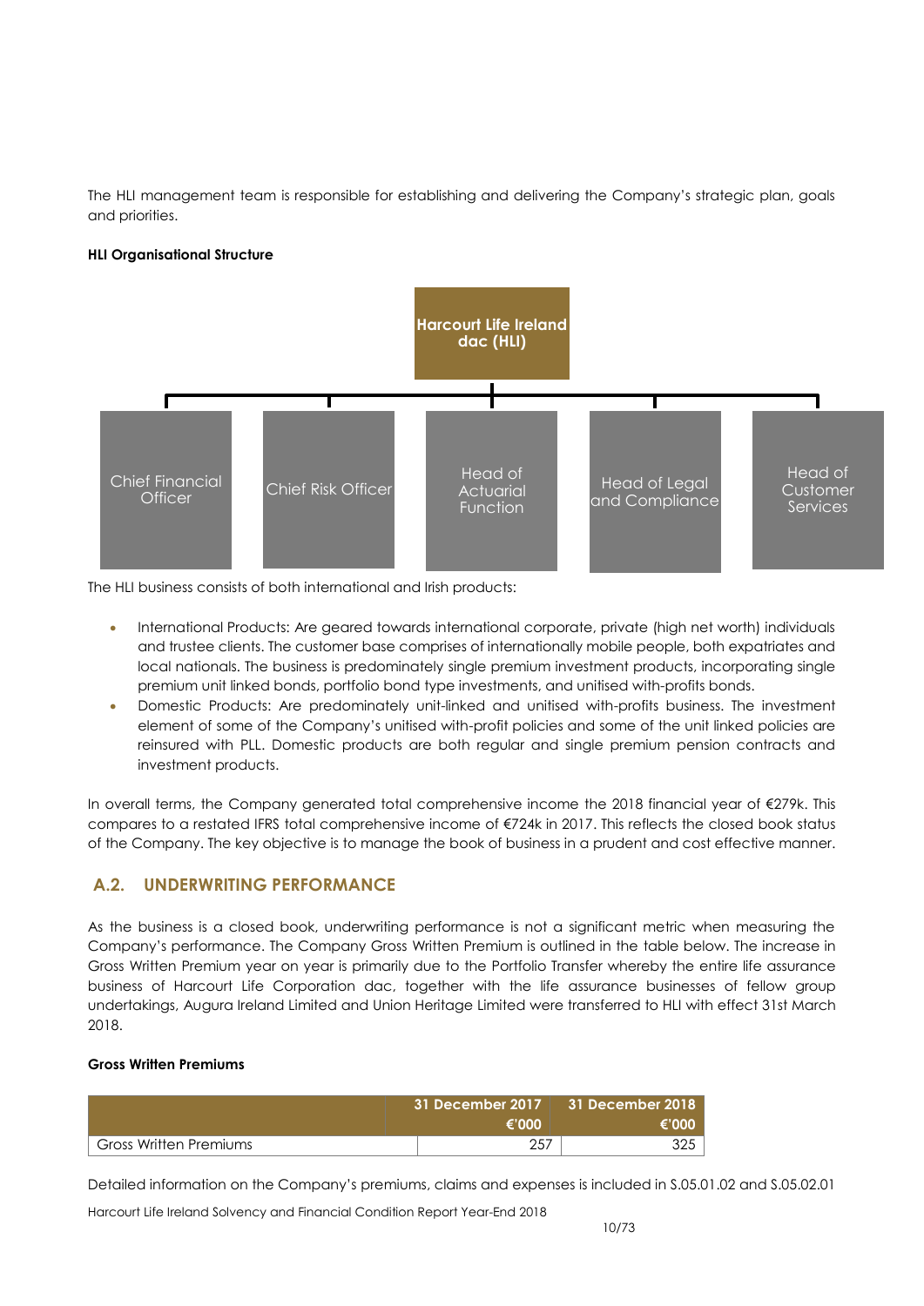The HLI management team is responsible for establishing and delivering the Company's strategic plan, goals and priorities.

**HLI Organisational Structure**

- Harcourt Life Ireland dac (HLI)
  - Chief Financial Officer
  - Chief Risk Officer
  - Head of Actuarial Function
  - Head of Legal and Compliance
  - Head of Customer Services

The HLI business consists of both international and Irish products:

- International Products: Are geared towards international corporate, private (high net worth) individuals and trustee clients. The customer base comprises of internationally mobile people, both expatriates and local nationals. The business is predominately single premium investment products, incorporating single premium unit linked bonds, portfolio bond type investments, and unitised with-profits bonds.
- Domestic Products: Are predominately unit-linked and unitised with-profits business. The investment element of some of the Company's unitised with-profit policies and some of the unit linked policies are reinsured with PLL. Domestic products are both regular and single premium pension contracts and investment products.

In overall terms, the Company generated total comprehensive income the 2018 financial year of €279k. This compares to a restated IFRS total comprehensive income of €724k in 2017. This reflects the closed book status of the Company. The key objective is to manage the book of business in a prudent and cost effective manner.

## A.2. UNDERWRITING PERFORMANCE

As the business is a closed book, underwriting performance is not a significant metric when measuring the Company's performance. The Company Gross Written Premium is outlined in the table below. The increase in Gross Written Premium year on year is primarily due to the Portfolio Transfer whereby the entire life assurance business of Harcourt Life Corporation dac, together with the life assurance businesses of fellow group undertakings, Augura Ireland Limited and Union Heritage Limited were transferred to HLI with effect 31st March 2018.

**Gross Written Premiums**

| | 31 December 2017 €'000 | 31 December 2018 €'000 |
|---|---:|---:|
| Gross Written Premiums | 257 | 325 |

Detailed information on the Company's premiums, claims and expenses is included in S.05.01.02 and S.05.02.01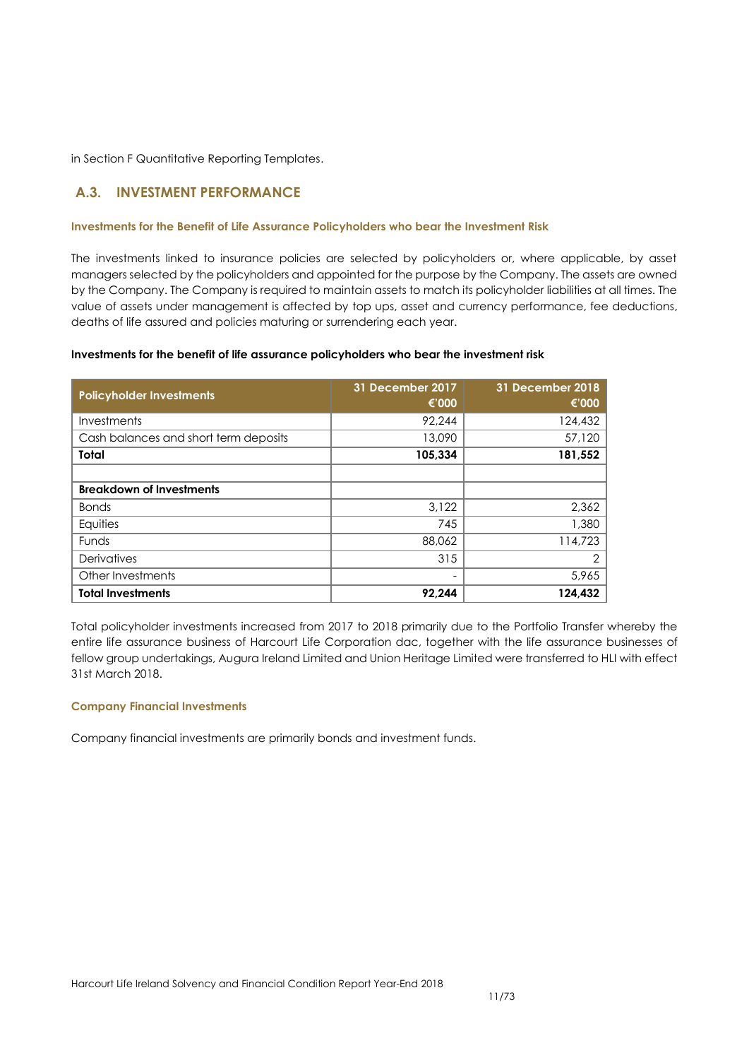in Section F Quantitative Reporting Templates.

## A.3. INVESTMENT PERFORMANCE

### Investments for the Benefit of Life Assurance Policyholders who bear the Investment Risk

The investments linked to insurance policies are selected by policyholders or, where applicable, by asset managers selected by the policyholders and appointed for the purpose by the Company. The assets are owned by the Company. The Company is required to maintain assets to match its policyholder liabilities at all times. The value of assets under management is affected by top ups, asset and currency performance, fee deductions, deaths of life assured and policies maturing or surrendering each year.

**Investments for the benefit of life assurance policyholders who bear the investment risk**

| Policyholder Investments | 31 December 2017 €'000 | 31 December 2018 €'000 |
|---|---|---|
| Investments | 92,244 | 124,432 |
| Cash balances and short term deposits | 13,090 | 57,120 |
| **Total** | **105,334** | **181,552** |
| | | |
| **Breakdown of Investments** | | |
| Bonds | 3,122 | 2,362 |
| Equities | 745 | 1,380 |
| Funds | 88,062 | 114,723 |
| Derivatives | 315 | 2 |
| Other Investments | - | 5,965 |
| **Total Investments** | **92,244** | **124,432** |

Total policyholder investments increased from 2017 to 2018 primarily due to the Portfolio Transfer whereby the entire life assurance business of Harcourt Life Corporation dac, together with the life assurance businesses of fellow group undertakings, Augura Ireland Limited and Union Heritage Limited were transferred to HLI with effect 31st March 2018.

### Company Financial Investments

Company financial investments are primarily bonds and investment funds.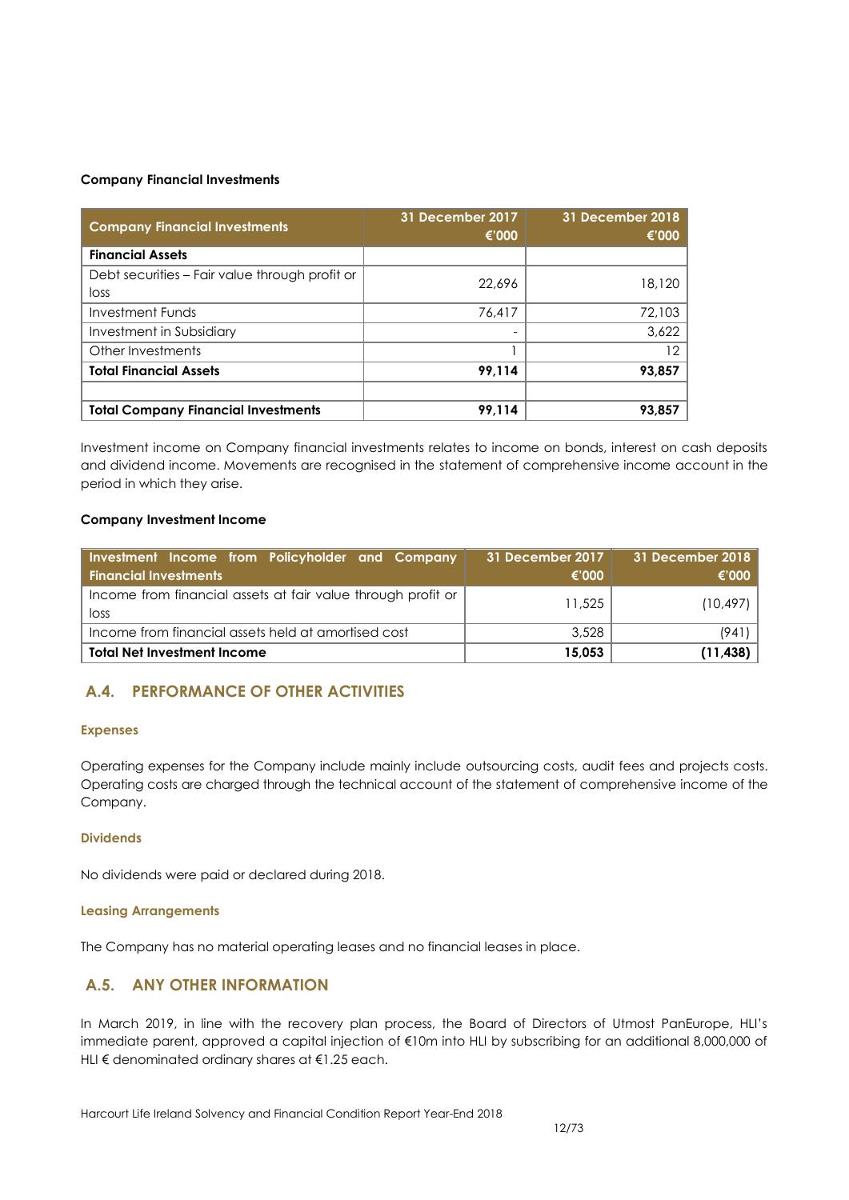**Company Financial Investments**

| Company Financial Investments | 31 December 2017 €'000 | 31 December 2018 €'000 |
|---|---|---|
| **Financial Assets** | | |
| Debt securities – Fair value through profit or loss | 22,696 | 18,120 |
| Investment Funds | 76,417 | 72,103 |
| Investment in Subsidiary | - | 3,622 |
| Other Investments | 1 | 12 |
| **Total Financial Assets** | **99,114** | **93,857** |
| | | |
| **Total Company Financial Investments** | **99,114** | **93,857** |

Investment income on Company financial investments relates to income on bonds, interest on cash deposits and dividend income. Movements are recognised in the statement of comprehensive income account in the period in which they arise.

**Company Investment Income**

| Investment Income from Policyholder and Company Financial Investments | 31 December 2017 €'000 | 31 December 2018 €'000 |
|---|---|---|
| Income from financial assets at fair value through profit or loss | 11,525 | (10,497) |
| Income from financial assets held at amortised cost | 3,528 | (941) |
| **Total Net Investment Income** | **15,053** | **(11,438)** |

## A.4. PERFORMANCE OF OTHER ACTIVITIES

### Expenses

Operating expenses for the Company include mainly include outsourcing costs, audit fees and projects costs. Operating costs are charged through the technical account of the statement of comprehensive income of the Company.

### Dividends

No dividends were paid or declared during 2018.

### Leasing Arrangements

The Company has no material operating leases and no financial leases in place.

## A.5. ANY OTHER INFORMATION

In March 2019, in line with the recovery plan process, the Board of Directors of Utmost PanEurope, HLI's immediate parent, approved a capital injection of €10m into HLI by subscribing for an additional 8,000,000 of HLI € denominated ordinary shares at €1.25 each.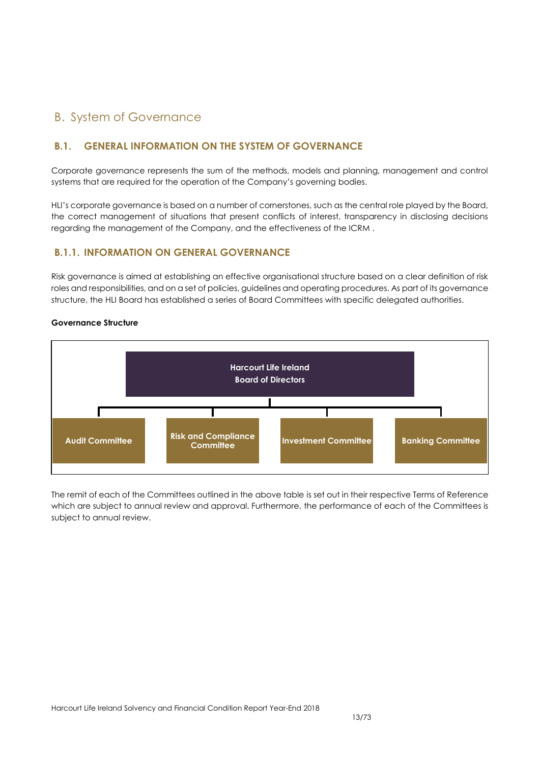# B. System of Governance

## B.1. GENERAL INFORMATION ON THE SYSTEM OF GOVERNANCE

Corporate governance represents the sum of the methods, models and planning, management and control systems that are required for the operation of the Company's governing bodies.

HLI's corporate governance is based on a number of cornerstones, such as the central role played by the Board, the correct management of situations that present conflicts of interest, transparency in disclosing decisions regarding the management of the Company, and the effectiveness of the ICRM .

### B.1.1. INFORMATION ON GENERAL GOVERNANCE

Risk governance is aimed at establishing an effective organisational structure based on a clear definition of risk roles and responsibilities, and on a set of policies, guidelines and operating procedures. As part of its governance structure, the HLI Board has established a series of Board Committees with specific delegated authorities.

**Governance Structure**

**Harcourt Life Ireland Board of Directors**

- **Audit Committee**
- **Risk and Compliance Committee**
- **Investment Committee**
- **Banking Committee**

The remit of each of the Committees outlined in the above table is set out in their respective Terms of Reference which are subject to annual review and approval. Furthermore, the performance of each of the Committees is subject to annual review.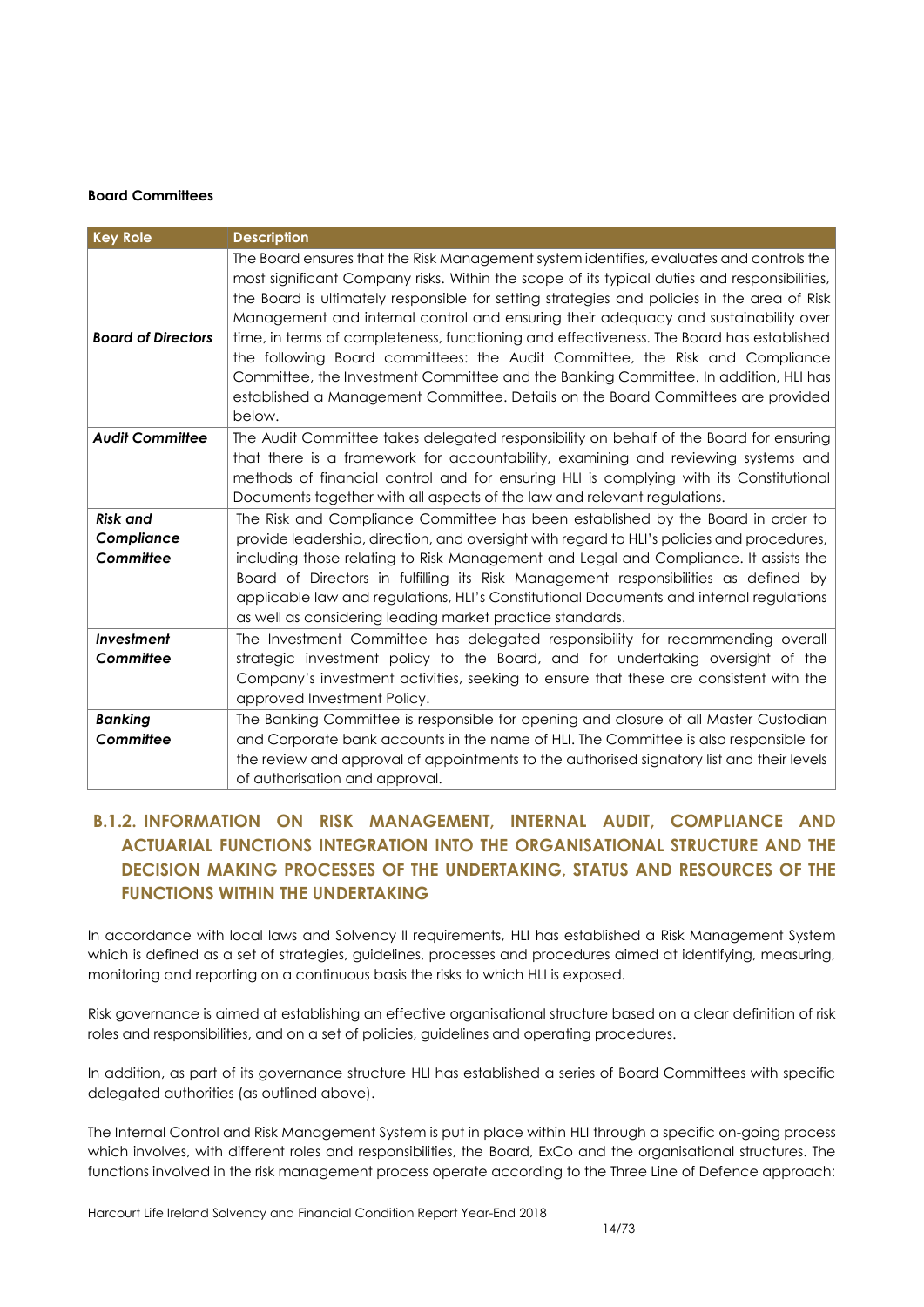**Board Committees**

| Key Role | Description |
|---|---|
| ***Board of Directors*** | The Board ensures that the Risk Management system identifies, evaluates and controls the most significant Company risks. Within the scope of its typical duties and responsibilities, the Board is ultimately responsible for setting strategies and policies in the area of Risk Management and internal control and ensuring their adequacy and sustainability over time, in terms of completeness, functioning and effectiveness. The Board has established the following Board committees: the Audit Committee, the Risk and Compliance Committee, the Investment Committee and the Banking Committee. In addition, HLI has established a Management Committee. Details on the Board Committees are provided below. |
| ***Audit Committee*** | The Audit Committee takes delegated responsibility on behalf of the Board for ensuring that there is a framework for accountability, examining and reviewing systems and methods of financial control and for ensuring HLI is complying with its Constitutional Documents together with all aspects of the law and relevant regulations. |
| ***Risk and Compliance Committee*** | The Risk and Compliance Committee has been established by the Board in order to provide leadership, direction, and oversight with regard to HLI's policies and procedures, including those relating to Risk Management and Legal and Compliance. It assists the Board of Directors in fulfilling its Risk Management responsibilities as defined by applicable law and regulations, HLI's Constitutional Documents and internal regulations as well as considering leading market practice standards. |
| ***Investment Committee*** | The Investment Committee has delegated responsibility for recommending overall strategic investment policy to the Board, and for undertaking oversight of the Company's investment activities, seeking to ensure that these are consistent with the approved Investment Policy. |
| ***Banking Committee*** | The Banking Committee is responsible for opening and closure of all Master Custodian and Corporate bank accounts in the name of HLI. The Committee is also responsible for the review and approval of appointments to the authorised signatory list and their levels of authorisation and approval. |

### B.1.2. INFORMATION ON RISK MANAGEMENT, INTERNAL AUDIT, COMPLIANCE AND ACTUARIAL FUNCTIONS INTEGRATION INTO THE ORGANISATIONAL STRUCTURE AND THE DECISION MAKING PROCESSES OF THE UNDERTAKING, STATUS AND RESOURCES OF THE FUNCTIONS WITHIN THE UNDERTAKING

In accordance with local laws and Solvency II requirements, HLI has established a Risk Management System which is defined as a set of strategies, guidelines, processes and procedures aimed at identifying, measuring, monitoring and reporting on a continuous basis the risks to which HLI is exposed.

Risk governance is aimed at establishing an effective organisational structure based on a clear definition of risk roles and responsibilities, and on a set of policies, guidelines and operating procedures.

In addition, as part of its governance structure HLI has established a series of Board Committees with specific delegated authorities (as outlined above).

The Internal Control and Risk Management System is put in place within HLI through a specific on-going process which involves, with different roles and responsibilities, the Board, ExCo and the organisational structures. The functions involved in the risk management process operate according to the Three Line of Defence approach: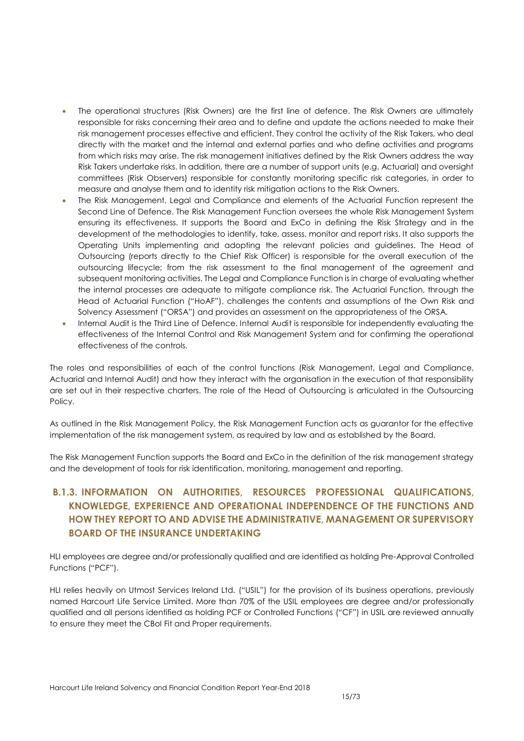- The operational structures (Risk Owners) are the first line of defence. The Risk Owners are ultimately responsible for risks concerning their area and to define and update the actions needed to make their risk management processes effective and efficient. They control the activity of the Risk Takers, who deal directly with the market and the internal and external parties and who define activities and programs from which risks may arise. The risk management initiatives defined by the Risk Owners address the way Risk Takers undertake risks. In addition, there are a number of support units (e.g. Actuarial) and oversight committees (Risk Observers) responsible for constantly monitoring specific risk categories, in order to measure and analyse them and to identity risk mitigation actions to the Risk Owners.
- The Risk Management, Legal and Compliance and elements of the Actuarial Function represent the Second Line of Defence. The Risk Management Function oversees the whole Risk Management System ensuring its effectiveness. It supports the Board and ExCo in defining the Risk Strategy and in the development of the methodologies to identify, take, assess, monitor and report risks. It also supports the Operating Units implementing and adopting the relevant policies and guidelines. The Head of Outsourcing (reports directly to the Chief Risk Officer) is responsible for the overall execution of the outsourcing lifecycle; from the risk assessment to the final management of the agreement and subsequent monitoring activities. The Legal and Compliance Function is in charge of evaluating whether the internal processes are adequate to mitigate compliance risk. The Actuarial Function, through the Head of Actuarial Function ("HoAF"), challenges the contents and assumptions of the Own Risk and Solvency Assessment ("ORSA") and provides an assessment on the appropriateness of the ORSA.
- Internal Audit is the Third Line of Defence. Internal Audit is responsible for independently evaluating the effectiveness of the Internal Control and Risk Management System and for confirming the operational effectiveness of the controls.

The roles and responsibilities of each of the control functions (Risk Management, Legal and Compliance, Actuarial and Internal Audit) and how they interact with the organisation in the execution of that responsibility are set out in their respective charters. The role of the Head of Outsourcing is articulated in the Outsourcing Policy.

As outlined in the Risk Management Policy, the Risk Management Function acts as guarantor for the effective implementation of the risk management system, as required by law and as established by the Board.

The Risk Management Function supports the Board and ExCo in the definition of the risk management strategy and the development of tools for risk identification, monitoring, management and reporting.

### B.1.3. INFORMATION ON AUTHORITIES, RESOURCES PROFESSIONAL QUALIFICATIONS, KNOWLEDGE, EXPERIENCE AND OPERATIONAL INDEPENDENCE OF THE FUNCTIONS AND HOW THEY REPORT TO AND ADVISE THE ADMINISTRATIVE, MANAGEMENT OR SUPERVISORY BOARD OF THE INSURANCE UNDERTAKING

HLI employees are degree and/or professionally qualified and are identified as holding Pre-Approval Controlled Functions ("PCF").

HLI relies heavily on Utmost Services Ireland Ltd. ("USIL") for the provision of its business operations, previously named Harcourt Life Service Limited. More than 70% of the USIL employees are degree and/or professionally qualified and all persons identified as holding PCF or Controlled Functions ("CF") in USIL are reviewed annually to ensure they meet the CBoI Fit and Proper requirements.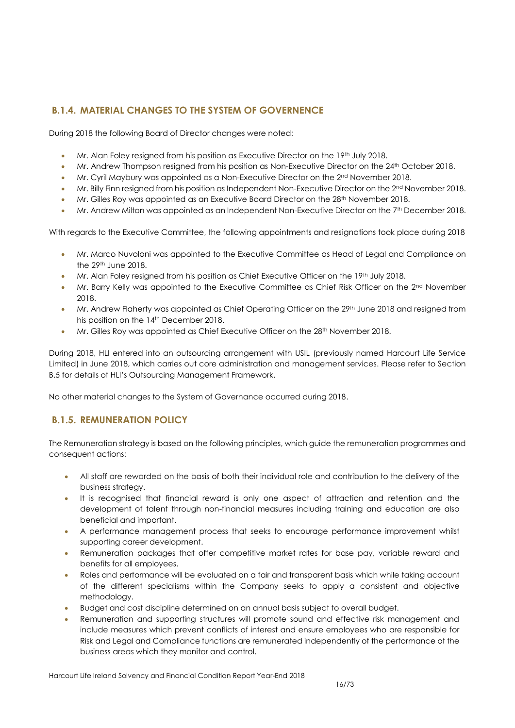### B.1.4. MATERIAL CHANGES TO THE SYSTEM OF GOVERNENCE

During 2018 the following Board of Director changes were noted:

- Mr. Alan Foley resigned from his position as Executive Director on the 19th July 2018.
- Mr. Andrew Thompson resigned from his position as Non-Executive Director on the 24th October 2018.
- Mr. Cyril Maybury was appointed as a Non-Executive Director on the 2nd November 2018.
- Mr. Billy Finn resigned from his position as Independent Non-Executive Director on the 2nd November 2018.
- Mr. Gilles Roy was appointed as an Executive Board Director on the 28th November 2018.
- Mr. Andrew Milton was appointed as an Independent Non-Executive Director on the 7th December 2018.

With regards to the Executive Committee, the following appointments and resignations took place during 2018

- Mr. Marco Nuvoloni was appointed to the Executive Committee as Head of Legal and Compliance on the 29th June 2018.
- Mr. Alan Foley resigned from his position as Chief Executive Officer on the 19th July 2018.
- Mr. Barry Kelly was appointed to the Executive Committee as Chief Risk Officer on the 2nd November 2018.
- Mr. Andrew Flaherty was appointed as Chief Operating Officer on the 29th June 2018 and resigned from his position on the 14th December 2018.
- Mr. Gilles Roy was appointed as Chief Executive Officer on the 28th November 2018.

During 2018, HLI entered into an outsourcing arrangement with USIL (previously named Harcourt Life Service Limited) in June 2018, which carries out core administration and management services. Please refer to Section B.5 for details of HLI's Outsourcing Management Framework.

No other material changes to the System of Governance occurred during 2018.

### B.1.5. REMUNERATION POLICY

The Remuneration strategy is based on the following principles, which guide the remuneration programmes and consequent actions:

- All staff are rewarded on the basis of both their individual role and contribution to the delivery of the business strategy.
- It is recognised that financial reward is only one aspect of attraction and retention and the development of talent through non-financial measures including training and education are also beneficial and important.
- A performance management process that seeks to encourage performance improvement whilst supporting career development.
- Remuneration packages that offer competitive market rates for base pay, variable reward and benefits for all employees.
- Roles and performance will be evaluated on a fair and transparent basis which while taking account of the different specialisms within the Company seeks to apply a consistent and objective methodology.
- Budget and cost discipline determined on an annual basis subject to overall budget.
- Remuneration and supporting structures will promote sound and effective risk management and include measures which prevent conflicts of interest and ensure employees who are responsible for Risk and Legal and Compliance functions are remunerated independently of the performance of the business areas which they monitor and control.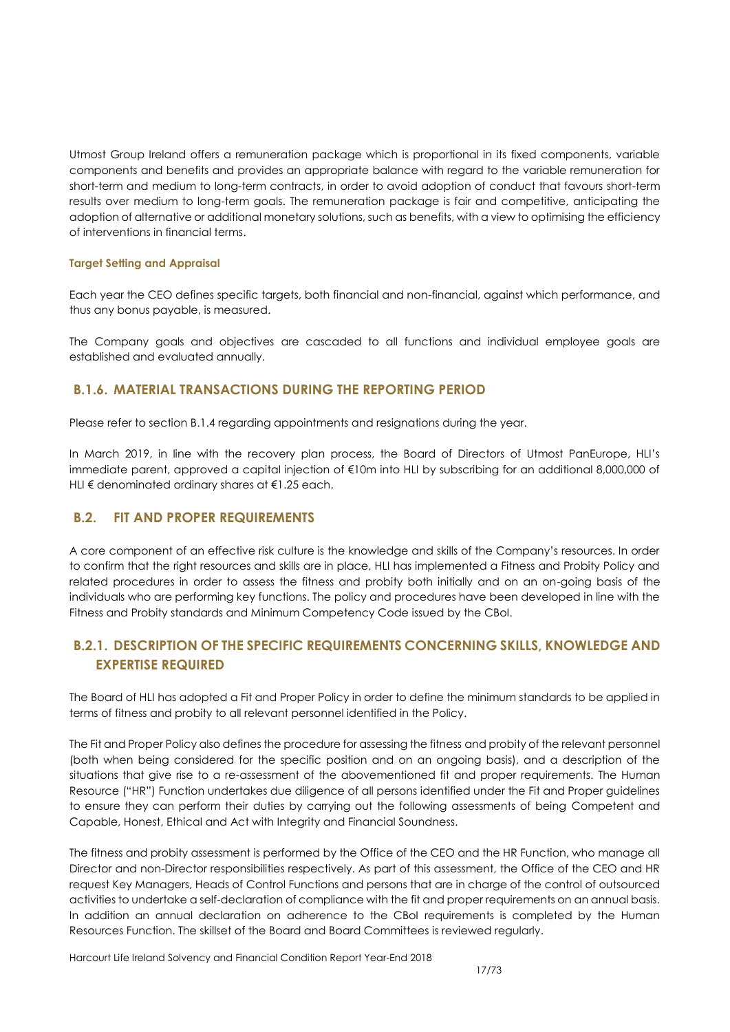Utmost Group Ireland offers a remuneration package which is proportional in its fixed components, variable components and benefits and provides an appropriate balance with regard to the variable remuneration for short-term and medium to long-term contracts, in order to avoid adoption of conduct that favours short-term results over medium to long-term goals. The remuneration package is fair and competitive, anticipating the adoption of alternative or additional monetary solutions, such as benefits, with a view to optimising the efficiency of interventions in financial terms.

#### Target Setting and Appraisal

Each year the CEO defines specific targets, both financial and non-financial, against which performance, and thus any bonus payable, is measured.

The Company goals and objectives are cascaded to all functions and individual employee goals are established and evaluated annually.

### B.1.6. MATERIAL TRANSACTIONS DURING THE REPORTING PERIOD

Please refer to section B.1.4 regarding appointments and resignations during the year.

In March 2019, in line with the recovery plan process, the Board of Directors of Utmost PanEurope, HLI's immediate parent, approved a capital injection of €10m into HLI by subscribing for an additional 8,000,000 of HLI € denominated ordinary shares at €1.25 each.

## B.2. FIT AND PROPER REQUIREMENTS

A core component of an effective risk culture is the knowledge and skills of the Company's resources. In order to confirm that the right resources and skills are in place, HLI has implemented a Fitness and Probity Policy and related procedures in order to assess the fitness and probity both initially and on an on-going basis of the individuals who are performing key functions. The policy and procedures have been developed in line with the Fitness and Probity standards and Minimum Competency Code issued by the CBoI.

### B.2.1. DESCRIPTION OF THE SPECIFIC REQUIREMENTS CONCERNING SKILLS, KNOWLEDGE AND EXPERTISE REQUIRED

The Board of HLI has adopted a Fit and Proper Policy in order to define the minimum standards to be applied in terms of fitness and probity to all relevant personnel identified in the Policy.

The Fit and Proper Policy also defines the procedure for assessing the fitness and probity of the relevant personnel (both when being considered for the specific position and on an ongoing basis), and a description of the situations that give rise to a re-assessment of the abovementioned fit and proper requirements. The Human Resource ("HR") Function undertakes due diligence of all persons identified under the Fit and Proper guidelines to ensure they can perform their duties by carrying out the following assessments of being Competent and Capable, Honest, Ethical and Act with Integrity and Financial Soundness.

The fitness and probity assessment is performed by the Office of the CEO and the HR Function, who manage all Director and non-Director responsibilities respectively. As part of this assessment, the Office of the CEO and HR request Key Managers, Heads of Control Functions and persons that are in charge of the control of outsourced activities to undertake a self-declaration of compliance with the fit and proper requirements on an annual basis. In addition an annual declaration on adherence to the CBoI requirements is completed by the Human Resources Function. The skillset of the Board and Board Committees is reviewed regularly.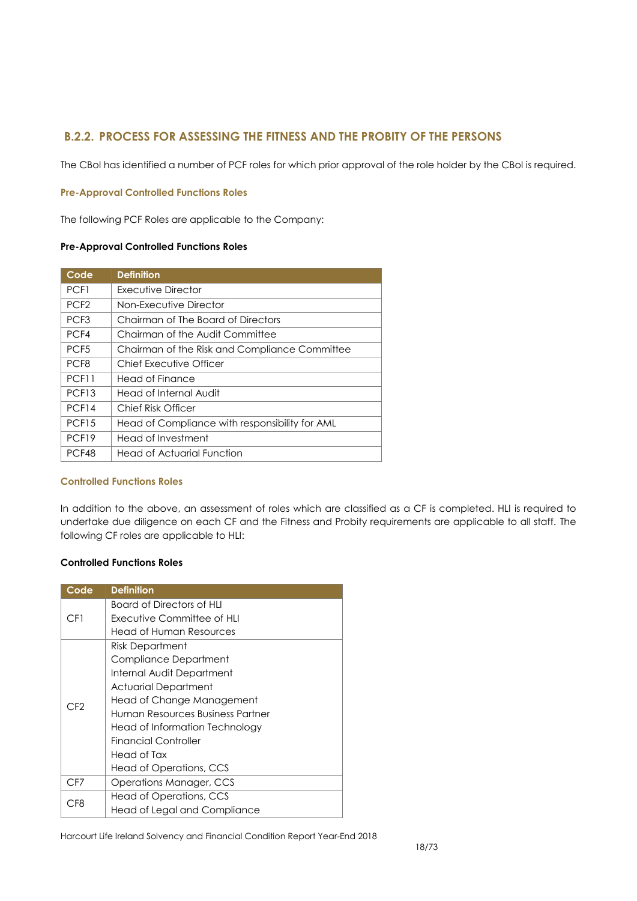## B.2.2. PROCESS FOR ASSESSING THE FITNESS AND THE PROBITY OF THE PERSONS

The CBoI has identified a number of PCF roles for which prior approval of the role holder by the CBoI is required.

### Pre-Approval Controlled Functions Roles

The following PCF Roles are applicable to the Company:

**Pre-Approval Controlled Functions Roles**

| Code | Definition |
|---|---|
| PCF1 | Executive Director |
| PCF2 | Non-Executive Director |
| PCF3 | Chairman of The Board of Directors |
| PCF4 | Chairman of the Audit Committee |
| PCF5 | Chairman of the Risk and Compliance Committee |
| PCF8 | Chief Executive Officer |
| PCF11 | Head of Finance |
| PCF13 | Head of Internal Audit |
| PCF14 | Chief Risk Officer |
| PCF15 | Head of Compliance with responsibility for AML |
| PCF19 | Head of Investment |
| PCF48 | Head of Actuarial Function |

### Controlled Functions Roles

In addition to the above, an assessment of roles which are classified as a CF is completed. HLI is required to undertake due diligence on each CF and the Fitness and Probity requirements are applicable to all staff. The following CF roles are applicable to HLI:

**Controlled Functions Roles**

| Code | Definition |
|---|---|
| CF1 | Board of Directors of HLI<br>Executive Committee of HLI<br>Head of Human Resources |
| CF2 | Risk Department<br>Compliance Department<br>Internal Audit Department<br>Actuarial Department<br>Head of Change Management<br>Human Resources Business Partner<br>Head of Information Technology<br>Financial Controller<br>Head of Tax<br>Head of Operations, CCS |
| CF7 | Operations Manager, CCS |
| CF8 | Head of Operations, CCS<br>Head of Legal and Compliance |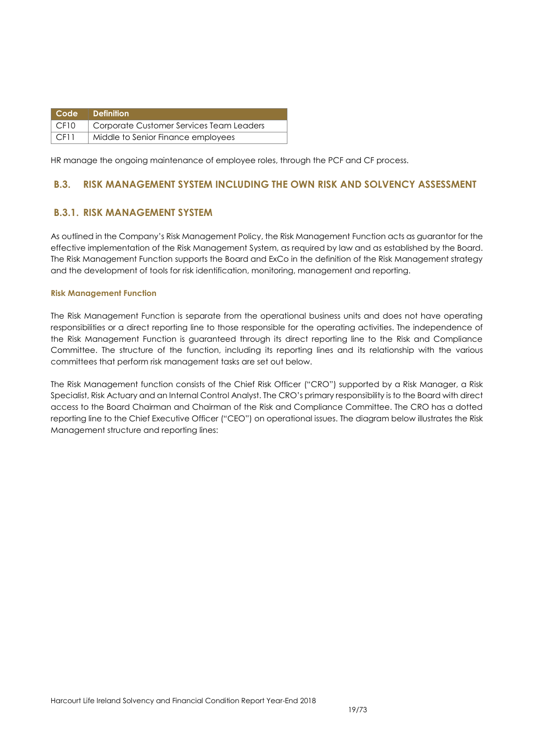| Code | Definition |
| --- | --- |
| CF10 | Corporate Customer Services Team Leaders |
| CF11 | Middle to Senior Finance employees |

HR manage the ongoing maintenance of employee roles, through the PCF and CF process.

## B.3. RISK MANAGEMENT SYSTEM INCLUDING THE OWN RISK AND SOLVENCY ASSESSMENT

### B.3.1. RISK MANAGEMENT SYSTEM

As outlined in the Company's Risk Management Policy, the Risk Management Function acts as guarantor for the effective implementation of the Risk Management System, as required by law and as established by the Board. The Risk Management Function supports the Board and ExCo in the definition of the Risk Management strategy and the development of tools for risk identification, monitoring, management and reporting.

#### Risk Management Function

The Risk Management Function is separate from the operational business units and does not have operating responsibilities or a direct reporting line to those responsible for the operating activities. The independence of the Risk Management Function is guaranteed through its direct reporting line to the Risk and Compliance Committee. The structure of the function, including its reporting lines and its relationship with the various committees that perform risk management tasks are set out below.

The Risk Management function consists of the Chief Risk Officer ("CRO") supported by a Risk Manager, a Risk Specialist, Risk Actuary and an Internal Control Analyst. The CRO's primary responsibility is to the Board with direct access to the Board Chairman and Chairman of the Risk and Compliance Committee. The CRO has a dotted reporting line to the Chief Executive Officer ("CEO") on operational issues. The diagram below illustrates the Risk Management structure and reporting lines: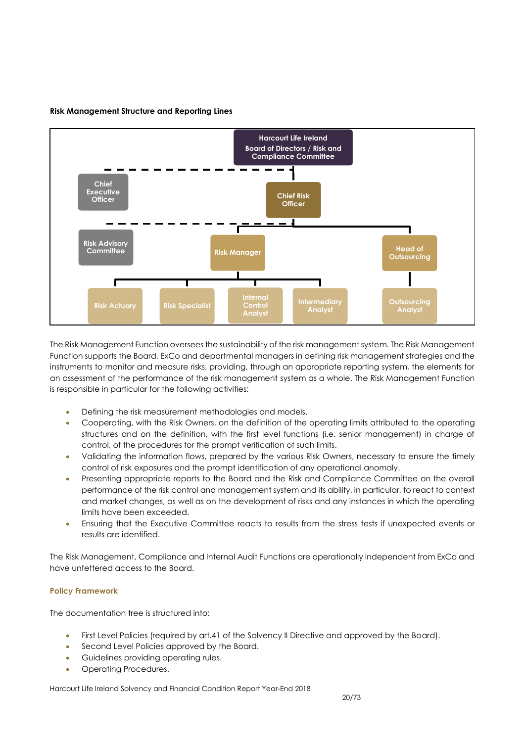**Risk Management Structure and Reporting Lines**

Harcourt Life Ireland Board of Directors / Risk and Compliance Committee

Chief Executive Officer

Chief Risk Officer

Risk Advisory Committee

Risk Manager

Head of Outsourcing

Risk Actuary

Risk Specialist

Internal Control Analyst

Intermediary Analyst

Outsourcing Analyst

The Risk Management Function oversees the sustainability of the risk management system. The Risk Management Function supports the Board, ExCo and departmental managers in defining risk management strategies and the instruments to monitor and measure risks, providing, through an appropriate reporting system, the elements for an assessment of the performance of the risk management system as a whole. The Risk Management Function is responsible in particular for the following activities:

- Defining the risk measurement methodologies and models.
- Cooperating, with the Risk Owners, on the definition of the operating limits attributed to the operating structures and on the definition, with the first level functions (i.e. senior management) in charge of control, of the procedures for the prompt verification of such limits.
- Validating the information flows, prepared by the various Risk Owners, necessary to ensure the timely control of risk exposures and the prompt identification of any operational anomaly.
- Presenting appropriate reports to the Board and the Risk and Compliance Committee on the overall performance of the risk control and management system and its ability, in particular, to react to context and market changes, as well as on the development of risks and any instances in which the operating limits have been exceeded.
- Ensuring that the Executive Committee reacts to results from the stress tests if unexpected events or results are identified.

The Risk Management, Compliance and Internal Audit Functions are operationally independent from ExCo and have unfettered access to the Board.

**Policy Framework**

The documentation tree is structured into:

- First Level Policies (required by art.41 of the Solvency II Directive and approved by the Board).
- Second Level Policies approved by the Board.
- Guidelines providing operating rules.
- Operating Procedures.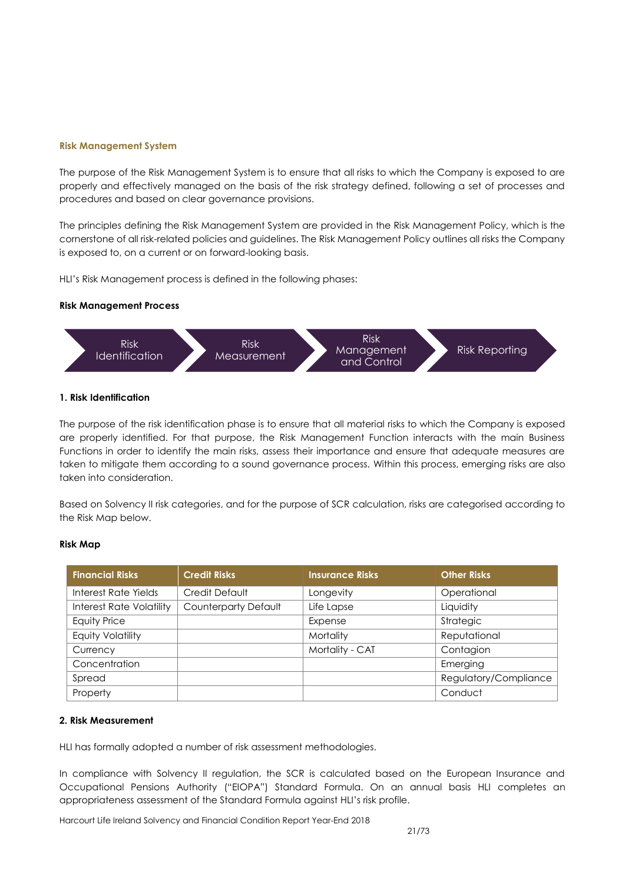### Risk Management System

The purpose of the Risk Management System is to ensure that all risks to which the Company is exposed to are properly and effectively managed on the basis of the risk strategy defined, following a set of processes and procedures and based on clear governance provisions.

The principles defining the Risk Management System are provided in the Risk Management Policy, which is the cornerstone of all risk-related policies and guidelines. The Risk Management Policy outlines all risks the Company is exposed to, on a current or on forward-looking basis.

HLI's Risk Management process is defined in the following phases:

**Risk Management Process**

Risk Identification → Risk Measurement → Risk Management and Control → Risk Reporting

**1. Risk Identification**

The purpose of the risk identification phase is to ensure that all material risks to which the Company is exposed are properly identified. For that purpose, the Risk Management Function interacts with the main Business Functions in order to identify the main risks, assess their importance and ensure that adequate measures are taken to mitigate them according to a sound governance process. Within this process, emerging risks are also taken into consideration.

Based on Solvency II risk categories, and for the purpose of SCR calculation, risks are categorised according to the Risk Map below.

**Risk Map**

| Financial Risks | Credit Risks | Insurance Risks | Other Risks |
|---|---|---|---|
| Interest Rate Yields | Credit Default | Longevity | Operational |
| Interest Rate Volatility | Counterparty Default | Life Lapse | Liquidity |
| Equity Price | | Expense | Strategic |
| Equity Volatility | | Mortality | Reputational |
| Currency | | Mortality - CAT | Contagion |
| Concentration | | | Emerging |
| Spread | | | Regulatory/Compliance |
| Property | | | Conduct |

**2. Risk Measurement**

HLI has formally adopted a number of risk assessment methodologies.

In compliance with Solvency II regulation, the SCR is calculated based on the European Insurance and Occupational Pensions Authority ("EIOPA") Standard Formula. On an annual basis HLI completes an appropriateness assessment of the Standard Formula against HLI's risk profile.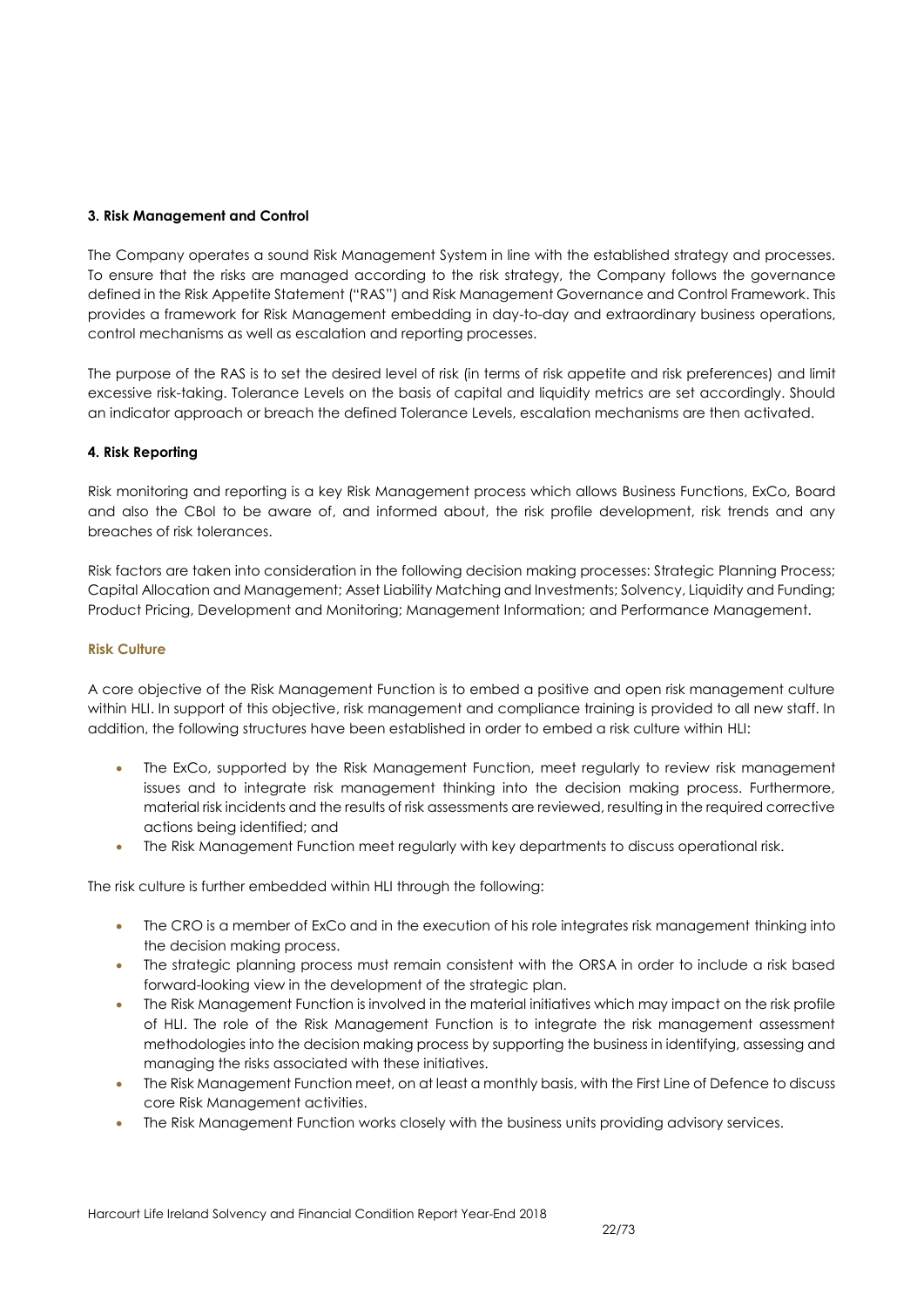### 3. Risk Management and Control

The Company operates a sound Risk Management System in line with the established strategy and processes. To ensure that the risks are managed according to the risk strategy, the Company follows the governance defined in the Risk Appetite Statement ("RAS") and Risk Management Governance and Control Framework. This provides a framework for Risk Management embedding in day-to-day and extraordinary business operations, control mechanisms as well as escalation and reporting processes.

The purpose of the RAS is to set the desired level of risk (in terms of risk appetite and risk preferences) and limit excessive risk-taking. Tolerance Levels on the basis of capital and liquidity metrics are set accordingly. Should an indicator approach or breach the defined Tolerance Levels, escalation mechanisms are then activated.

### 4. Risk Reporting

Risk monitoring and reporting is a key Risk Management process which allows Business Functions, ExCo, Board and also the CBoI to be aware of, and informed about, the risk profile development, risk trends and any breaches of risk tolerances.

Risk factors are taken into consideration in the following decision making processes: Strategic Planning Process; Capital Allocation and Management; Asset Liability Matching and Investments; Solvency, Liquidity and Funding; Product Pricing, Development and Monitoring; Management Information; and Performance Management.

### Risk Culture

A core objective of the Risk Management Function is to embed a positive and open risk management culture within HLI. In support of this objective, risk management and compliance training is provided to all new staff. In addition, the following structures have been established in order to embed a risk culture within HLI:

- The ExCo, supported by the Risk Management Function, meet regularly to review risk management issues and to integrate risk management thinking into the decision making process. Furthermore, material risk incidents and the results of risk assessments are reviewed, resulting in the required corrective actions being identified; and
- The Risk Management Function meet regularly with key departments to discuss operational risk.

The risk culture is further embedded within HLI through the following:

- The CRO is a member of ExCo and in the execution of his role integrates risk management thinking into the decision making process.
- The strategic planning process must remain consistent with the ORSA in order to include a risk based forward-looking view in the development of the strategic plan.
- The Risk Management Function is involved in the material initiatives which may impact on the risk profile of HLI. The role of the Risk Management Function is to integrate the risk management assessment methodologies into the decision making process by supporting the business in identifying, assessing and managing the risks associated with these initiatives.
- The Risk Management Function meet, on at least a monthly basis, with the First Line of Defence to discuss core Risk Management activities.
- The Risk Management Function works closely with the business units providing advisory services.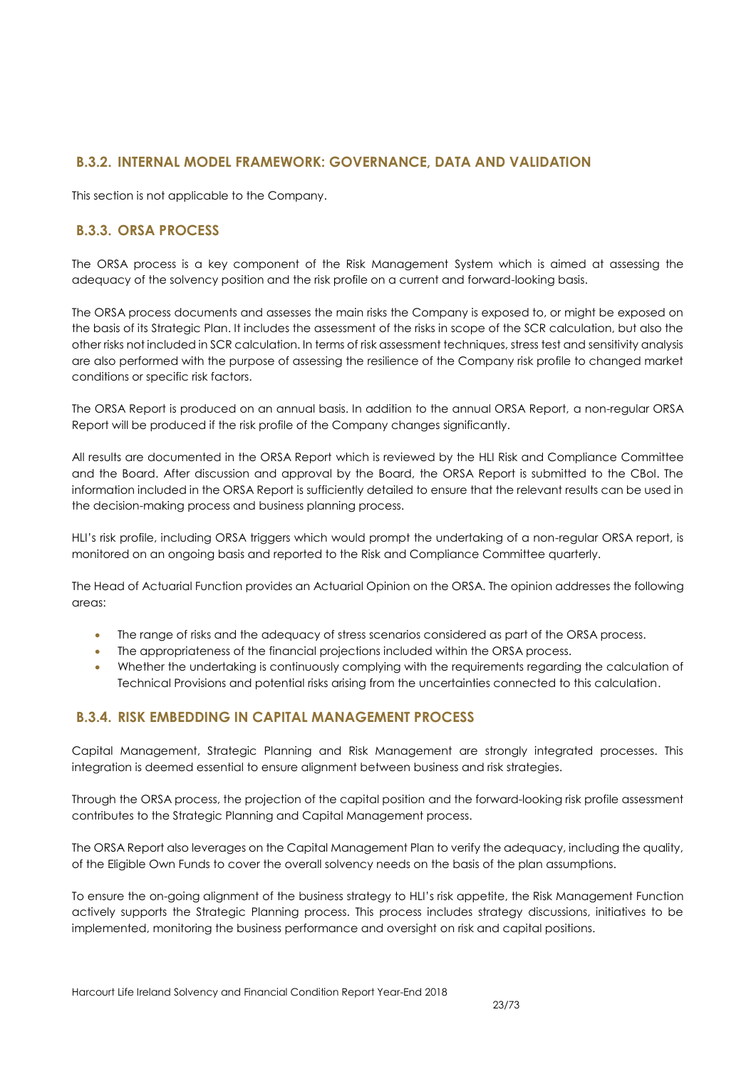### B.3.2. INTERNAL MODEL FRAMEWORK: GOVERNANCE, DATA AND VALIDATION

This section is not applicable to the Company.

### B.3.3. ORSA PROCESS

The ORSA process is a key component of the Risk Management System which is aimed at assessing the adequacy of the solvency position and the risk profile on a current and forward-looking basis.

The ORSA process documents and assesses the main risks the Company is exposed to, or might be exposed on the basis of its Strategic Plan. It includes the assessment of the risks in scope of the SCR calculation, but also the other risks not included in SCR calculation. In terms of risk assessment techniques, stress test and sensitivity analysis are also performed with the purpose of assessing the resilience of the Company risk profile to changed market conditions or specific risk factors.

The ORSA Report is produced on an annual basis. In addition to the annual ORSA Report, a non-regular ORSA Report will be produced if the risk profile of the Company changes significantly.

All results are documented in the ORSA Report which is reviewed by the HLI Risk and Compliance Committee and the Board. After discussion and approval by the Board, the ORSA Report is submitted to the CBoI. The information included in the ORSA Report is sufficiently detailed to ensure that the relevant results can be used in the decision-making process and business planning process.

HLI's risk profile, including ORSA triggers which would prompt the undertaking of a non-regular ORSA report, is monitored on an ongoing basis and reported to the Risk and Compliance Committee quarterly.

The Head of Actuarial Function provides an Actuarial Opinion on the ORSA. The opinion addresses the following areas:

- The range of risks and the adequacy of stress scenarios considered as part of the ORSA process.
- The appropriateness of the financial projections included within the ORSA process.
- Whether the undertaking is continuously complying with the requirements regarding the calculation of Technical Provisions and potential risks arising from the uncertainties connected to this calculation.

### B.3.4. RISK EMBEDDING IN CAPITAL MANAGEMENT PROCESS

Capital Management, Strategic Planning and Risk Management are strongly integrated processes. This integration is deemed essential to ensure alignment between business and risk strategies.

Through the ORSA process, the projection of the capital position and the forward-looking risk profile assessment contributes to the Strategic Planning and Capital Management process.

The ORSA Report also leverages on the Capital Management Plan to verify the adequacy, including the quality, of the Eligible Own Funds to cover the overall solvency needs on the basis of the plan assumptions.

To ensure the on-going alignment of the business strategy to HLI's risk appetite, the Risk Management Function actively supports the Strategic Planning process. This process includes strategy discussions, initiatives to be implemented, monitoring the business performance and oversight on risk and capital positions.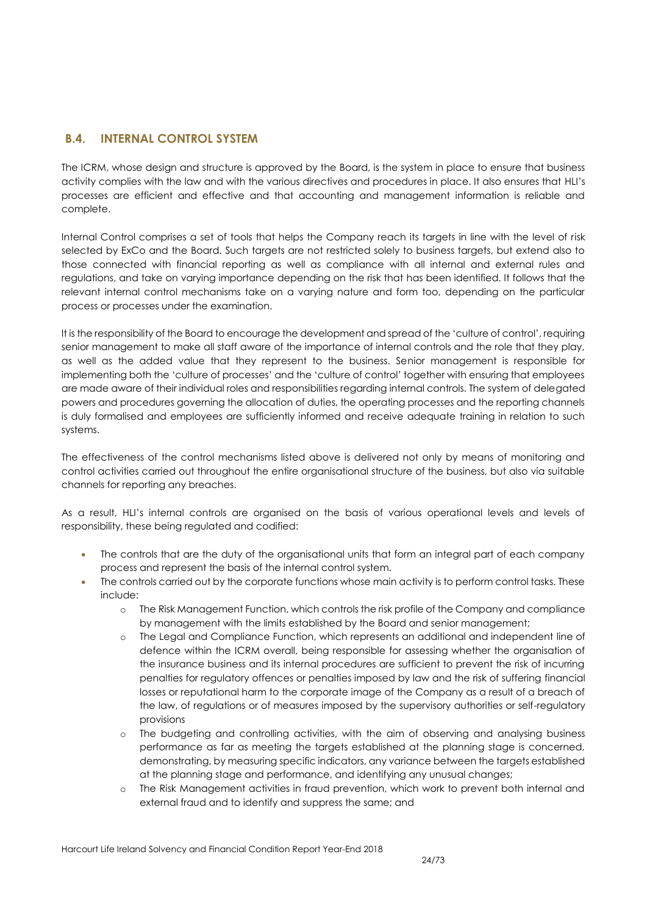## B.4. INTERNAL CONTROL SYSTEM

The ICRM, whose design and structure is approved by the Board, is the system in place to ensure that business activity complies with the law and with the various directives and procedures in place. It also ensures that HLI's processes are efficient and effective and that accounting and management information is reliable and complete.

Internal Control comprises a set of tools that helps the Company reach its targets in line with the level of risk selected by ExCo and the Board. Such targets are not restricted solely to business targets, but extend also to those connected with financial reporting as well as compliance with all internal and external rules and regulations, and take on varying importance depending on the risk that has been identified. It follows that the relevant internal control mechanisms take on a varying nature and form too, depending on the particular process or processes under the examination.

It is the responsibility of the Board to encourage the development and spread of the 'culture of control', requiring senior management to make all staff aware of the importance of internal controls and the role that they play, as well as the added value that they represent to the business. Senior management is responsible for implementing both the 'culture of processes' and the 'culture of control' together with ensuring that employees are made aware of their individual roles and responsibilities regarding internal controls. The system of delegated powers and procedures governing the allocation of duties, the operating processes and the reporting channels is duly formalised and employees are sufficiently informed and receive adequate training in relation to such systems.

The effectiveness of the control mechanisms listed above is delivered not only by means of monitoring and control activities carried out throughout the entire organisational structure of the business, but also via suitable channels for reporting any breaches.

As a result, HLI's internal controls are organised on the basis of various operational levels and levels of responsibility, these being regulated and codified:

- The controls that are the duty of the organisational units that form an integral part of each company process and represent the basis of the internal control system.
- The controls carried out by the corporate functions whose main activity is to perform control tasks. These include:
  - The Risk Management Function, which controls the risk profile of the Company and compliance by management with the limits established by the Board and senior management;
  - The Legal and Compliance Function, which represents an additional and independent line of defence within the ICRM overall, being responsible for assessing whether the organisation of the insurance business and its internal procedures are sufficient to prevent the risk of incurring penalties for regulatory offences or penalties imposed by law and the risk of suffering financial losses or reputational harm to the corporate image of the Company as a result of a breach of the law, of regulations or of measures imposed by the supervisory authorities or self-regulatory provisions
  - The budgeting and controlling activities, with the aim of observing and analysing business performance as far as meeting the targets established at the planning stage is concerned, demonstrating, by measuring specific indicators, any variance between the targets established at the planning stage and performance, and identifying any unusual changes;
  - The Risk Management activities in fraud prevention, which work to prevent both internal and external fraud and to identify and suppress the same; and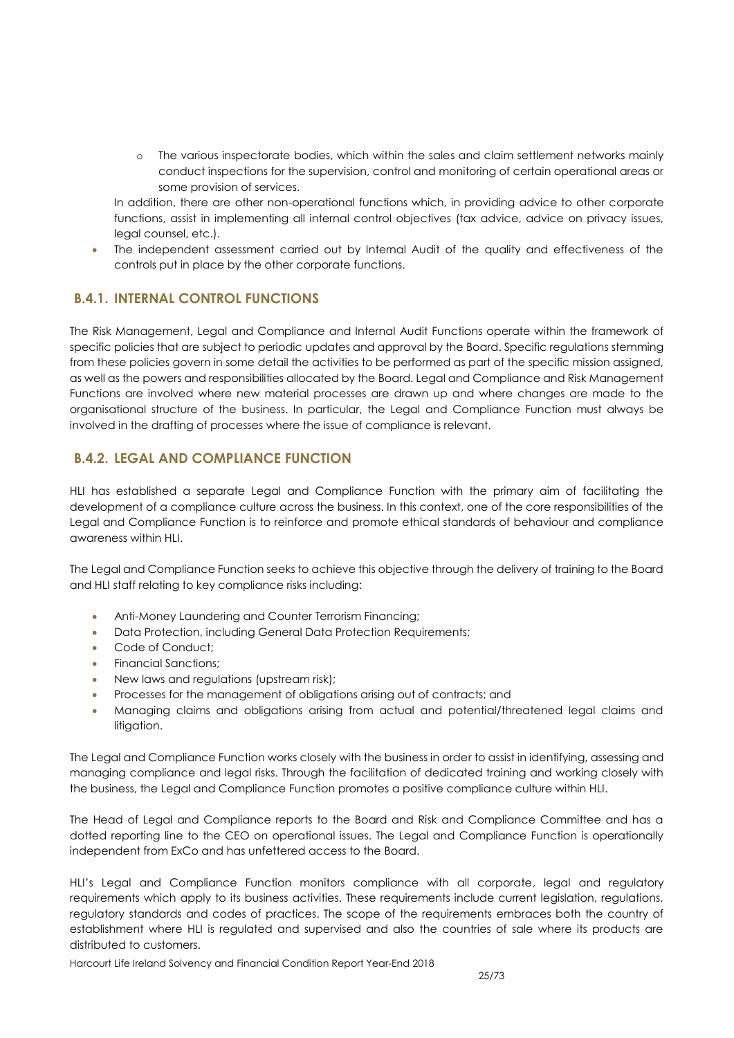- The various inspectorate bodies, which within the sales and claim settlement networks mainly conduct inspections for the supervision, control and monitoring of certain operational areas or some provision of services.

  In addition, there are other non-operational functions which, in providing advice to other corporate functions, assist in implementing all internal control objectives (tax advice, advice on privacy issues, legal counsel, etc.).

- The independent assessment carried out by Internal Audit of the quality and effectiveness of the controls put in place by the other corporate functions.

### B.4.1. INTERNAL CONTROL FUNCTIONS

The Risk Management, Legal and Compliance and Internal Audit Functions operate within the framework of specific policies that are subject to periodic updates and approval by the Board. Specific regulations stemming from these policies govern in some detail the activities to be performed as part of the specific mission assigned, as well as the powers and responsibilities allocated by the Board. Legal and Compliance and Risk Management Functions are involved where new material processes are drawn up and where changes are made to the organisational structure of the business. In particular, the Legal and Compliance Function must always be involved in the drafting of processes where the issue of compliance is relevant.

### B.4.2. LEGAL AND COMPLIANCE FUNCTION

HLI has established a separate Legal and Compliance Function with the primary aim of facilitating the development of a compliance culture across the business. In this context, one of the core responsibilities of the Legal and Compliance Function is to reinforce and promote ethical standards of behaviour and compliance awareness within HLI.

The Legal and Compliance Function seeks to achieve this objective through the delivery of training to the Board and HLI staff relating to key compliance risks including:

- Anti-Money Laundering and Counter Terrorism Financing;
- Data Protection, including General Data Protection Requirements;
- Code of Conduct;
- Financial Sanctions;
- New laws and regulations (upstream risk);
- Processes for the management of obligations arising out of contracts; and
- Managing claims and obligations arising from actual and potential/threatened legal claims and litigation.

The Legal and Compliance Function works closely with the business in order to assist in identifying, assessing and managing compliance and legal risks. Through the facilitation of dedicated training and working closely with the business, the Legal and Compliance Function promotes a positive compliance culture within HLI.

The Head of Legal and Compliance reports to the Board and Risk and Compliance Committee and has a dotted reporting line to the CEO on operational issues. The Legal and Compliance Function is operationally independent from ExCo and has unfettered access to the Board.

HLI's Legal and Compliance Function monitors compliance with all corporate, legal and regulatory requirements which apply to its business activities. These requirements include current legislation, regulations, regulatory standards and codes of practices. The scope of the requirements embraces both the country of establishment where HLI is regulated and supervised and also the countries of sale where its products are distributed to customers.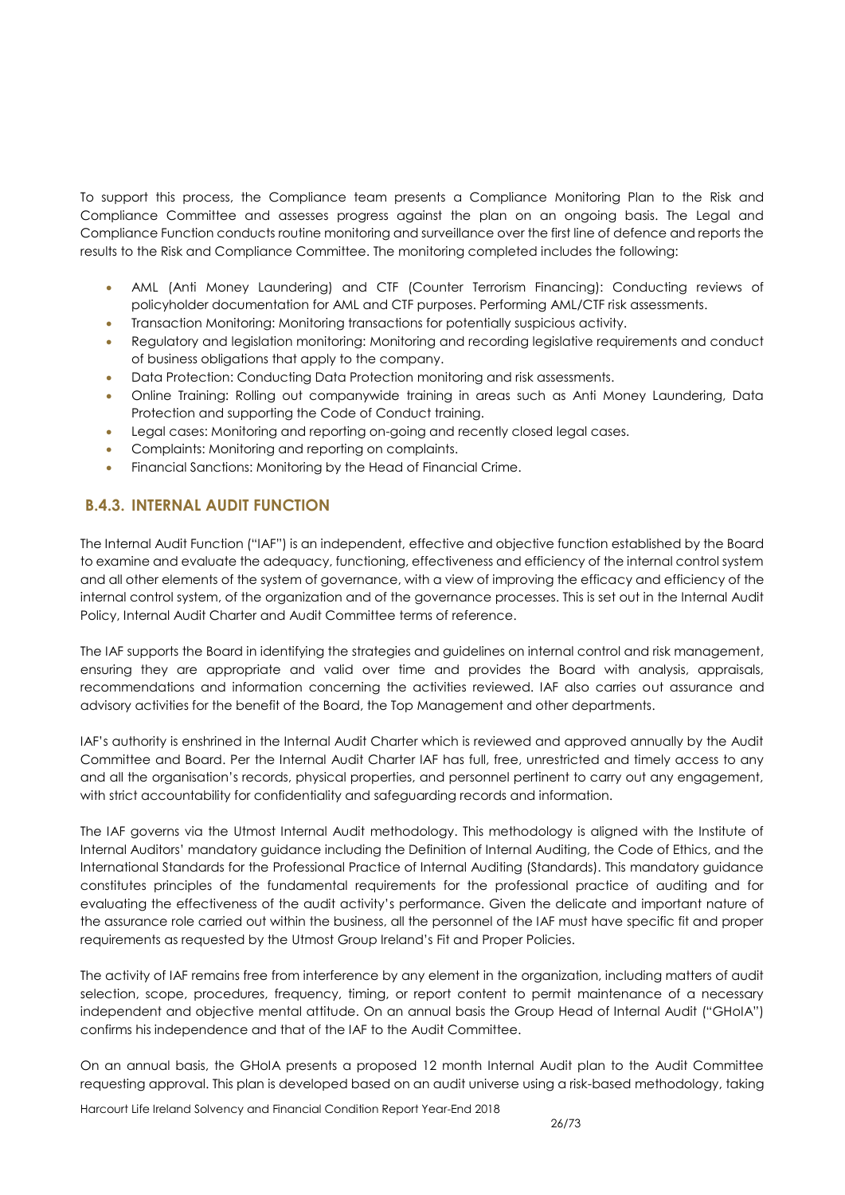To support this process, the Compliance team presents a Compliance Monitoring Plan to the Risk and Compliance Committee and assesses progress against the plan on an ongoing basis. The Legal and Compliance Function conducts routine monitoring and surveillance over the first line of defence and reports the results to the Risk and Compliance Committee. The monitoring completed includes the following:

- AML (Anti Money Laundering) and CTF (Counter Terrorism Financing): Conducting reviews of policyholder documentation for AML and CTF purposes. Performing AML/CTF risk assessments.
- Transaction Monitoring: Monitoring transactions for potentially suspicious activity.
- Regulatory and legislation monitoring: Monitoring and recording legislative requirements and conduct of business obligations that apply to the company.
- Data Protection: Conducting Data Protection monitoring and risk assessments.
- Online Training: Rolling out companywide training in areas such as Anti Money Laundering, Data Protection and supporting the Code of Conduct training.
- Legal cases: Monitoring and reporting on-going and recently closed legal cases.
- Complaints: Monitoring and reporting on complaints.
- Financial Sanctions: Monitoring by the Head of Financial Crime.

### B.4.3. INTERNAL AUDIT FUNCTION

The Internal Audit Function ("IAF") is an independent, effective and objective function established by the Board to examine and evaluate the adequacy, functioning, effectiveness and efficiency of the internal control system and all other elements of the system of governance, with a view of improving the efficacy and efficiency of the internal control system, of the organization and of the governance processes. This is set out in the Internal Audit Policy, Internal Audit Charter and Audit Committee terms of reference.

The IAF supports the Board in identifying the strategies and guidelines on internal control and risk management, ensuring they are appropriate and valid over time and provides the Board with analysis, appraisals, recommendations and information concerning the activities reviewed. IAF also carries out assurance and advisory activities for the benefit of the Board, the Top Management and other departments.

IAF's authority is enshrined in the Internal Audit Charter which is reviewed and approved annually by the Audit Committee and Board. Per the Internal Audit Charter IAF has full, free, unrestricted and timely access to any and all the organisation's records, physical properties, and personnel pertinent to carry out any engagement, with strict accountability for confidentiality and safeguarding records and information.

The IAF governs via the Utmost Internal Audit methodology. This methodology is aligned with the Institute of Internal Auditors' mandatory guidance including the Definition of Internal Auditing, the Code of Ethics, and the International Standards for the Professional Practice of Internal Auditing (Standards). This mandatory guidance constitutes principles of the fundamental requirements for the professional practice of auditing and for evaluating the effectiveness of the audit activity's performance. Given the delicate and important nature of the assurance role carried out within the business, all the personnel of the IAF must have specific fit and proper requirements as requested by the Utmost Group Ireland's Fit and Proper Policies.

The activity of IAF remains free from interference by any element in the organization, including matters of audit selection, scope, procedures, frequency, timing, or report content to permit maintenance of a necessary independent and objective mental attitude. On an annual basis the Group Head of Internal Audit ("GHoIA") confirms his independence and that of the IAF to the Audit Committee.

On an annual basis, the GHoIA presents a proposed 12 month Internal Audit plan to the Audit Committee requesting approval. This plan is developed based on an audit universe using a risk-based methodology, taking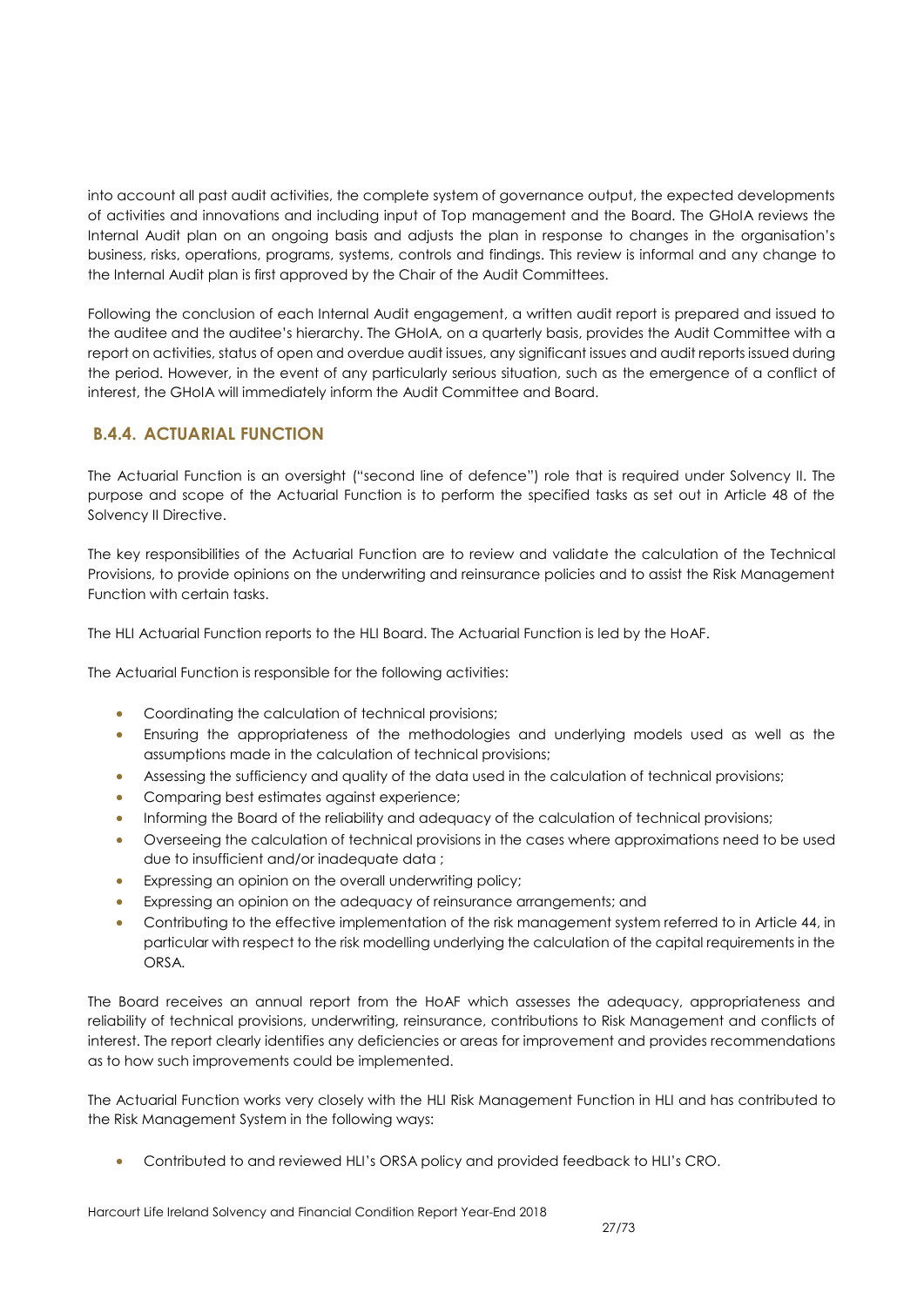into account all past audit activities, the complete system of governance output, the expected developments of activities and innovations and including input of Top management and the Board. The GHoIA reviews the Internal Audit plan on an ongoing basis and adjusts the plan in response to changes in the organisation's business, risks, operations, programs, systems, controls and findings. This review is informal and any change to the Internal Audit plan is first approved by the Chair of the Audit Committees.

Following the conclusion of each Internal Audit engagement, a written audit report is prepared and issued to the auditee and the auditee's hierarchy. The GHoIA, on a quarterly basis, provides the Audit Committee with a report on activities, status of open and overdue audit issues, any significant issues and audit reports issued during the period. However, in the event of any particularly serious situation, such as the emergence of a conflict of interest, the GHoIA will immediately inform the Audit Committee and Board.

### B.4.4. ACTUARIAL FUNCTION

The Actuarial Function is an oversight ("second line of defence") role that is required under Solvency II. The purpose and scope of the Actuarial Function is to perform the specified tasks as set out in Article 48 of the Solvency II Directive.

The key responsibilities of the Actuarial Function are to review and validate the calculation of the Technical Provisions, to provide opinions on the underwriting and reinsurance policies and to assist the Risk Management Function with certain tasks.

The HLI Actuarial Function reports to the HLI Board. The Actuarial Function is led by the HoAF.

The Actuarial Function is responsible for the following activities:

- Coordinating the calculation of technical provisions;
- Ensuring the appropriateness of the methodologies and underlying models used as well as the assumptions made in the calculation of technical provisions;
- Assessing the sufficiency and quality of the data used in the calculation of technical provisions;
- Comparing best estimates against experience;
- Informing the Board of the reliability and adequacy of the calculation of technical provisions;
- Overseeing the calculation of technical provisions in the cases where approximations need to be used due to insufficient and/or inadequate data ;
- Expressing an opinion on the overall underwriting policy;
- Expressing an opinion on the adequacy of reinsurance arrangements; and
- Contributing to the effective implementation of the risk management system referred to in Article 44, in particular with respect to the risk modelling underlying the calculation of the capital requirements in the ORSA.

The Board receives an annual report from the HoAF which assesses the adequacy, appropriateness and reliability of technical provisions, underwriting, reinsurance, contributions to Risk Management and conflicts of interest. The report clearly identifies any deficiencies or areas for improvement and provides recommendations as to how such improvements could be implemented.

The Actuarial Function works very closely with the HLI Risk Management Function in HLI and has contributed to the Risk Management System in the following ways:

- Contributed to and reviewed HLI's ORSA policy and provided feedback to HLI's CRO.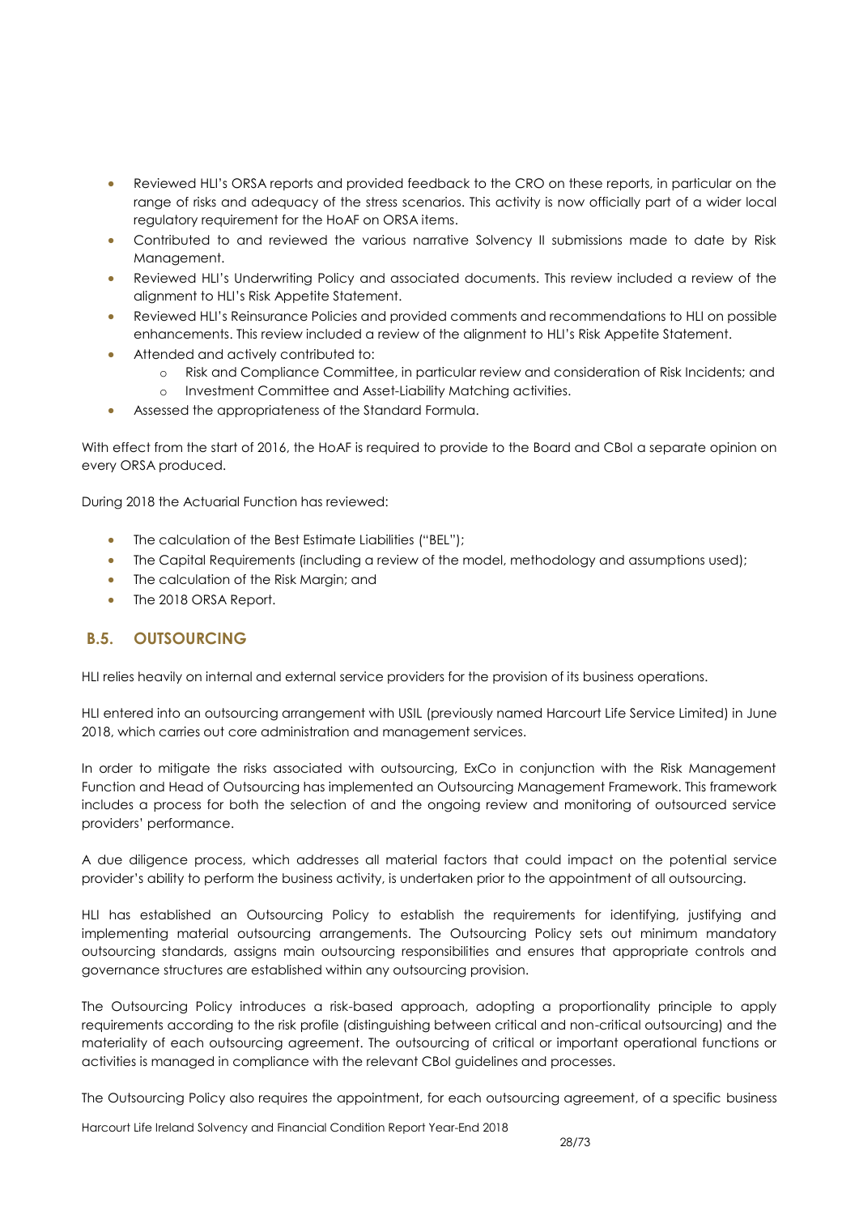- Reviewed HLI's ORSA reports and provided feedback to the CRO on these reports, in particular on the range of risks and adequacy of the stress scenarios. This activity is now officially part of a wider local regulatory requirement for the HoAF on ORSA items.
- Contributed to and reviewed the various narrative Solvency II submissions made to date by Risk Management.
- Reviewed HLI's Underwriting Policy and associated documents. This review included a review of the alignment to HLI's Risk Appetite Statement.
- Reviewed HLI's Reinsurance Policies and provided comments and recommendations to HLI on possible enhancements. This review included a review of the alignment to HLI's Risk Appetite Statement.
- Attended and actively contributed to:
    - Risk and Compliance Committee, in particular review and consideration of Risk Incidents; and
    - Investment Committee and Asset-Liability Matching activities.
- Assessed the appropriateness of the Standard Formula.

With effect from the start of 2016, the HoAF is required to provide to the Board and CBoI a separate opinion on every ORSA produced.

During 2018 the Actuarial Function has reviewed:

- The calculation of the Best Estimate Liabilities ("BEL");
- The Capital Requirements (including a review of the model, methodology and assumptions used);
- The calculation of the Risk Margin; and
- The 2018 ORSA Report.

## B.5. OUTSOURCING

HLI relies heavily on internal and external service providers for the provision of its business operations.

HLI entered into an outsourcing arrangement with USIL (previously named Harcourt Life Service Limited) in June 2018, which carries out core administration and management services.

In order to mitigate the risks associated with outsourcing, ExCo in conjunction with the Risk Management Function and Head of Outsourcing has implemented an Outsourcing Management Framework. This framework includes a process for both the selection of and the ongoing review and monitoring of outsourced service providers' performance.

A due diligence process, which addresses all material factors that could impact on the potential service provider's ability to perform the business activity, is undertaken prior to the appointment of all outsourcing.

HLI has established an Outsourcing Policy to establish the requirements for identifying, justifying and implementing material outsourcing arrangements. The Outsourcing Policy sets out minimum mandatory outsourcing standards, assigns main outsourcing responsibilities and ensures that appropriate controls and governance structures are established within any outsourcing provision.

The Outsourcing Policy introduces a risk-based approach, adopting a proportionality principle to apply requirements according to the risk profile (distinguishing between critical and non-critical outsourcing) and the materiality of each outsourcing agreement. The outsourcing of critical or important operational functions or activities is managed in compliance with the relevant CBoI guidelines and processes.

The Outsourcing Policy also requires the appointment, for each outsourcing agreement, of a specific business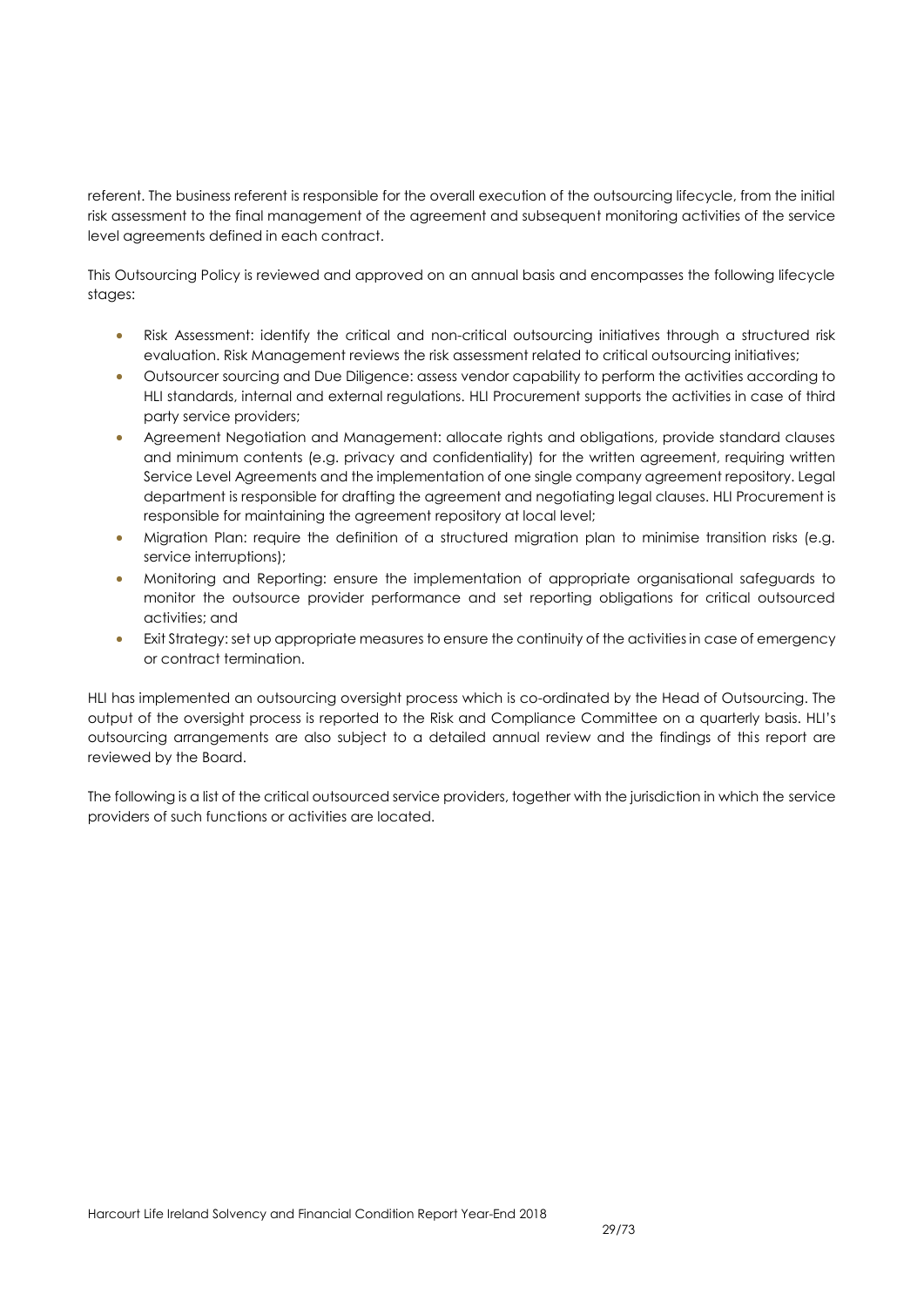referent. The business referent is responsible for the overall execution of the outsourcing lifecycle, from the initial risk assessment to the final management of the agreement and subsequent monitoring activities of the service level agreements defined in each contract.

This Outsourcing Policy is reviewed and approved on an annual basis and encompasses the following lifecycle stages:

- Risk Assessment: identify the critical and non-critical outsourcing initiatives through a structured risk evaluation. Risk Management reviews the risk assessment related to critical outsourcing initiatives;
- Outsourcer sourcing and Due Diligence: assess vendor capability to perform the activities according to HLI standards, internal and external regulations. HLI Procurement supports the activities in case of third party service providers;
- Agreement Negotiation and Management: allocate rights and obligations, provide standard clauses and minimum contents (e.g. privacy and confidentiality) for the written agreement, requiring written Service Level Agreements and the implementation of one single company agreement repository. Legal department is responsible for drafting the agreement and negotiating legal clauses. HLI Procurement is responsible for maintaining the agreement repository at local level;
- Migration Plan: require the definition of a structured migration plan to minimise transition risks (e.g. service interruptions);
- Monitoring and Reporting: ensure the implementation of appropriate organisational safeguards to monitor the outsource provider performance and set reporting obligations for critical outsourced activities; and
- Exit Strategy: set up appropriate measures to ensure the continuity of the activities in case of emergency or contract termination.

HLI has implemented an outsourcing oversight process which is co-ordinated by the Head of Outsourcing. The output of the oversight process is reported to the Risk and Compliance Committee on a quarterly basis. HLI's outsourcing arrangements are also subject to a detailed annual review and the findings of this report are reviewed by the Board.

The following is a list of the critical outsourced service providers, together with the jurisdiction in which the service providers of such functions or activities are located.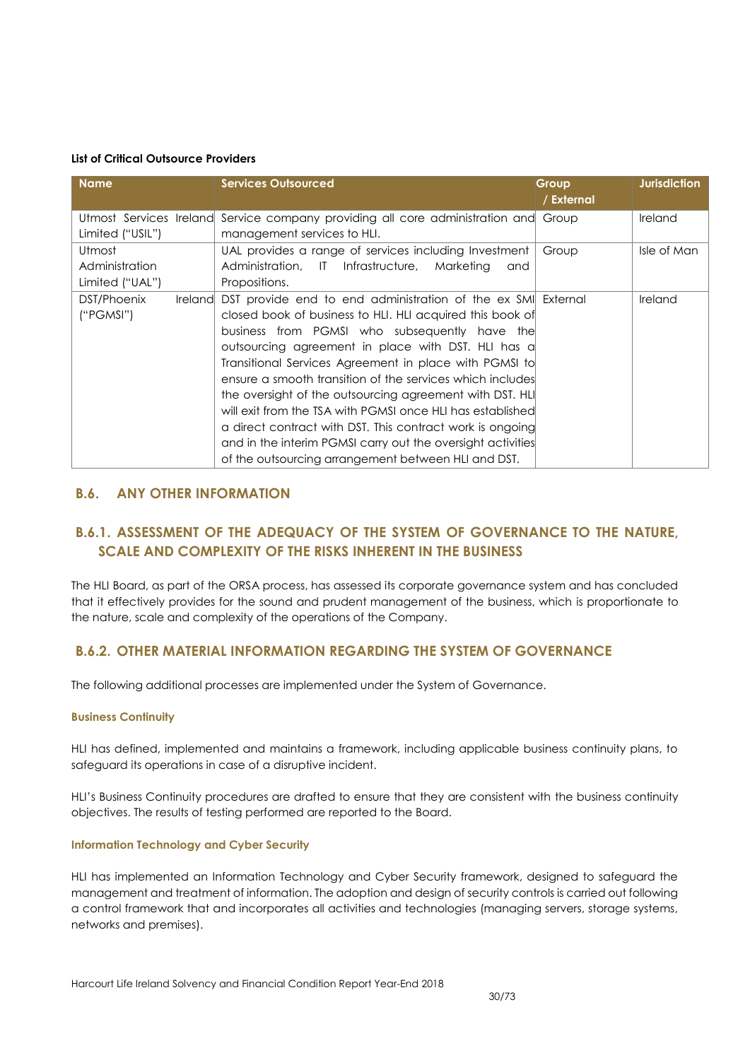**List of Critical Outsource Providers**

| Name | Services Outsourced | Group / External | Jurisdiction |
|---|---|---|---|
| Utmost Services Ireland Limited ("USIL") | Service company providing all core administration and management services to HLI. | Group | Ireland |
| Utmost Administration Limited ("UAL") | UAL provides a range of services including Investment Administration, IT Infrastructure, Marketing and Propositions. | Group | Isle of Man |
| DST/Phoenix Ireland ("PGMSI") | DST provide end to end administration of the ex SMI closed book of business to HLI. HLI acquired this book of business from PGMSI who subsequently have the outsourcing agreement in place with DST. HLI has a Transitional Services Agreement in place with PGMSI to ensure a smooth transition of the services which includes the oversight of the outsourcing agreement with DST. HLI will exit from the TSA with PGMSI once HLI has established a direct contract with DST. This contract work is ongoing and in the interim PGMSI carry out the oversight activities of the outsourcing arrangement between HLI and DST. | External | Ireland |

## B.6. ANY OTHER INFORMATION

### B.6.1. ASSESSMENT OF THE ADEQUACY OF THE SYSTEM OF GOVERNANCE TO THE NATURE, SCALE AND COMPLEXITY OF THE RISKS INHERENT IN THE BUSINESS

The HLI Board, as part of the ORSA process, has assessed its corporate governance system and has concluded that it effectively provides for the sound and prudent management of the business, which is proportionate to the nature, scale and complexity of the operations of the Company.

### B.6.2. OTHER MATERIAL INFORMATION REGARDING THE SYSTEM OF GOVERNANCE

The following additional processes are implemented under the System of Governance.

#### Business Continuity

HLI has defined, implemented and maintains a framework, including applicable business continuity plans, to safeguard its operations in case of a disruptive incident.

HLI's Business Continuity procedures are drafted to ensure that they are consistent with the business continuity objectives. The results of testing performed are reported to the Board.

#### Information Technology and Cyber Security

HLI has implemented an Information Technology and Cyber Security framework, designed to safeguard the management and treatment of information. The adoption and design of security controls is carried out following a control framework that and incorporates all activities and technologies (managing servers, storage systems, networks and premises).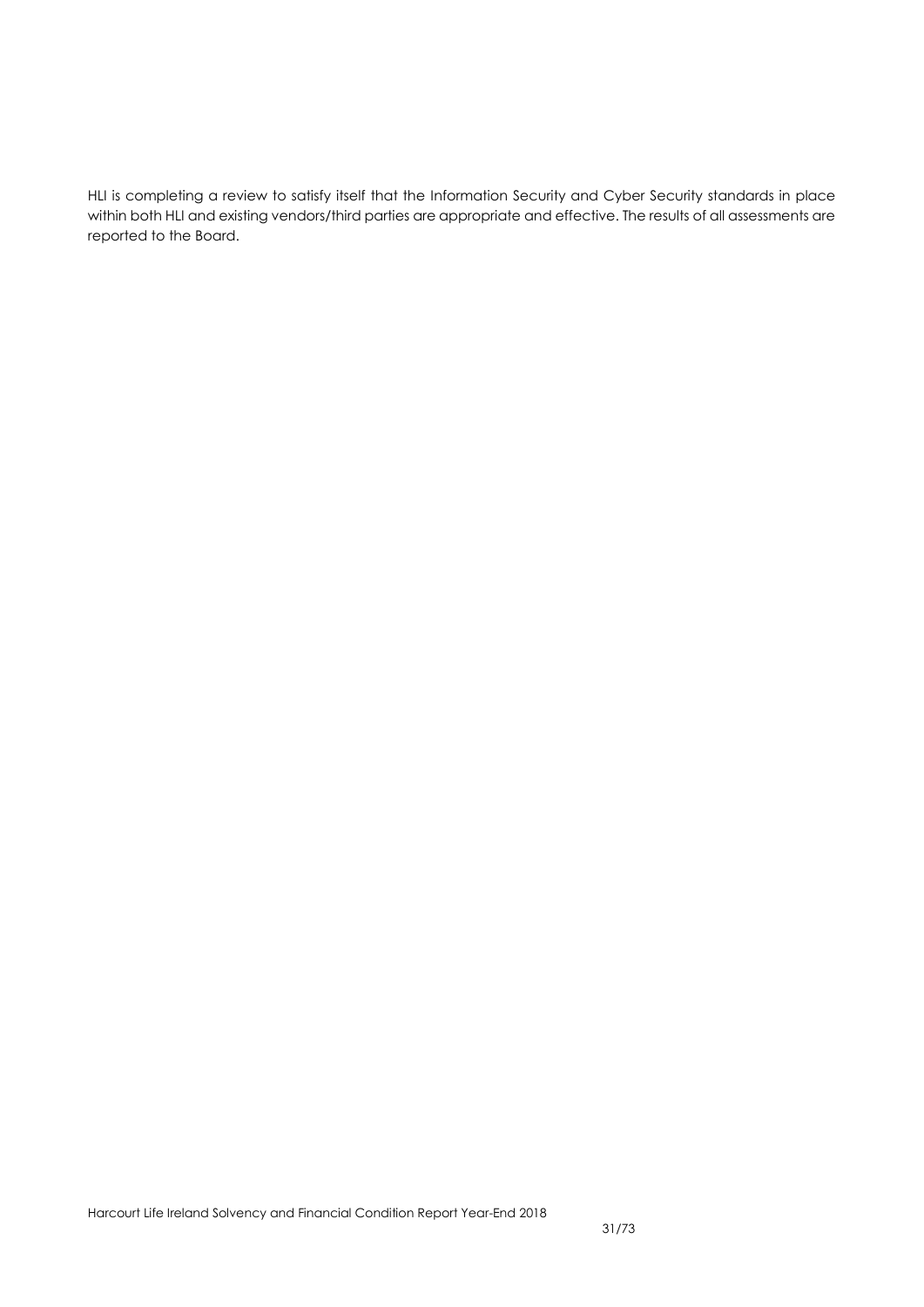HLI is completing a review to satisfy itself that the Information Security and Cyber Security standards in place within both HLI and existing vendors/third parties are appropriate and effective. The results of all assessments are reported to the Board.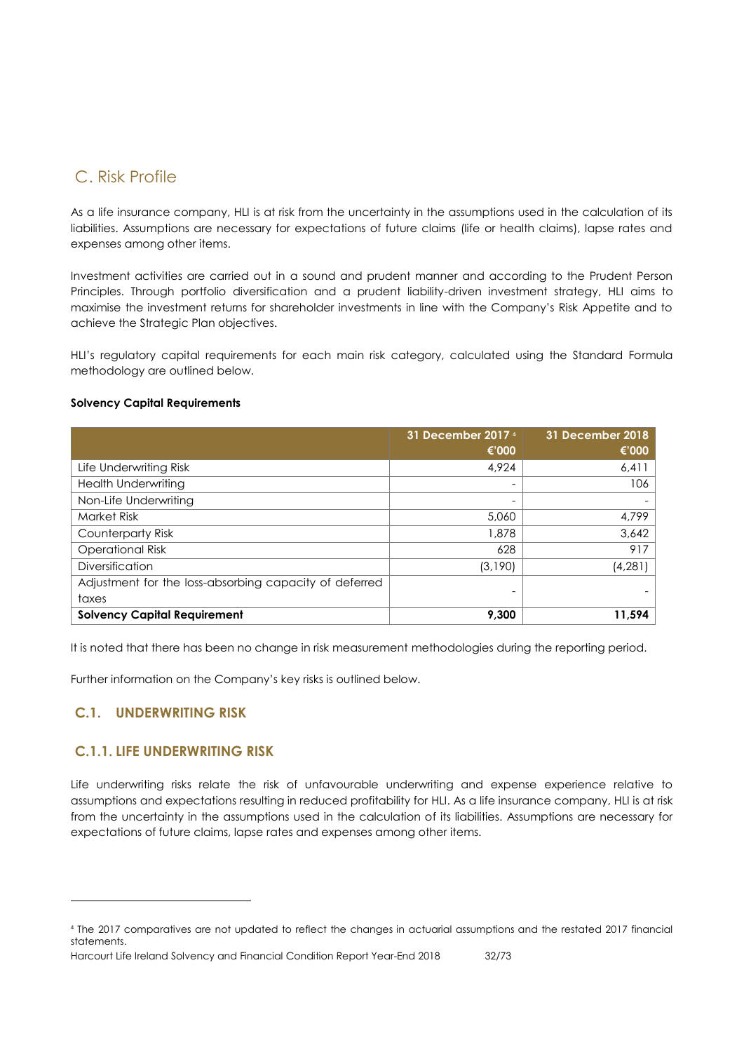# C. Risk Profile

As a life insurance company, HLI is at risk from the uncertainty in the assumptions used in the calculation of its liabilities. Assumptions are necessary for expectations of future claims (life or health claims), lapse rates and expenses among other items.

Investment activities are carried out in a sound and prudent manner and according to the Prudent Person Principles. Through portfolio diversification and a prudent liability-driven investment strategy, HLI aims to maximise the investment returns for shareholder investments in line with the Company's Risk Appetite and to achieve the Strategic Plan objectives.

HLI's regulatory capital requirements for each main risk category, calculated using the Standard Formula methodology are outlined below.

**Solvency Capital Requirements**

| | 31 December 2017 [4] €'000 | 31 December 2018 €'000 |
|---|---|---|
| Life Underwriting Risk | 4,924 | 6,411 |
| Health Underwriting | - | 106 |
| Non-Life Underwriting | - | - |
| Market Risk | 5,060 | 4,799 |
| Counterparty Risk | 1,878 | 3,642 |
| Operational Risk | 628 | 917 |
| Diversification | (3,190) | (4,281) |
| Adjustment for the loss-absorbing capacity of deferred taxes | - | - |
| **Solvency Capital Requirement** | **9,300** | **11,594** |

It is noted that there has been no change in risk measurement methodologies during the reporting period.

Further information on the Company's key risks is outlined below.

## C.1. UNDERWRITING RISK

### C.1.1. LIFE UNDERWRITING RISK

Life underwriting risks relate the risk of unfavourable underwriting and expense experience relative to assumptions and expectations resulting in reduced profitability for HLI. As a life insurance company, HLI is at risk from the uncertainty in the assumptions used in the calculation of its liabilities. Assumptions are necessary for expectations of future claims, lapse rates and expenses among other items.

[4] The 2017 comparatives are not updated to reflect the changes in actuarial assumptions and the restated 2017 financial statements.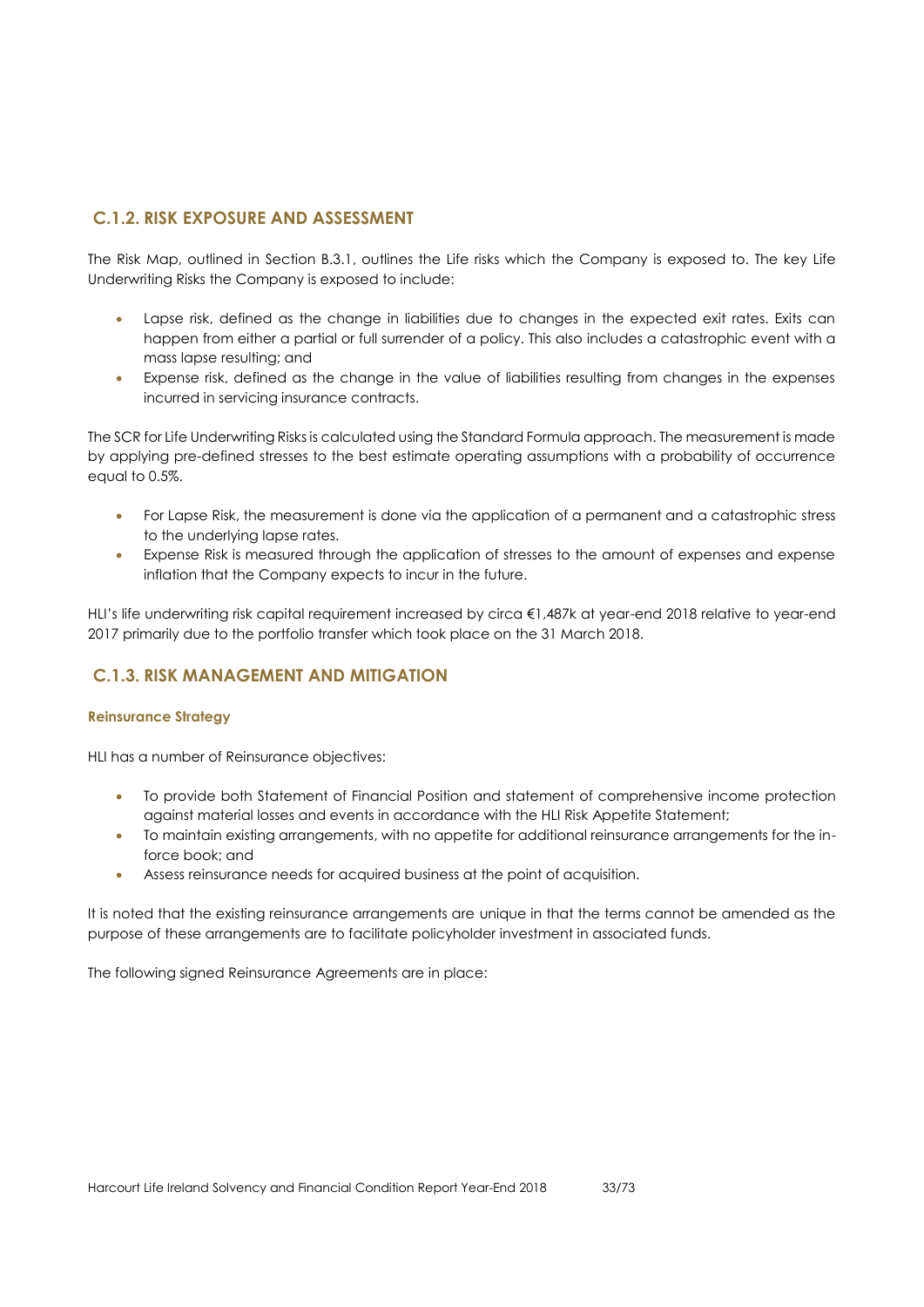## C.1.2. RISK EXPOSURE AND ASSESSMENT

The Risk Map, outlined in Section B.3.1, outlines the Life risks which the Company is exposed to. The key Life Underwriting Risks the Company is exposed to include:

- Lapse risk, defined as the change in liabilities due to changes in the expected exit rates. Exits can happen from either a partial or full surrender of a policy. This also includes a catastrophic event with a mass lapse resulting; and
- Expense risk, defined as the change in the value of liabilities resulting from changes in the expenses incurred in servicing insurance contracts.

The SCR for Life Underwriting Risks is calculated using the Standard Formula approach. The measurement is made by applying pre-defined stresses to the best estimate operating assumptions with a probability of occurrence equal to 0.5%.

- For Lapse Risk, the measurement is done via the application of a permanent and a catastrophic stress to the underlying lapse rates.
- Expense Risk is measured through the application of stresses to the amount of expenses and expense inflation that the Company expects to incur in the future.

HLI's life underwriting risk capital requirement increased by circa €1,487k at year-end 2018 relative to year-end 2017 primarily due to the portfolio transfer which took place on the 31 March 2018.

## C.1.3. RISK MANAGEMENT AND MITIGATION

#### Reinsurance Strategy

HLI has a number of Reinsurance objectives:

- To provide both Statement of Financial Position and statement of comprehensive income protection against material losses and events in accordance with the HLI Risk Appetite Statement;
- To maintain existing arrangements, with no appetite for additional reinsurance arrangements for the in-force book; and
- Assess reinsurance needs for acquired business at the point of acquisition.

It is noted that the existing reinsurance arrangements are unique in that the terms cannot be amended as the purpose of these arrangements are to facilitate policyholder investment in associated funds.

The following signed Reinsurance Agreements are in place: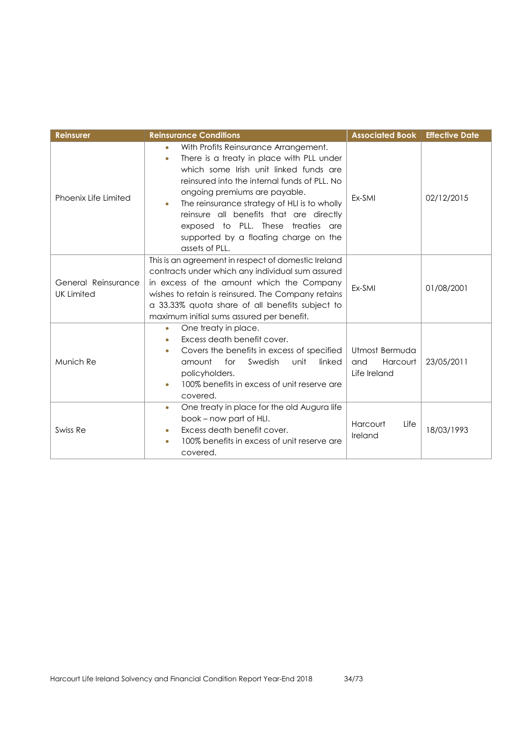| Reinsurer | Reinsurance Conditions | Associated Book | Effective Date |
|---|---|---|---|
| Phoenix Life Limited | • With Profits Reinsurance Arrangement.<br>• There is a treaty in place with PLL under which some Irish unit linked funds are reinsured into the internal funds of PLL. No ongoing premiums are payable.<br>• The reinsurance strategy of HLI is to wholly reinsure all benefits that are directly exposed to PLL. These treaties are supported by a floating charge on the assets of PLL. | Ex-SMI | 02/12/2015 |
| General Reinsurance UK Limited | This is an agreement in respect of domestic Ireland contracts under which any individual sum assured in excess of the amount which the Company wishes to retain is reinsured. The Company retains a 33.33% quota share of all benefits subject to maximum initial sums assured per benefit. | Ex-SMI | 01/08/2001 |
| Munich Re | • One treaty in place.<br>• Excess death benefit cover.<br>• Covers the benefits in excess of specified amount for Swedish unit linked policyholders.<br>• 100% benefits in excess of unit reserve are covered. | Utmost Bermuda and Harcourt Life Ireland | 23/05/2011 |
| Swiss Re | • One treaty in place for the old Augura life book – now part of HLI.<br>• Excess death benefit cover.<br>• 100% benefits in excess of unit reserve are covered. | Harcourt Life Ireland | 18/03/1993 |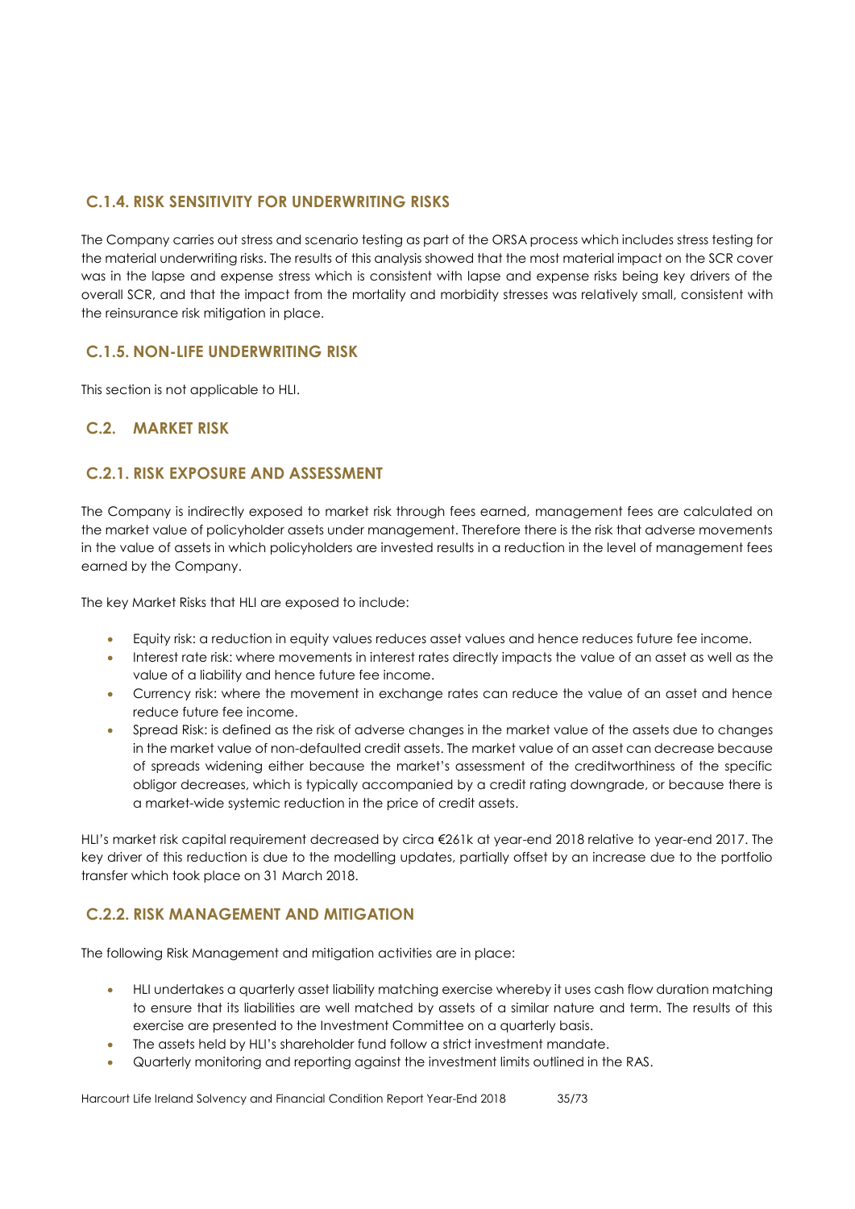### C.1.4. RISK SENSITIVITY FOR UNDERWRITING RISKS

The Company carries out stress and scenario testing as part of the ORSA process which includes stress testing for the material underwriting risks. The results of this analysis showed that the most material impact on the SCR cover was in the lapse and expense stress which is consistent with lapse and expense risks being key drivers of the overall SCR, and that the impact from the mortality and morbidity stresses was relatively small, consistent with the reinsurance risk mitigation in place.

### C.1.5. NON-LIFE UNDERWRITING RISK

This section is not applicable to HLI.

## C.2. MARKET RISK

### C.2.1. RISK EXPOSURE AND ASSESSMENT

The Company is indirectly exposed to market risk through fees earned, management fees are calculated on the market value of policyholder assets under management. Therefore there is the risk that adverse movements in the value of assets in which policyholders are invested results in a reduction in the level of management fees earned by the Company.

The key Market Risks that HLI are exposed to include:

- Equity risk: a reduction in equity values reduces asset values and hence reduces future fee income.
- Interest rate risk: where movements in interest rates directly impacts the value of an asset as well as the value of a liability and hence future fee income.
- Currency risk: where the movement in exchange rates can reduce the value of an asset and hence reduce future fee income.
- Spread Risk: is defined as the risk of adverse changes in the market value of the assets due to changes in the market value of non-defaulted credit assets. The market value of an asset can decrease because of spreads widening either because the market's assessment of the creditworthiness of the specific obligor decreases, which is typically accompanied by a credit rating downgrade, or because there is a market-wide systemic reduction in the price of credit assets.

HLI's market risk capital requirement decreased by circa €261k at year-end 2018 relative to year-end 2017. The key driver of this reduction is due to the modelling updates, partially offset by an increase due to the portfolio transfer which took place on 31 March 2018.

### C.2.2. RISK MANAGEMENT AND MITIGATION

The following Risk Management and mitigation activities are in place:

- HLI undertakes a quarterly asset liability matching exercise whereby it uses cash flow duration matching to ensure that its liabilities are well matched by assets of a similar nature and term. The results of this exercise are presented to the Investment Committee on a quarterly basis.
- The assets held by HLI's shareholder fund follow a strict investment mandate.
- Quarterly monitoring and reporting against the investment limits outlined in the RAS.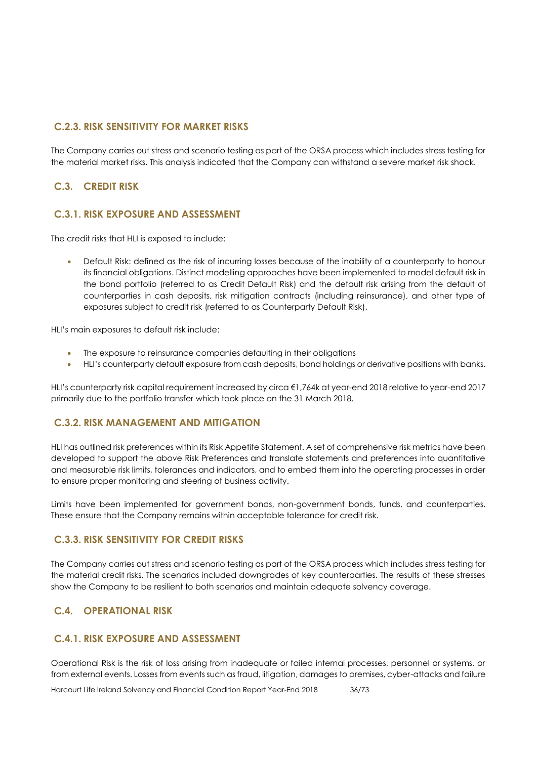### C.2.3. RISK SENSITIVITY FOR MARKET RISKS

The Company carries out stress and scenario testing as part of the ORSA process which includes stress testing for the material market risks. This analysis indicated that the Company can withstand a severe market risk shock.

## C.3. CREDIT RISK

### C.3.1. RISK EXPOSURE AND ASSESSMENT

The credit risks that HLI is exposed to include:

- Default Risk: defined as the risk of incurring losses because of the inability of a counterparty to honour its financial obligations. Distinct modelling approaches have been implemented to model default risk in the bond portfolio (referred to as Credit Default Risk) and the default risk arising from the default of counterparties in cash deposits, risk mitigation contracts (including reinsurance), and other type of exposures subject to credit risk (referred to as Counterparty Default Risk).

HLI's main exposures to default risk include:

- The exposure to reinsurance companies defaulting in their obligations
- HLI's counterparty default exposure from cash deposits, bond holdings or derivative positions with banks.

HLI's counterparty risk capital requirement increased by circa €1,764k at year-end 2018 relative to year-end 2017 primarily due to the portfolio transfer which took place on the 31 March 2018.

### C.3.2. RISK MANAGEMENT AND MITIGATION

HLI has outlined risk preferences within its Risk Appetite Statement. A set of comprehensive risk metrics have been developed to support the above Risk Preferences and translate statements and preferences into quantitative and measurable risk limits, tolerances and indicators, and to embed them into the operating processes in order to ensure proper monitoring and steering of business activity.

Limits have been implemented for government bonds, non-government bonds, funds, and counterparties. These ensure that the Company remains within acceptable tolerance for credit risk.

### C.3.3. RISK SENSITIVITY FOR CREDIT RISKS

The Company carries out stress and scenario testing as part of the ORSA process which includes stress testing for the material credit risks. The scenarios included downgrades of key counterparties. The results of these stresses show the Company to be resilient to both scenarios and maintain adequate solvency coverage.

## C.4. OPERATIONAL RISK

### C.4.1. RISK EXPOSURE AND ASSESSMENT

Operational Risk is the risk of loss arising from inadequate or failed internal processes, personnel or systems, or from external events. Losses from events such as fraud, litigation, damages to premises, cyber-attacks and failure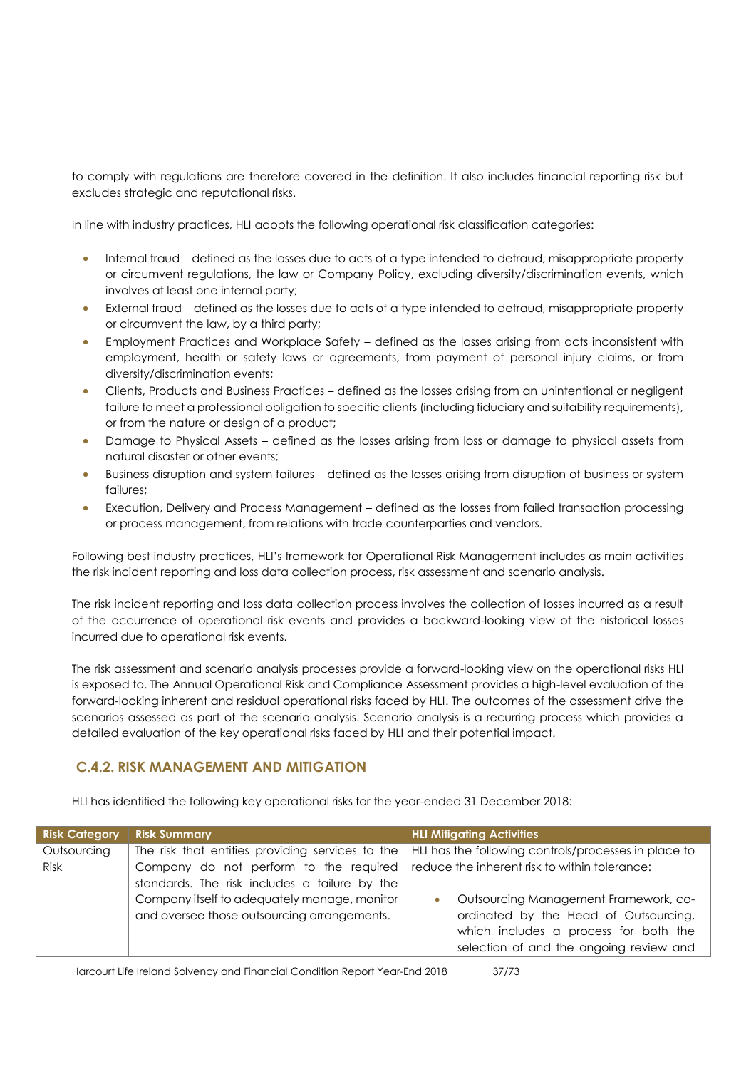to comply with regulations are therefore covered in the definition. It also includes financial reporting risk but excludes strategic and reputational risks.

In line with industry practices, HLI adopts the following operational risk classification categories:

- Internal fraud – defined as the losses due to acts of a type intended to defraud, misappropriate property or circumvent regulations, the law or Company Policy, excluding diversity/discrimination events, which involves at least one internal party;
- External fraud – defined as the losses due to acts of a type intended to defraud, misappropriate property or circumvent the law, by a third party;
- Employment Practices and Workplace Safety – defined as the losses arising from acts inconsistent with employment, health or safety laws or agreements, from payment of personal injury claims, or from diversity/discrimination events;
- Clients, Products and Business Practices – defined as the losses arising from an unintentional or negligent failure to meet a professional obligation to specific clients (including fiduciary and suitability requirements), or from the nature or design of a product;
- Damage to Physical Assets – defined as the losses arising from loss or damage to physical assets from natural disaster or other events;
- Business disruption and system failures – defined as the losses arising from disruption of business or system failures;
- Execution, Delivery and Process Management – defined as the losses from failed transaction processing or process management, from relations with trade counterparties and vendors.

Following best industry practices, HLI's framework for Operational Risk Management includes as main activities the risk incident reporting and loss data collection process, risk assessment and scenario analysis.

The risk incident reporting and loss data collection process involves the collection of losses incurred as a result of the occurrence of operational risk events and provides a backward-looking view of the historical losses incurred due to operational risk events.

The risk assessment and scenario analysis processes provide a forward-looking view on the operational risks HLI is exposed to. The Annual Operational Risk and Compliance Assessment provides a high-level evaluation of the forward-looking inherent and residual operational risks faced by HLI. The outcomes of the assessment drive the scenarios assessed as part of the scenario analysis. Scenario analysis is a recurring process which provides a detailed evaluation of the key operational risks faced by HLI and their potential impact.

## C.4.2. RISK MANAGEMENT AND MITIGATION

HLI has identified the following key operational risks for the year-ended 31 December 2018:

| Risk Category | Risk Summary | HLI Mitigating Activities |
|---|---|---|
| Outsourcing Risk | The risk that entities providing services to the Company do not perform to the required standards. The risk includes a failure by the Company itself to adequately manage, monitor and oversee those outsourcing arrangements. | HLI has the following controls/processes in place to reduce the inherent risk to within tolerance:<br><br>• Outsourcing Management Framework, co-ordinated by the Head of Outsourcing, which includes a process for both the selection of and the ongoing review and |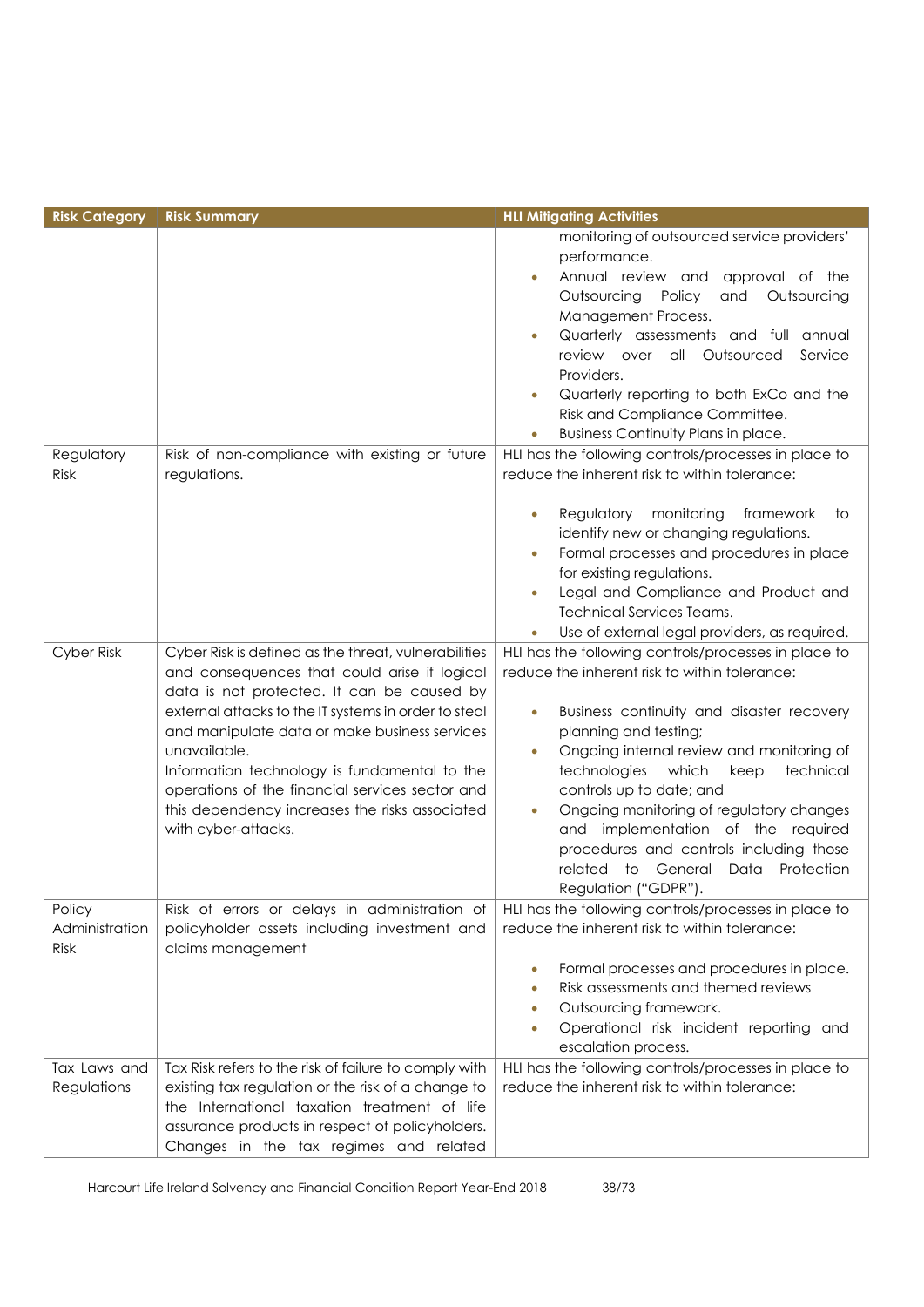| Risk Category | Risk Summary | HLI Mitigating Activities |
|---|---|---|
| | | monitoring of outsourced service providers' performance.<br>• Annual review and approval of the Outsourcing Policy and Outsourcing Management Process.<br>• Quarterly assessments and full annual review over all Outsourced Service Providers.<br>• Quarterly reporting to both ExCo and the Risk and Compliance Committee.<br>• Business Continuity Plans in place. |
| Regulatory Risk | Risk of non-compliance with existing or future regulations. | HLI has the following controls/processes in place to reduce the inherent risk to within tolerance:<br><br>• Regulatory monitoring framework to identify new or changing regulations.<br>• Formal processes and procedures in place for existing regulations.<br>• Legal and Compliance and Product and Technical Services Teams.<br>• Use of external legal providers, as required. |
| Cyber Risk | Cyber Risk is defined as the threat, vulnerabilities and consequences that could arise if logical data is not protected. It can be caused by external attacks to the IT systems in order to steal and manipulate data or make business services unavailable.<br>Information technology is fundamental to the operations of the financial services sector and this dependency increases the risks associated with cyber-attacks. | HLI has the following controls/processes in place to reduce the inherent risk to within tolerance:<br><br>• Business continuity and disaster recovery planning and testing;<br>• Ongoing internal review and monitoring of technologies which keep technical controls up to date; and<br>• Ongoing monitoring of regulatory changes and implementation of the required procedures and controls including those related to General Data Protection Regulation ("GDPR"). |
| Policy Administration Risk | Risk of errors or delays in administration of policyholder assets including investment and claims management | HLI has the following controls/processes in place to reduce the inherent risk to within tolerance:<br><br>• Formal processes and procedures in place.<br>• Risk assessments and themed reviews<br>• Outsourcing framework.<br>• Operational risk incident reporting and escalation process. |
| Tax Laws and Regulations | Tax Risk refers to the risk of failure to comply with existing tax regulation or the risk of a change to the International taxation treatment of life assurance products in respect of policyholders. Changes in the tax regimes and related | HLI has the following controls/processes in place to reduce the inherent risk to within tolerance: |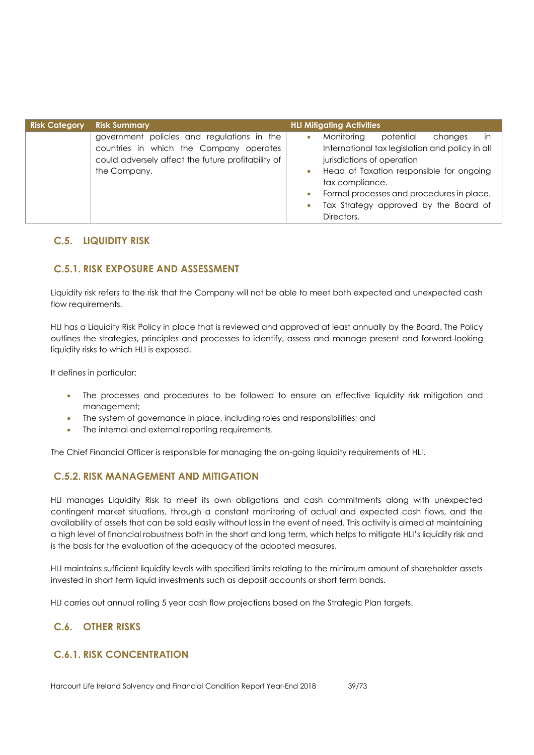| Risk Category | Risk Summary | HLI Mitigating Activities |
|---|---|---|
| | government policies and regulations in the countries in which the Company operates could adversely affect the future profitability of the Company. | • Monitoring potential changes in International tax legislation and policy in all jurisdictions of operation<br>• Head of Taxation responsible for ongoing tax compliance.<br>• Formal processes and procedures in place.<br>• Tax Strategy approved by the Board of Directors. |

## C.5. LIQUIDITY RISK

### C.5.1. RISK EXPOSURE AND ASSESSMENT

Liquidity risk refers to the risk that the Company will not be able to meet both expected and unexpected cash flow requirements.

HLI has a Liquidity Risk Policy in place that is reviewed and approved at least annually by the Board. The Policy outlines the strategies, principles and processes to identify, assess and manage present and forward-looking liquidity risks to which HLI is exposed.

It defines in particular:

- The processes and procedures to be followed to ensure an effective liquidity risk mitigation and management;
- The system of governance in place, including roles and responsibilities; and
- The internal and external reporting requirements.

The Chief Financial Officer is responsible for managing the on-going liquidity requirements of HLI.

### C.5.2. RISK MANAGEMENT AND MITIGATION

HLI manages Liquidity Risk to meet its own obligations and cash commitments along with unexpected contingent market situations, through a constant monitoring of actual and expected cash flows, and the availability of assets that can be sold easily without loss in the event of need. This activity is aimed at maintaining a high level of financial robustness both in the short and long term, which helps to mitigate HLI's liquidity risk and is the basis for the evaluation of the adequacy of the adopted measures.

HLI maintains sufficient liquidity levels with specified limits relating to the minimum amount of shareholder assets invested in short term liquid investments such as deposit accounts or short term bonds.

HLI carries out annual rolling 5 year cash flow projections based on the Strategic Plan targets.

## C.6. OTHER RISKS

### C.6.1. RISK CONCENTRATION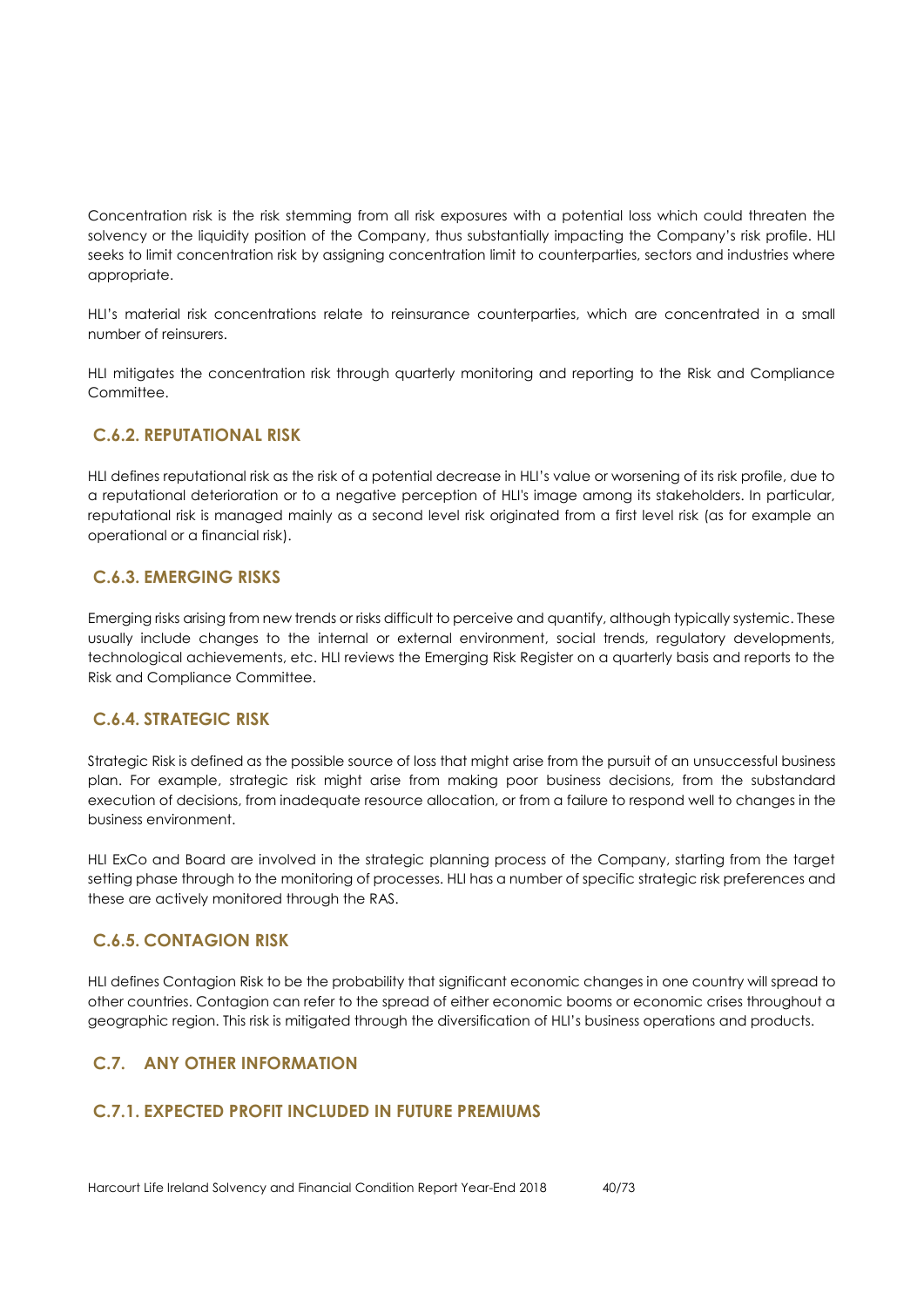Concentration risk is the risk stemming from all risk exposures with a potential loss which could threaten the solvency or the liquidity position of the Company, thus substantially impacting the Company's risk profile. HLI seeks to limit concentration risk by assigning concentration limit to counterparties, sectors and industries where appropriate.

HLI's material risk concentrations relate to reinsurance counterparties, which are concentrated in a small number of reinsurers.

HLI mitigates the concentration risk through quarterly monitoring and reporting to the Risk and Compliance Committee.

### C.6.2. REPUTATIONAL RISK

HLI defines reputational risk as the risk of a potential decrease in HLI's value or worsening of its risk profile, due to a reputational deterioration or to a negative perception of HLI's image among its stakeholders. In particular, reputational risk is managed mainly as a second level risk originated from a first level risk (as for example an operational or a financial risk).

### C.6.3. EMERGING RISKS

Emerging risks arising from new trends or risks difficult to perceive and quantify, although typically systemic. These usually include changes to the internal or external environment, social trends, regulatory developments, technological achievements, etc. HLI reviews the Emerging Risk Register on a quarterly basis and reports to the Risk and Compliance Committee.

### C.6.4. STRATEGIC RISK

Strategic Risk is defined as the possible source of loss that might arise from the pursuit of an unsuccessful business plan. For example, strategic risk might arise from making poor business decisions, from the substandard execution of decisions, from inadequate resource allocation, or from a failure to respond well to changes in the business environment.

HLI ExCo and Board are involved in the strategic planning process of the Company, starting from the target setting phase through to the monitoring of processes. HLI has a number of specific strategic risk preferences and these are actively monitored through the RAS.

### C.6.5. CONTAGION RISK

HLI defines Contagion Risk to be the probability that significant economic changes in one country will spread to other countries. Contagion can refer to the spread of either economic booms or economic crises throughout a geographic region. This risk is mitigated through the diversification of HLI's business operations and products.

## C.7. ANY OTHER INFORMATION

### C.7.1. EXPECTED PROFIT INCLUDED IN FUTURE PREMIUMS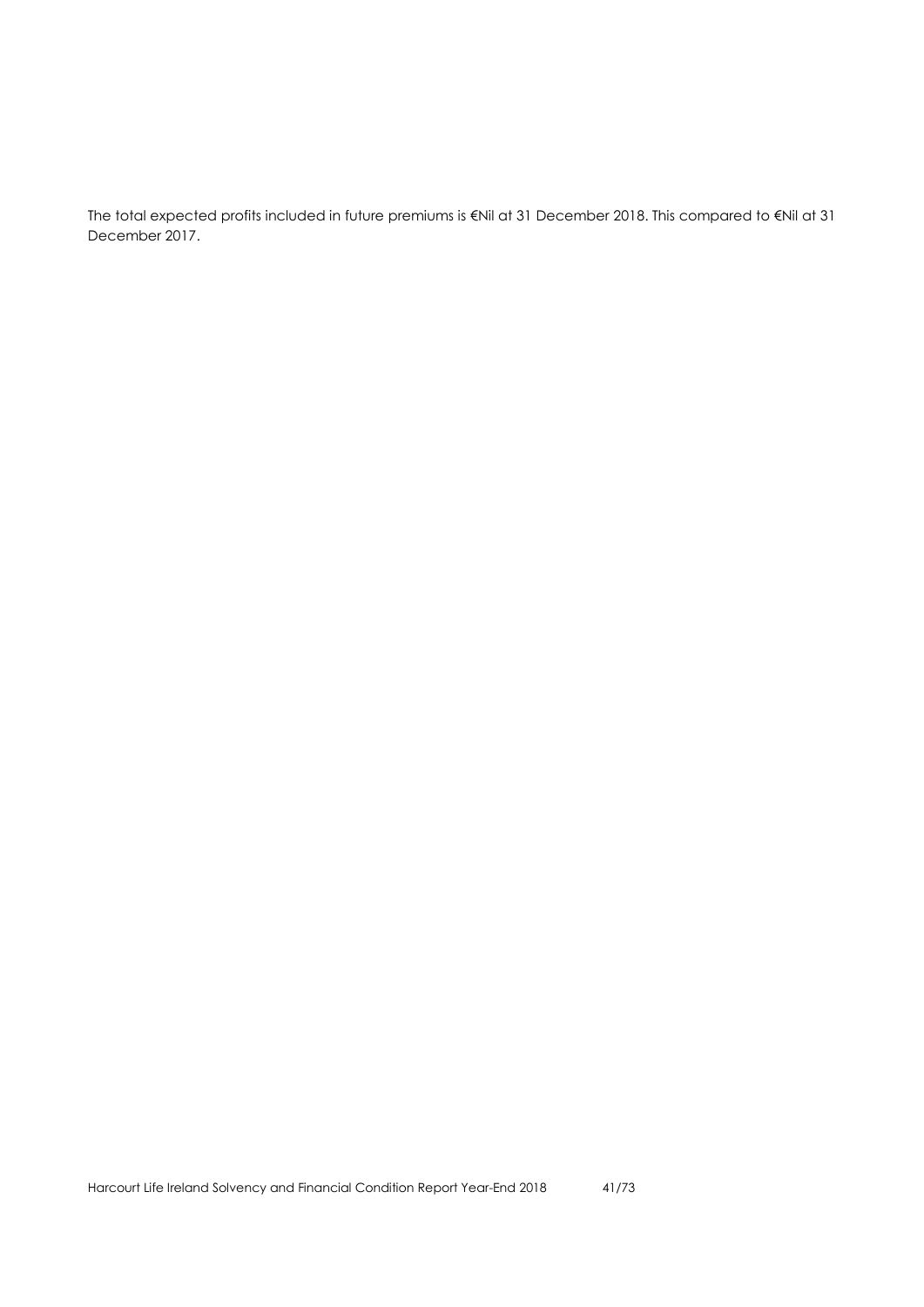The total expected profits included in future premiums is €Nil at 31 December 2018. This compared to €Nil at 31 December 2017.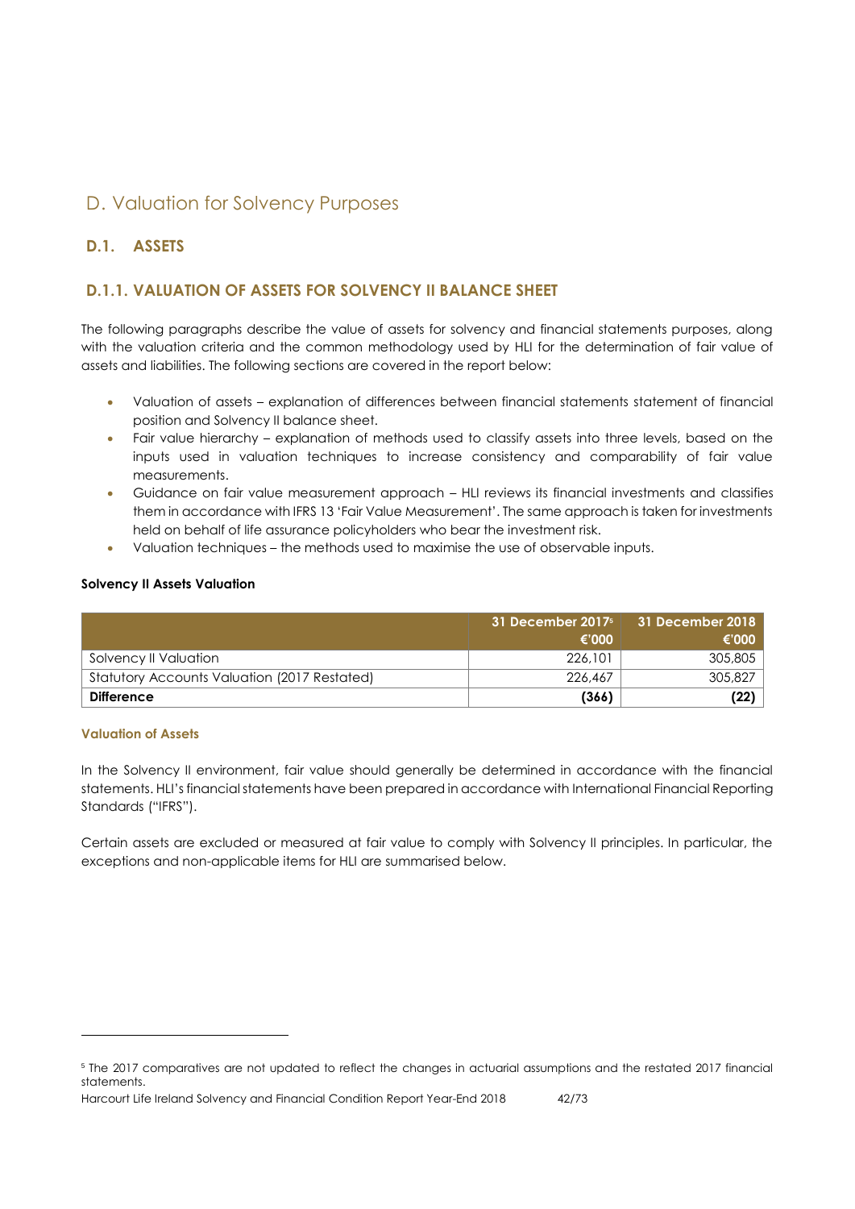# D. Valuation for Solvency Purposes

## D.1. ASSETS

### D.1.1. VALUATION OF ASSETS FOR SOLVENCY II BALANCE SHEET

The following paragraphs describe the value of assets for solvency and financial statements purposes, along with the valuation criteria and the common methodology used by HLI for the determination of fair value of assets and liabilities. The following sections are covered in the report below:

- Valuation of assets – explanation of differences between financial statements statement of financial position and Solvency II balance sheet.
- Fair value hierarchy – explanation of methods used to classify assets into three levels, based on the inputs used in valuation techniques to increase consistency and comparability of fair value measurements.
- Guidance on fair value measurement approach – HLI reviews its financial investments and classifies them in accordance with IFRS 13 'Fair Value Measurement'. The same approach is taken for investments held on behalf of life assurance policyholders who bear the investment risk.
- Valuation techniques – the methods used to maximise the use of observable inputs.

**Solvency II Assets Valuation**

| | 31 December 2017[5] €'000 | 31 December 2018 €'000 |
|---|---|---|
| Solvency II Valuation | 226,101 | 305,805 |
| Statutory Accounts Valuation (2017 Restated) | 226,467 | 305,827 |
| **Difference** | **(366)** | **(22)** |

**Valuation of Assets**

In the Solvency II environment, fair value should generally be determined in accordance with the financial statements. HLI's financial statements have been prepared in accordance with International Financial Reporting Standards ("IFRS").

Certain assets are excluded or measured at fair value to comply with Solvency II principles. In particular, the exceptions and non-applicable items for HLI are summarised below.

[5] The 2017 comparatives are not updated to reflect the changes in actuarial assumptions and the restated 2017 financial statements.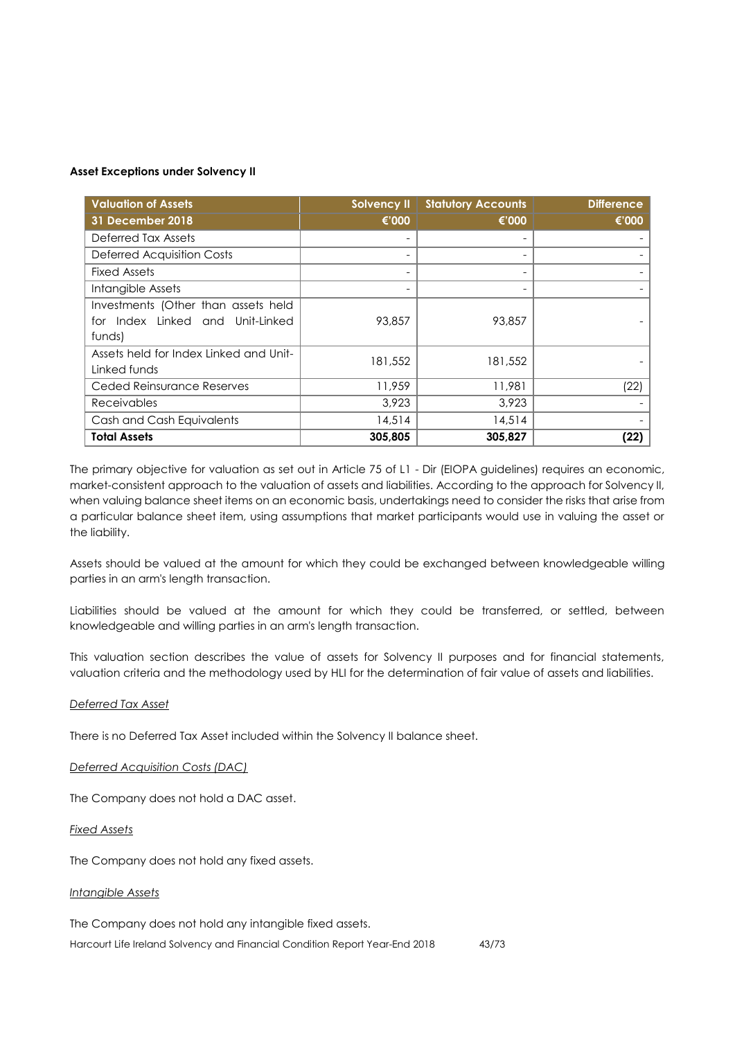**Asset Exceptions under Solvency II**

| Valuation of Assets | Solvency II | Statutory Accounts | Difference |
|---|---|---|---|
| **31 December 2018** | **€'000** | **€'000** | **€'000** |
| Deferred Tax Assets | - | - | - |
| Deferred Acquisition Costs | - | - | - |
| Fixed Assets | - | - | - |
| Intangible Assets | - | - | - |
| Investments (Other than assets held for Index Linked and Unit-Linked funds) | 93,857 | 93,857 | - |
| Assets held for Index Linked and Unit-Linked funds | 181,552 | 181,552 | - |
| Ceded Reinsurance Reserves | 11,959 | 11,981 | (22) |
| Receivables | 3,923 | 3,923 | - |
| Cash and Cash Equivalents | 14,514 | 14,514 | - |
| **Total Assets** | **305,805** | **305,827** | **(22)** |

The primary objective for valuation as set out in Article 75 of L1 - Dir (EIOPA guidelines) requires an economic, market-consistent approach to the valuation of assets and liabilities. According to the approach for Solvency II, when valuing balance sheet items on an economic basis, undertakings need to consider the risks that arise from a particular balance sheet item, using assumptions that market participants would use in valuing the asset or the liability.

Assets should be valued at the amount for which they could be exchanged between knowledgeable willing parties in an arm's length transaction.

Liabilities should be valued at the amount for which they could be transferred, or settled, between knowledgeable and willing parties in an arm's length transaction.

This valuation section describes the value of assets for Solvency II purposes and for financial statements, valuation criteria and the methodology used by HLI for the determination of fair value of assets and liabilities.

*Deferred Tax Asset*

There is no Deferred Tax Asset included within the Solvency II balance sheet.

*Deferred Acquisition Costs (DAC)*

The Company does not hold a DAC asset.

*Fixed Assets*

The Company does not hold any fixed assets.

*Intangible Assets*

The Company does not hold any intangible fixed assets.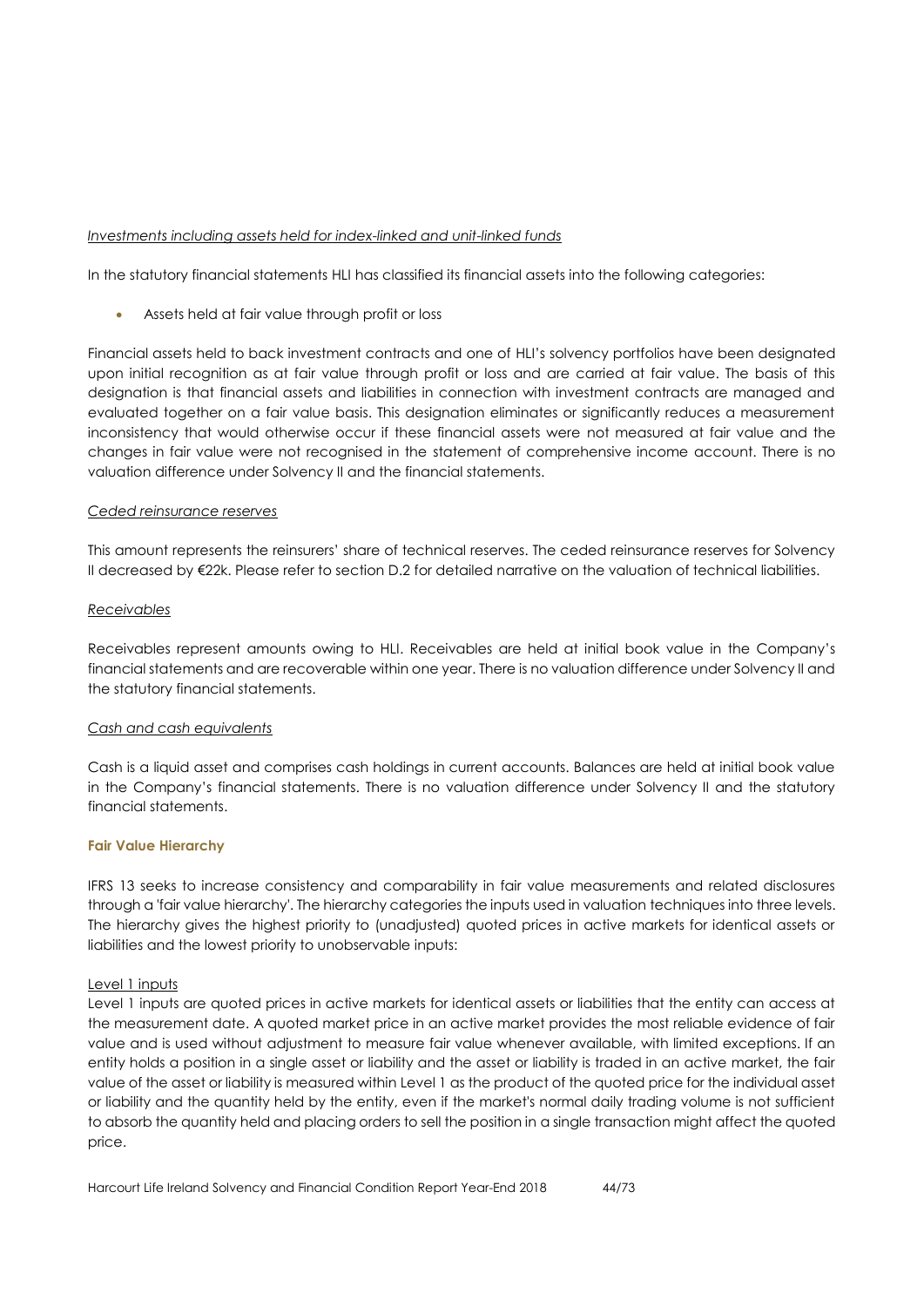*Investments including assets held for index-linked and unit-linked funds*

In the statutory financial statements HLI has classified its financial assets into the following categories:

- Assets held at fair value through profit or loss

Financial assets held to back investment contracts and one of HLI's solvency portfolios have been designated upon initial recognition as at fair value through profit or loss and are carried at fair value. The basis of this designation is that financial assets and liabilities in connection with investment contracts are managed and evaluated together on a fair value basis. This designation eliminates or significantly reduces a measurement inconsistency that would otherwise occur if these financial assets were not measured at fair value and the changes in fair value were not recognised in the statement of comprehensive income account. There is no valuation difference under Solvency II and the financial statements.

*Ceded reinsurance reserves*

This amount represents the reinsurers' share of technical reserves. The ceded reinsurance reserves for Solvency II decreased by €22k. Please refer to section D.2 for detailed narrative on the valuation of technical liabilities.

*Receivables*

Receivables represent amounts owing to HLI. Receivables are held at initial book value in the Company's financial statements and are recoverable within one year. There is no valuation difference under Solvency II and the statutory financial statements.

*Cash and cash equivalents*

Cash is a liquid asset and comprises cash holdings in current accounts. Balances are held at initial book value in the Company's financial statements. There is no valuation difference under Solvency II and the statutory financial statements.

**Fair Value Hierarchy**

IFRS 13 seeks to increase consistency and comparability in fair value measurements and related disclosures through a 'fair value hierarchy'. The hierarchy categories the inputs used in valuation techniques into three levels. The hierarchy gives the highest priority to (unadjusted) quoted prices in active markets for identical assets or liabilities and the lowest priority to unobservable inputs:

Level 1 inputs

Level 1 inputs are quoted prices in active markets for identical assets or liabilities that the entity can access at the measurement date. A quoted market price in an active market provides the most reliable evidence of fair value and is used without adjustment to measure fair value whenever available, with limited exceptions. If an entity holds a position in a single asset or liability and the asset or liability is traded in an active market, the fair value of the asset or liability is measured within Level 1 as the product of the quoted price for the individual asset or liability and the quantity held by the entity, even if the market's normal daily trading volume is not sufficient to absorb the quantity held and placing orders to sell the position in a single transaction might affect the quoted price.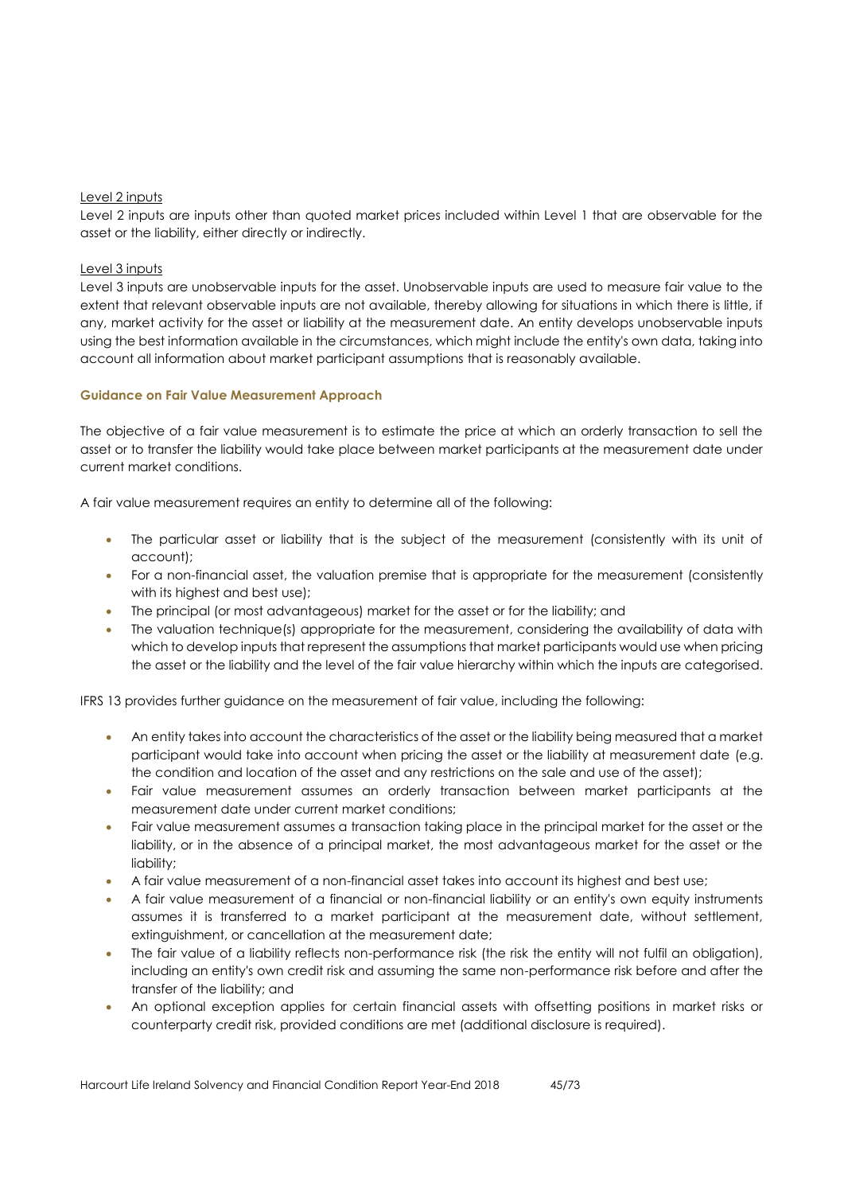Level 2 inputs

Level 2 inputs are inputs other than quoted market prices included within Level 1 that are observable for the asset or the liability, either directly or indirectly.

Level 3 inputs

Level 3 inputs are unobservable inputs for the asset. Unobservable inputs are used to measure fair value to the extent that relevant observable inputs are not available, thereby allowing for situations in which there is little, if any, market activity for the asset or liability at the measurement date. An entity develops unobservable inputs using the best information available in the circumstances, which might include the entity's own data, taking into account all information about market participant assumptions that is reasonably available.

**Guidance on Fair Value Measurement Approach**

The objective of a fair value measurement is to estimate the price at which an orderly transaction to sell the asset or to transfer the liability would take place between market participants at the measurement date under current market conditions.

A fair value measurement requires an entity to determine all of the following:

- The particular asset or liability that is the subject of the measurement (consistently with its unit of account);
- For a non-financial asset, the valuation premise that is appropriate for the measurement (consistently with its highest and best use);
- The principal (or most advantageous) market for the asset or for the liability; and
- The valuation technique(s) appropriate for the measurement, considering the availability of data with which to develop inputs that represent the assumptions that market participants would use when pricing the asset or the liability and the level of the fair value hierarchy within which the inputs are categorised.

IFRS 13 provides further guidance on the measurement of fair value, including the following:

- An entity takes into account the characteristics of the asset or the liability being measured that a market participant would take into account when pricing the asset or the liability at measurement date (e.g. the condition and location of the asset and any restrictions on the sale and use of the asset);
- Fair value measurement assumes an orderly transaction between market participants at the measurement date under current market conditions;
- Fair value measurement assumes a transaction taking place in the principal market for the asset or the liability, or in the absence of a principal market, the most advantageous market for the asset or the liability;
- A fair value measurement of a non-financial asset takes into account its highest and best use;
- A fair value measurement of a financial or non-financial liability or an entity's own equity instruments assumes it is transferred to a market participant at the measurement date, without settlement, extinguishment, or cancellation at the measurement date;
- The fair value of a liability reflects non-performance risk (the risk the entity will not fulfil an obligation), including an entity's own credit risk and assuming the same non-performance risk before and after the transfer of the liability; and
- An optional exception applies for certain financial assets with offsetting positions in market risks or counterparty credit risk, provided conditions are met (additional disclosure is required).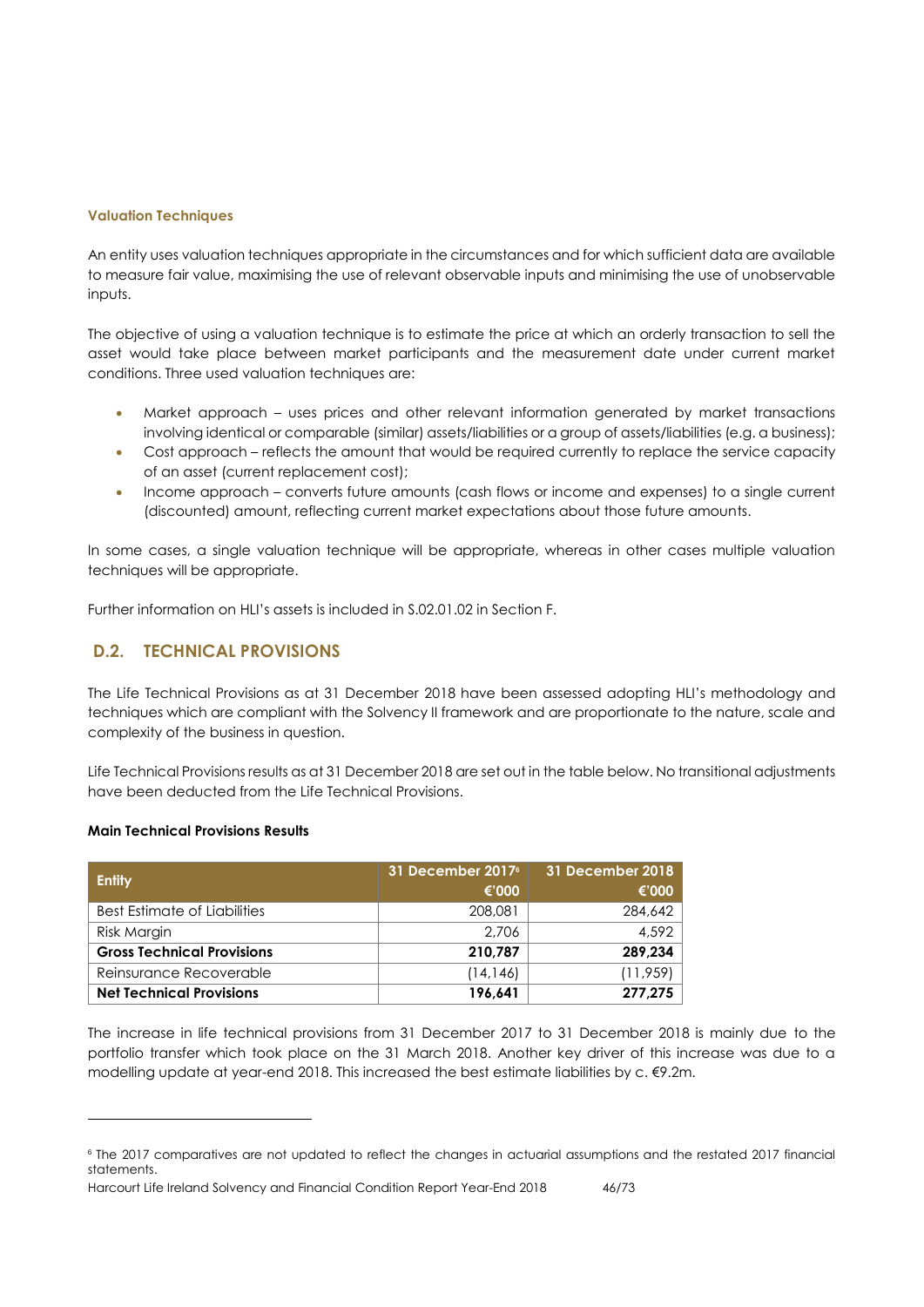### Valuation Techniques

An entity uses valuation techniques appropriate in the circumstances and for which sufficient data are available to measure fair value, maximising the use of relevant observable inputs and minimising the use of unobservable inputs.

The objective of using a valuation technique is to estimate the price at which an orderly transaction to sell the asset would take place between market participants and the measurement date under current market conditions. Three used valuation techniques are:

- Market approach – uses prices and other relevant information generated by market transactions involving identical or comparable (similar) assets/liabilities or a group of assets/liabilities (e.g. a business);
- Cost approach – reflects the amount that would be required currently to replace the service capacity of an asset (current replacement cost);
- Income approach – converts future amounts (cash flows or income and expenses) to a single current (discounted) amount, reflecting current market expectations about those future amounts.

In some cases, a single valuation technique will be appropriate, whereas in other cases multiple valuation techniques will be appropriate.

Further information on HLI's assets is included in S.02.01.02 in Section F.

## D.2. TECHNICAL PROVISIONS

The Life Technical Provisions as at 31 December 2018 have been assessed adopting HLI's methodology and techniques which are compliant with the Solvency II framework and are proportionate to the nature, scale and complexity of the business in question.

Life Technical Provisions results as at 31 December 2018 are set out in the table below. No transitional adjustments have been deducted from the Life Technical Provisions.

**Main Technical Provisions Results**

| Entity | 31 December 2017[6] €'000 | 31 December 2018 €'000 |
|---|---|---|
| Best Estimate of Liabilities | 208,081 | 284,642 |
| Risk Margin | 2,706 | 4,592 |
| **Gross Technical Provisions** | **210,787** | **289,234** |
| Reinsurance Recoverable | (14,146) | (11,959) |
| **Net Technical Provisions** | **196,641** | **277,275** |

The increase in life technical provisions from 31 December 2017 to 31 December 2018 is mainly due to the portfolio transfer which took place on the 31 March 2018. Another key driver of this increase was due to a modelling update at year-end 2018. This increased the best estimate liabilities by c. €9.2m.

[6] The 2017 comparatives are not updated to reflect the changes in actuarial assumptions and the restated 2017 financial statements.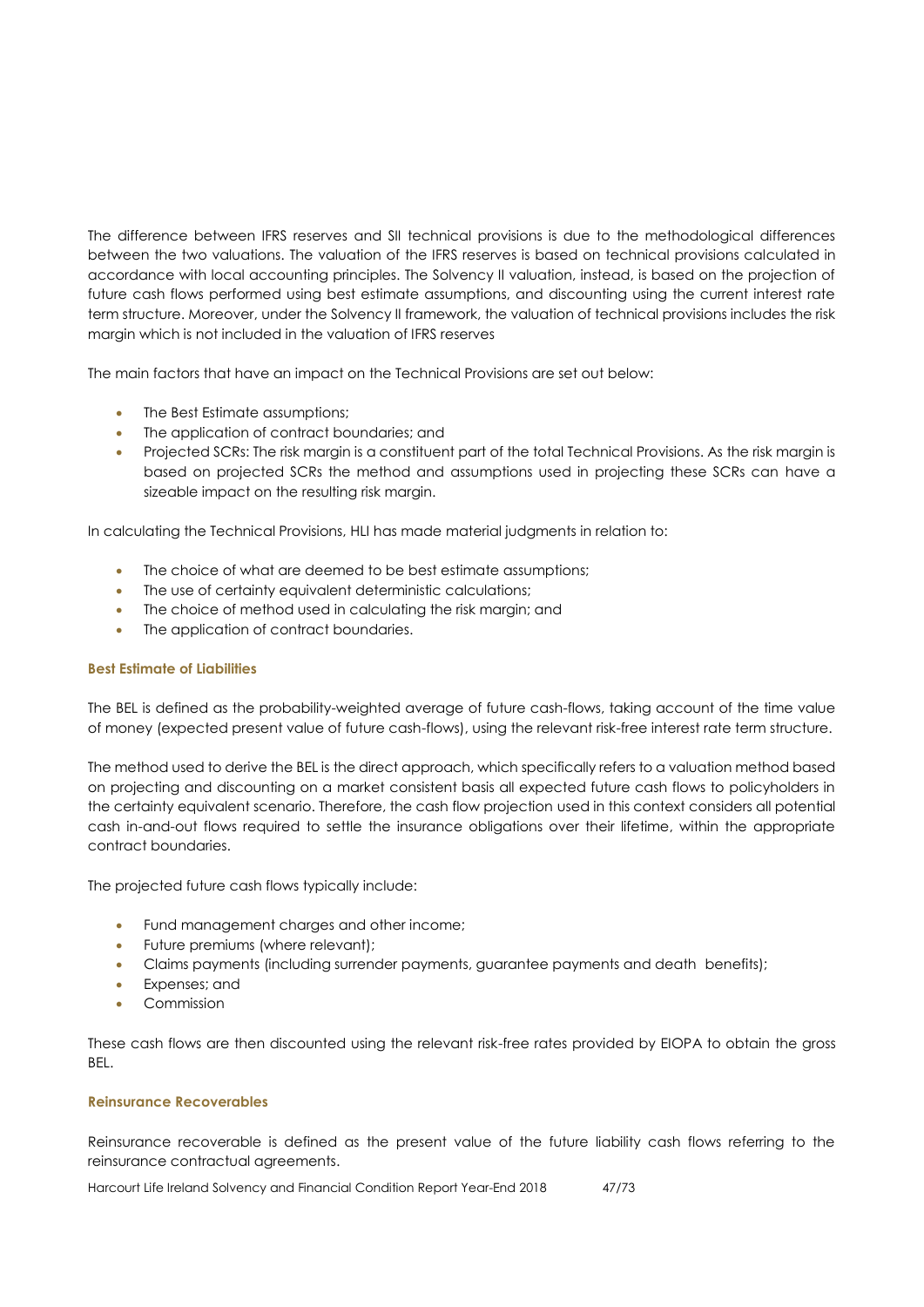The difference between IFRS reserves and SII technical provisions is due to the methodological differences between the two valuations. The valuation of the IFRS reserves is based on technical provisions calculated in accordance with local accounting principles. The Solvency II valuation, instead, is based on the projection of future cash flows performed using best estimate assumptions, and discounting using the current interest rate term structure. Moreover, under the Solvency II framework, the valuation of technical provisions includes the risk margin which is not included in the valuation of IFRS reserves

The main factors that have an impact on the Technical Provisions are set out below:

- The Best Estimate assumptions;
- The application of contract boundaries; and
- Projected SCRs: The risk margin is a constituent part of the total Technical Provisions. As the risk margin is based on projected SCRs the method and assumptions used in projecting these SCRs can have a sizeable impact on the resulting risk margin.

In calculating the Technical Provisions, HLI has made material judgments in relation to:

- The choice of what are deemed to be best estimate assumptions;
- The use of certainty equivalent deterministic calculations;
- The choice of method used in calculating the risk margin; and
- The application of contract boundaries.

#### Best Estimate of Liabilities

The BEL is defined as the probability-weighted average of future cash-flows, taking account of the time value of money (expected present value of future cash-flows), using the relevant risk-free interest rate term structure.

The method used to derive the BEL is the direct approach, which specifically refers to a valuation method based on projecting and discounting on a market consistent basis all expected future cash flows to policyholders in the certainty equivalent scenario. Therefore, the cash flow projection used in this context considers all potential cash in-and-out flows required to settle the insurance obligations over their lifetime, within the appropriate contract boundaries.

The projected future cash flows typically include:

- Fund management charges and other income;
- Future premiums (where relevant);
- Claims payments (including surrender payments, guarantee payments and death benefits);
- Expenses; and
- Commission

These cash flows are then discounted using the relevant risk-free rates provided by EIOPA to obtain the gross BEL.

#### Reinsurance Recoverables

Reinsurance recoverable is defined as the present value of the future liability cash flows referring to the reinsurance contractual agreements.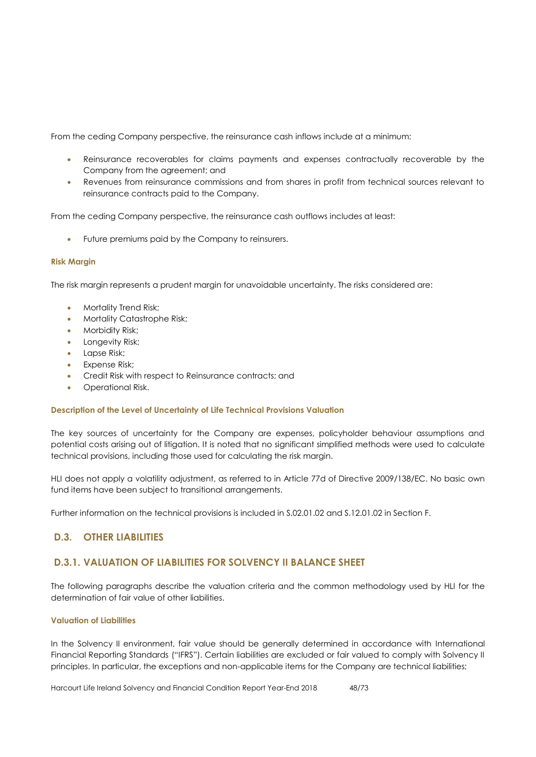From the ceding Company perspective, the reinsurance cash inflows include at a minimum:

- Reinsurance recoverables for claims payments and expenses contractually recoverable by the Company from the agreement; and
- Revenues from reinsurance commissions and from shares in profit from technical sources relevant to reinsurance contracts paid to the Company.

From the ceding Company perspective, the reinsurance cash outflows includes at least:

- Future premiums paid by the Company to reinsurers.

#### Risk Margin

The risk margin represents a prudent margin for unavoidable uncertainty. The risks considered are:

- Mortality Trend Risk;
- Mortality Catastrophe Risk;
- Morbidity Risk;
- Longevity Risk;
- Lapse Risk;
- Expense Risk;
- Credit Risk with respect to Reinsurance contracts; and
- Operational Risk.

#### Description of the Level of Uncertainty of Life Technical Provisions Valuation

The key sources of uncertainty for the Company are expenses, policyholder behaviour assumptions and potential costs arising out of litigation. It is noted that no significant simplified methods were used to calculate technical provisions, including those used for calculating the risk margin.

HLI does not apply a volatility adjustment, as referred to in Article 77d of Directive 2009/138/EC. No basic own fund items have been subject to transitional arrangements.

Further information on the technical provisions is included in S.02.01.02 and S.12.01.02 in Section F.

## D.3. OTHER LIABILITIES

## D.3.1. VALUATION OF LIABILITIES FOR SOLVENCY II BALANCE SHEET

The following paragraphs describe the valuation criteria and the common methodology used by HLI for the determination of fair value of other liabilities.

#### Valuation of Liabilities

In the Solvency II environment, fair value should be generally determined in accordance with International Financial Reporting Standards ("IFRS"). Certain liabilities are excluded or fair valued to comply with Solvency II principles. In particular, the exceptions and non-applicable items for the Company are technical liabilities;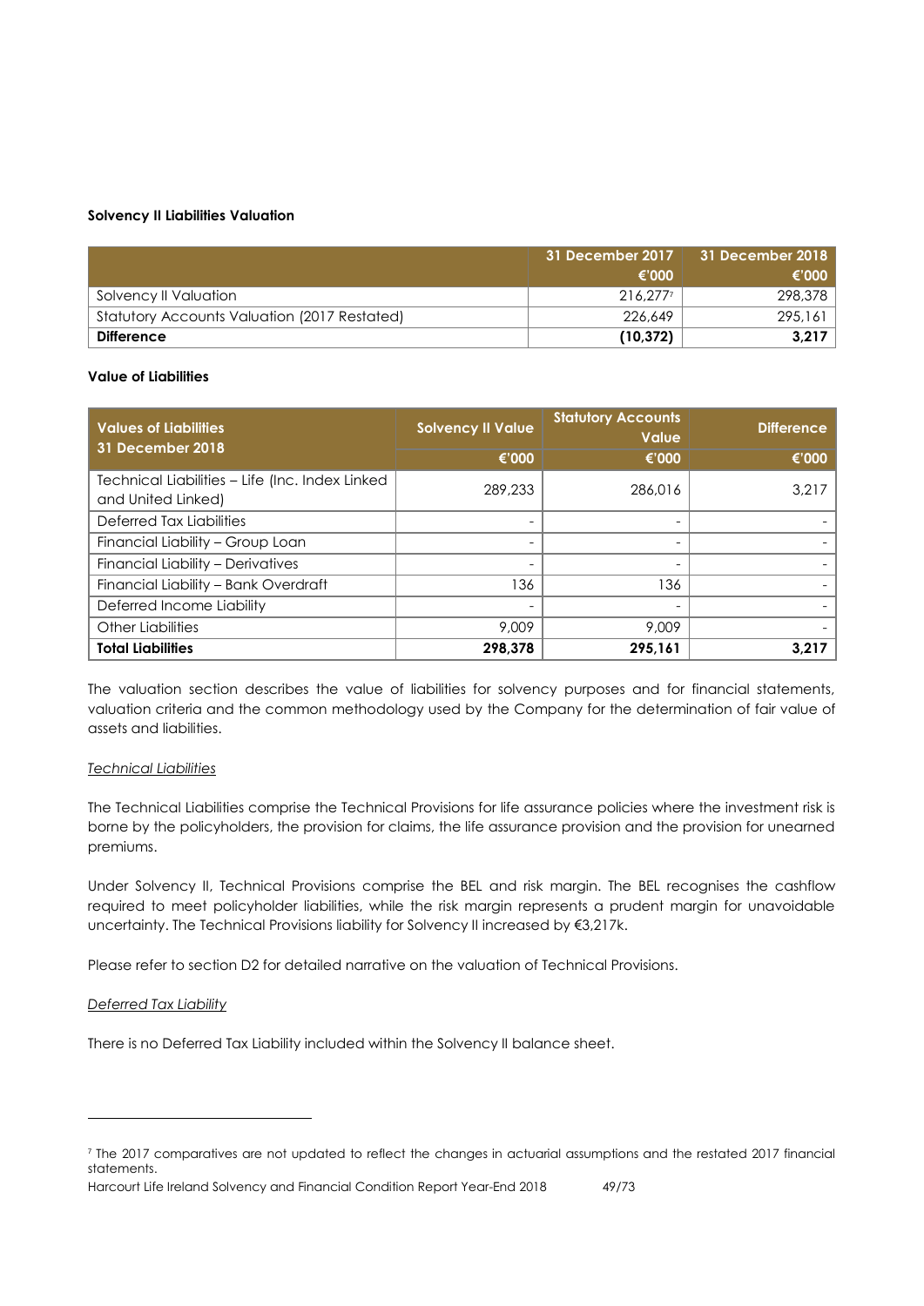**Solvency II Liabilities Valuation**

| | 31 December 2017 €'000 | 31 December 2018 €'000 |
|---|---|---|
| Solvency II Valuation | 216,277[7] | 298,378 |
| Statutory Accounts Valuation (2017 Restated) | 226,649 | 295,161 |
| **Difference** | **(10,372)** | **3,217** |

**Value of Liabilities**

| Values of Liabilities 31 December 2018 | Solvency II Value | Statutory Accounts Value | Difference |
|---|---|---|---|
| | €'000 | €'000 | €'000 |
| Technical Liabilities – Life (Inc. Index Linked and United Linked) | 289,233 | 286,016 | 3,217 |
| Deferred Tax Liabilities | - | - | - |
| Financial Liability – Group Loan | - | - | - |
| Financial Liability – Derivatives | - | - | - |
| Financial Liability – Bank Overdraft | 136 | 136 | - |
| Deferred Income Liability | - | - | - |
| Other Liabilities | 9,009 | 9,009 | - |
| **Total Liabilities** | **298,378** | **295,161** | **3,217** |

The valuation section describes the value of liabilities for solvency purposes and for financial statements, valuation criteria and the common methodology used by the Company for the determination of fair value of assets and liabilities.

*Technical Liabilities*

The Technical Liabilities comprise the Technical Provisions for life assurance policies where the investment risk is borne by the policyholders, the provision for claims, the life assurance provision and the provision for unearned premiums.

Under Solvency II, Technical Provisions comprise the BEL and risk margin. The BEL recognises the cashflow required to meet policyholder liabilities, while the risk margin represents a prudent margin for unavoidable uncertainty. The Technical Provisions liability for Solvency II increased by €3,217k.

Please refer to section D2 for detailed narrative on the valuation of Technical Provisions.

*Deferred Tax Liability*

There is no Deferred Tax Liability included within the Solvency II balance sheet.

[7] The 2017 comparatives are not updated to reflect the changes in actuarial assumptions and the restated 2017 financial statements.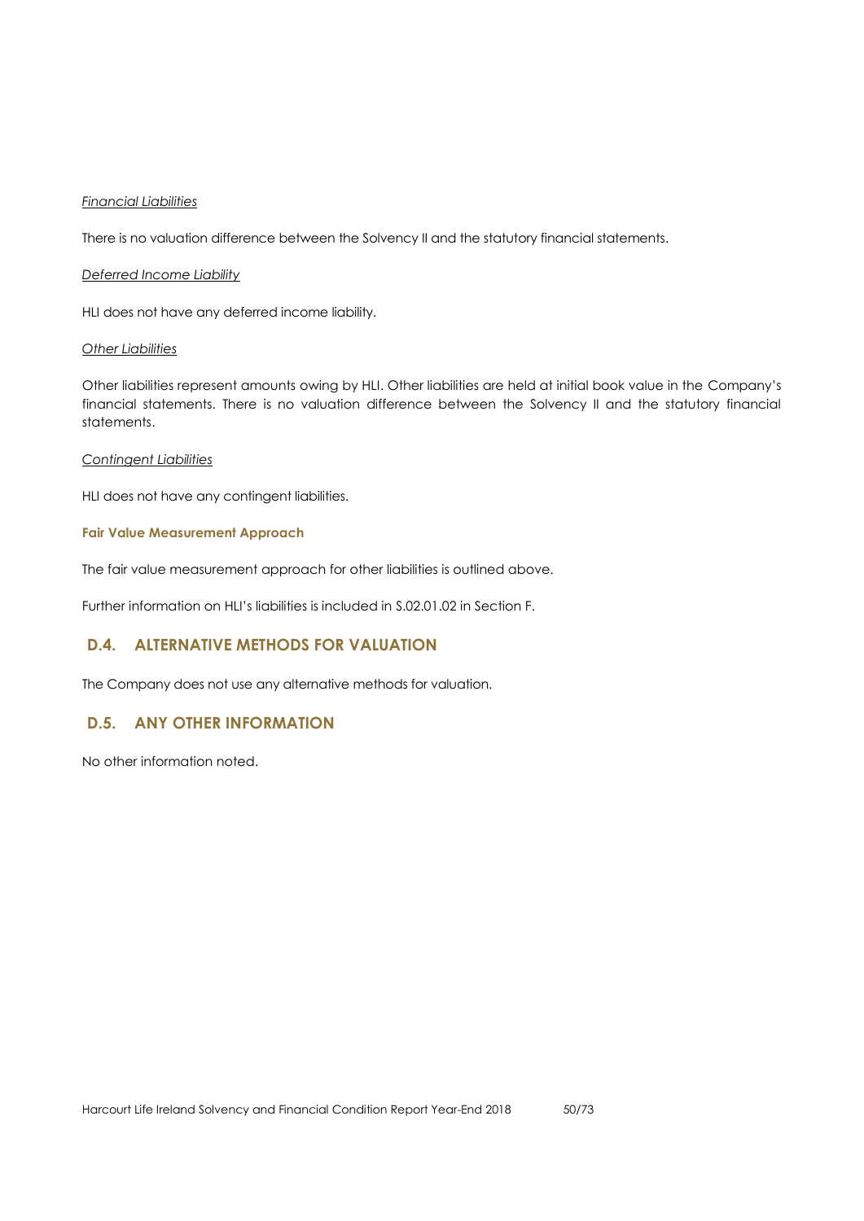*Financial Liabilities*

There is no valuation difference between the Solvency II and the statutory financial statements.

*Deferred Income Liability*

HLI does not have any deferred income liability.

*Other Liabilities*

Other liabilities represent amounts owing by HLI. Other liabilities are held at initial book value in the Company's financial statements. There is no valuation difference between the Solvency II and the statutory financial statements.

*Contingent Liabilities*

HLI does not have any contingent liabilities.

**Fair Value Measurement Approach**

The fair value measurement approach for other liabilities is outlined above.

Further information on HLI's liabilities is included in S.02.01.02 in Section F.

## D.4. ALTERNATIVE METHODS FOR VALUATION

The Company does not use any alternative methods for valuation.

## D.5. ANY OTHER INFORMATION

No other information noted.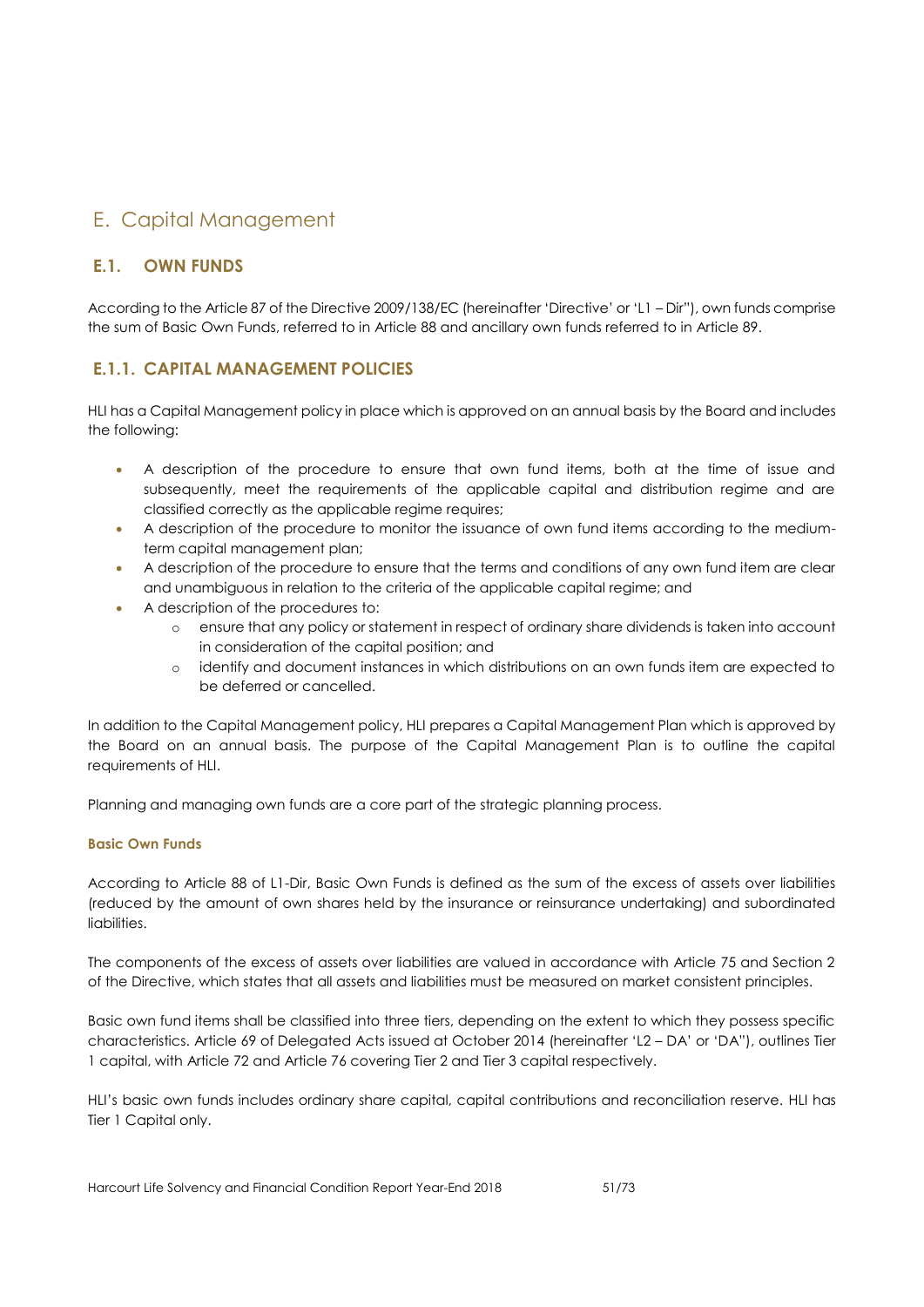# E. Capital Management

## E.1. OWN FUNDS

According to the Article 87 of the Directive 2009/138/EC (hereinafter 'Directive' or 'L1 – Dir"), own funds comprise the sum of Basic Own Funds, referred to in Article 88 and ancillary own funds referred to in Article 89.

## E.1.1. CAPITAL MANAGEMENT POLICIES

HLI has a Capital Management policy in place which is approved on an annual basis by the Board and includes the following:

- A description of the procedure to ensure that own fund items, both at the time of issue and subsequently, meet the requirements of the applicable capital and distribution regime and are classified correctly as the applicable regime requires;
- A description of the procedure to monitor the issuance of own fund items according to the medium-term capital management plan;
- A description of the procedure to ensure that the terms and conditions of any own fund item are clear and unambiguous in relation to the criteria of the applicable capital regime; and
- A description of the procedures to:
    - ensure that any policy or statement in respect of ordinary share dividends is taken into account in consideration of the capital position; and
    - identify and document instances in which distributions on an own funds item are expected to be deferred or cancelled.

In addition to the Capital Management policy, HLI prepares a Capital Management Plan which is approved by the Board on an annual basis. The purpose of the Capital Management Plan is to outline the capital requirements of HLI.

Planning and managing own funds are a core part of the strategic planning process.

#### Basic Own Funds

According to Article 88 of L1-Dir, Basic Own Funds is defined as the sum of the excess of assets over liabilities (reduced by the amount of own shares held by the insurance or reinsurance undertaking) and subordinated liabilities.

The components of the excess of assets over liabilities are valued in accordance with Article 75 and Section 2 of the Directive, which states that all assets and liabilities must be measured on market consistent principles.

Basic own fund items shall be classified into three tiers, depending on the extent to which they possess specific characteristics. Article 69 of Delegated Acts issued at October 2014 (hereinafter 'L2 – DA' or 'DA"), outlines Tier 1 capital, with Article 72 and Article 76 covering Tier 2 and Tier 3 capital respectively.

HLI's basic own funds includes ordinary share capital, capital contributions and reconciliation reserve. HLI has Tier 1 Capital only.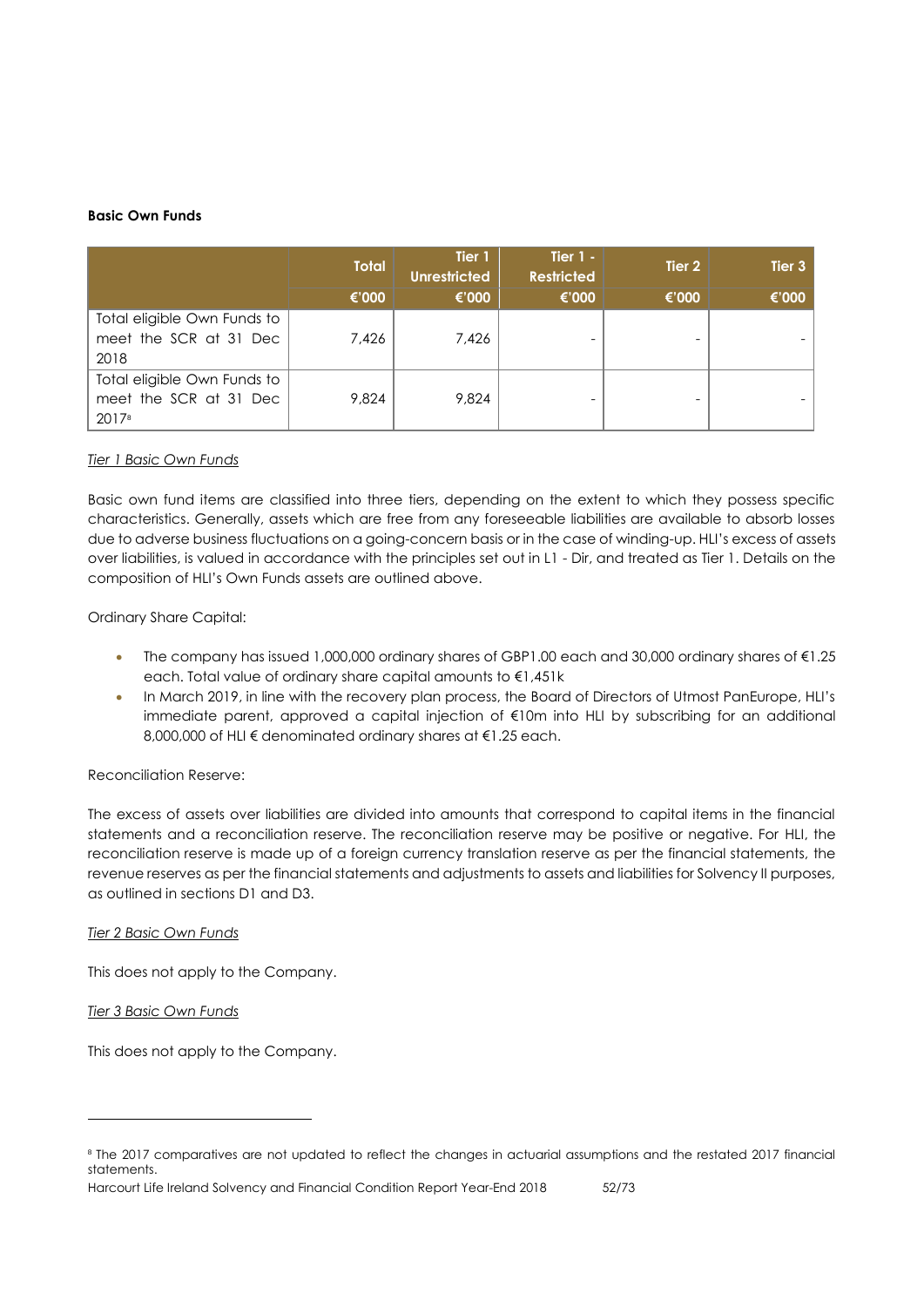**Basic Own Funds**

| | Total | Tier 1 Unrestricted | Tier 1 - Restricted | Tier 2 | Tier 3 |
|---|---|---|---|---|---|
| | €'000 | €'000 | €'000 | €'000 | €'000 |
| Total eligible Own Funds to meet the SCR at 31 Dec 2018 | 7,426 | 7,426 | - | - | - |
| Total eligible Own Funds to meet the SCR at 31 Dec 2017[8] | 9,824 | 9,824 | - | - | - |

*Tier 1 Basic Own Funds*

Basic own fund items are classified into three tiers, depending on the extent to which they possess specific characteristics. Generally, assets which are free from any foreseeable liabilities are available to absorb losses due to adverse business fluctuations on a going-concern basis or in the case of winding-up. HLI's excess of assets over liabilities, is valued in accordance with the principles set out in L1 - Dir, and treated as Tier 1. Details on the composition of HLI's Own Funds assets are outlined above.

Ordinary Share Capital:

- The company has issued 1,000,000 ordinary shares of GBP1.00 each and 30,000 ordinary shares of €1.25 each. Total value of ordinary share capital amounts to €1,451k
- In March 2019, in line with the recovery plan process, the Board of Directors of Utmost PanEurope, HLI's immediate parent, approved a capital injection of €10m into HLI by subscribing for an additional 8,000,000 of HLI € denominated ordinary shares at €1.25 each.

Reconciliation Reserve:

The excess of assets over liabilities are divided into amounts that correspond to capital items in the financial statements and a reconciliation reserve. The reconciliation reserve may be positive or negative. For HLI, the reconciliation reserve is made up of a foreign currency translation reserve as per the financial statements, the revenue reserves as per the financial statements and adjustments to assets and liabilities for Solvency II purposes, as outlined in sections D1 and D3.

*Tier 2 Basic Own Funds*

This does not apply to the Company.

*Tier 3 Basic Own Funds*

This does not apply to the Company.

[8] The 2017 comparatives are not updated to reflect the changes in actuarial assumptions and the restated 2017 financial statements.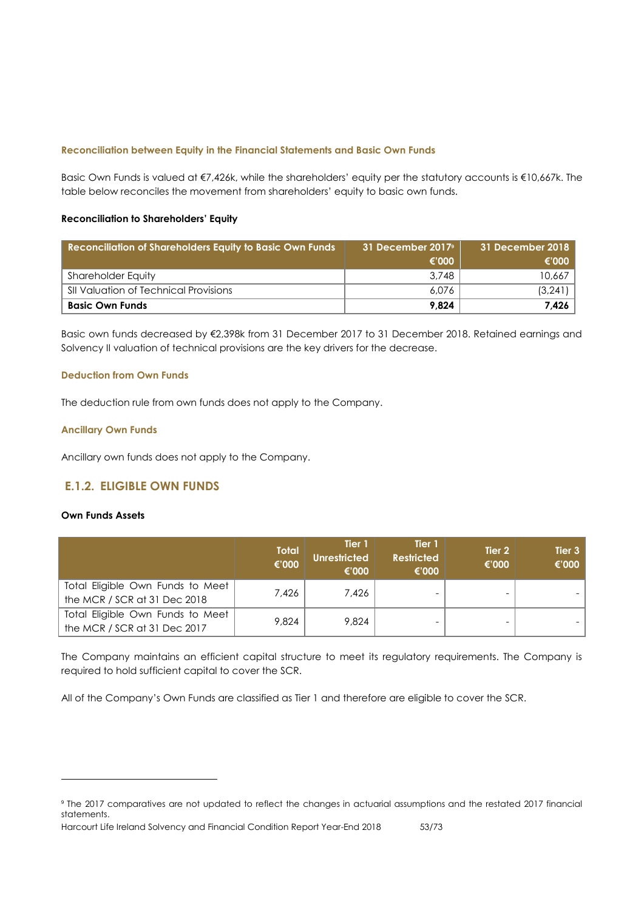#### Reconciliation between Equity in the Financial Statements and Basic Own Funds

Basic Own Funds is valued at €7,426k, while the shareholders' equity per the statutory accounts is €10,667k. The table below reconciles the movement from shareholders' equity to basic own funds.

**Reconciliation to Shareholders' Equity**

| Reconciliation of Shareholders Equity to Basic Own Funds | 31 December 2017[9] €'000 | 31 December 2018 €'000 |
|---|---|---|
| Shareholder Equity | 3,748 | 10,667 |
| SII Valuation of Technical Provisions | 6,076 | (3,241) |
| **Basic Own Funds** | **9,824** | **7,426** |

Basic own funds decreased by €2,398k from 31 December 2017 to 31 December 2018. Retained earnings and Solvency II valuation of technical provisions are the key drivers for the decrease.

#### Deduction from Own Funds

The deduction rule from own funds does not apply to the Company.

#### Ancillary Own Funds

Ancillary own funds does not apply to the Company.

### E.1.2. ELIGIBLE OWN FUNDS

**Own Funds Assets**

| | Total €'000 | Tier 1 Unrestricted €'000 | Tier 1 Restricted €'000 | Tier 2 €'000 | Tier 3 €'000 |
|---|---|---|---|---|---|
| Total Eligible Own Funds to Meet the MCR / SCR at 31 Dec 2018 | 7,426 | 7,426 | - | - | - |
| Total Eligible Own Funds to Meet the MCR / SCR at 31 Dec 2017 | 9,824 | 9,824 | - | - | - |

The Company maintains an efficient capital structure to meet its regulatory requirements. The Company is required to hold sufficient capital to cover the SCR.

All of the Company's Own Funds are classified as Tier 1 and therefore are eligible to cover the SCR.

[9] The 2017 comparatives are not updated to reflect the changes in actuarial assumptions and the restated 2017 financial statements.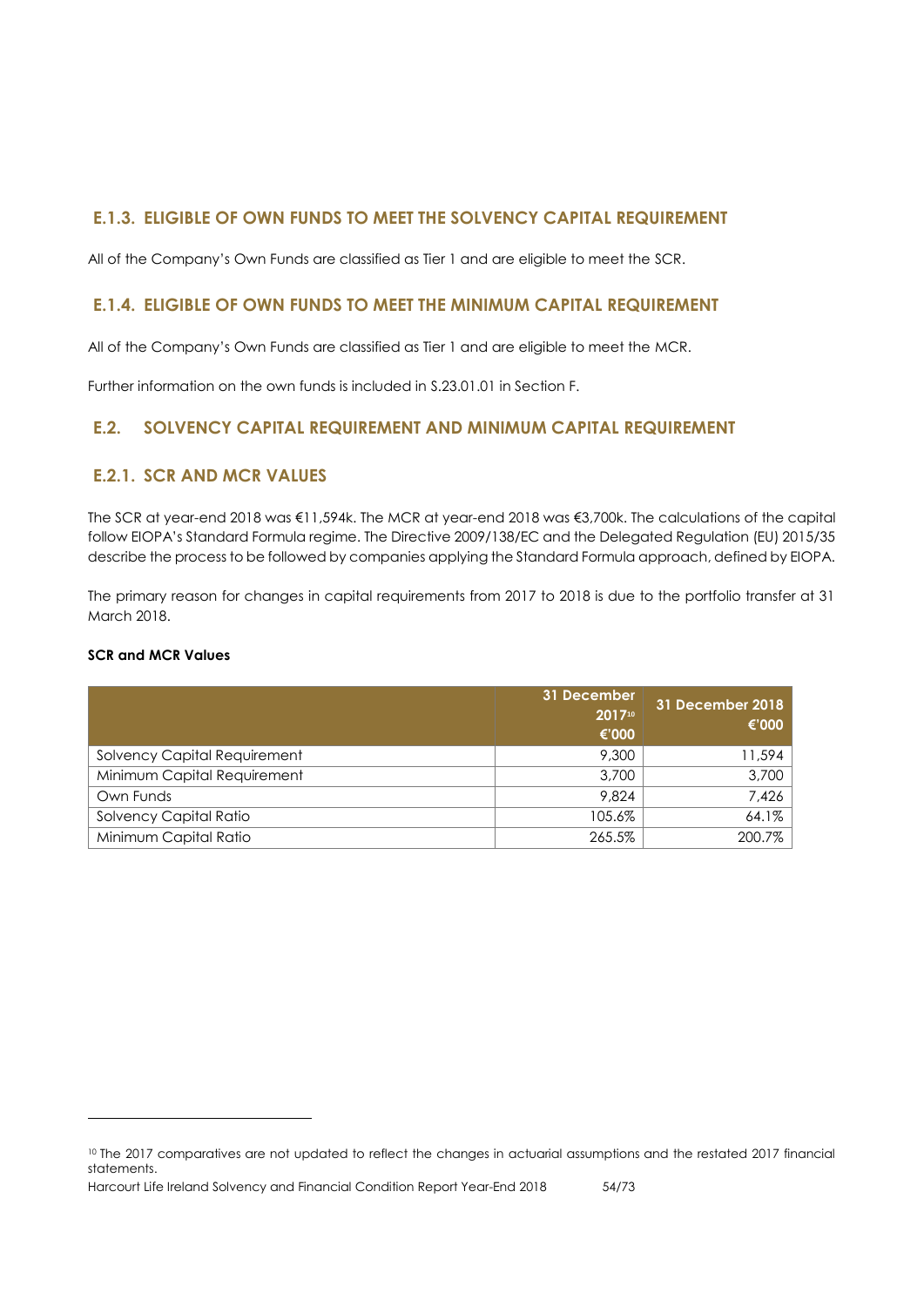## E.1.3. ELIGIBLE OF OWN FUNDS TO MEET THE SOLVENCY CAPITAL REQUIREMENT

All of the Company's Own Funds are classified as Tier 1 and are eligible to meet the SCR.

## E.1.4. ELIGIBLE OF OWN FUNDS TO MEET THE MINIMUM CAPITAL REQUIREMENT

All of the Company's Own Funds are classified as Tier 1 and are eligible to meet the MCR.

Further information on the own funds is included in S.23.01.01 in Section F.

## E.2. SOLVENCY CAPITAL REQUIREMENT AND MINIMUM CAPITAL REQUIREMENT

## E.2.1. SCR AND MCR VALUES

The SCR at year-end 2018 was €11,594k. The MCR at year-end 2018 was €3,700k. The calculations of the capital follow EIOPA's Standard Formula regime. The Directive 2009/138/EC and the Delegated Regulation (EU) 2015/35 describe the process to be followed by companies applying the Standard Formula approach, defined by EIOPA.

The primary reason for changes in capital requirements from 2017 to 2018 is due to the portfolio transfer at 31 March 2018.

**SCR and MCR Values**

| | 31 December 2017[10] €'000 | 31 December 2018 €'000 |
|---|---|---|
| Solvency Capital Requirement | 9,300 | 11,594 |
| Minimum Capital Requirement | 3,700 | 3,700 |
| Own Funds | 9,824 | 7,426 |
| Solvency Capital Ratio | 105.6% | 64.1% |
| Minimum Capital Ratio | 265.5% | 200.7% |

[10] The 2017 comparatives are not updated to reflect the changes in actuarial assumptions and the restated 2017 financial statements.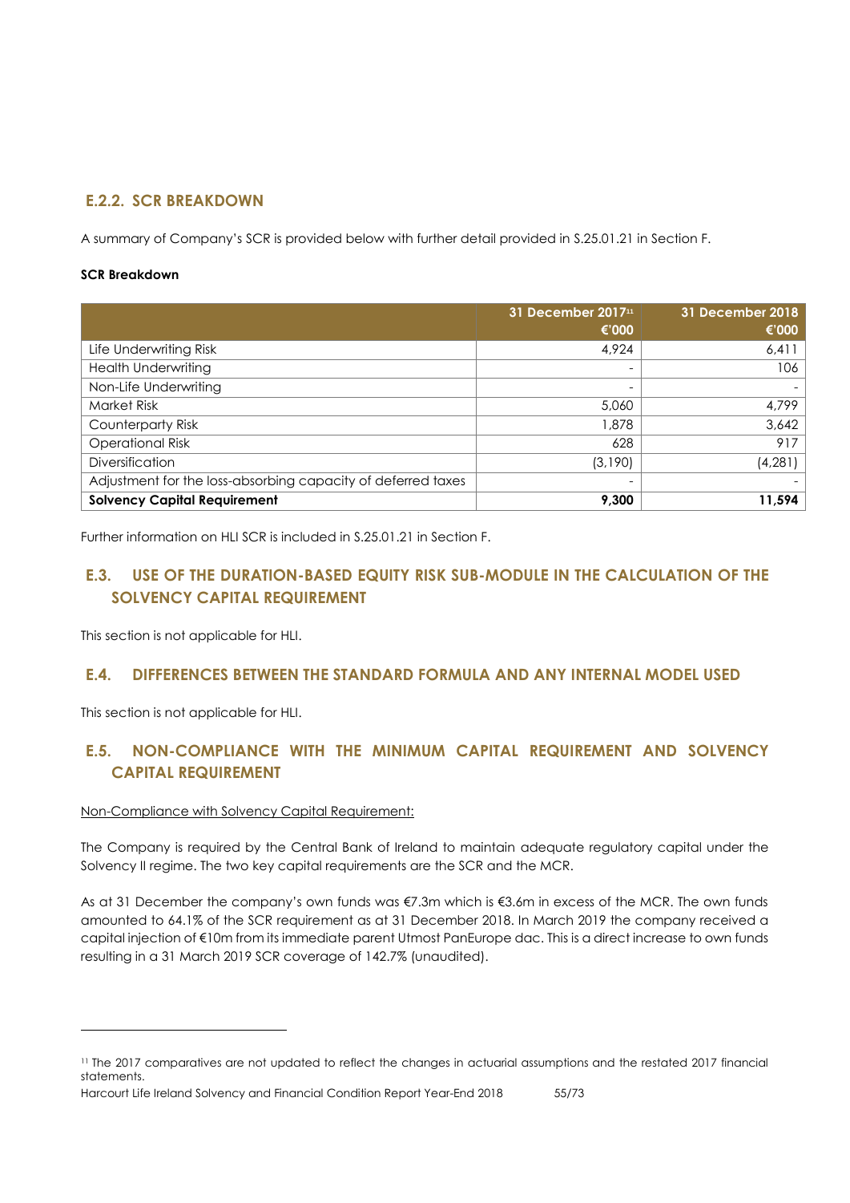### E.2.2. SCR BREAKDOWN

A summary of Company's SCR is provided below with further detail provided in S.25.01.21 in Section F.

**SCR Breakdown**

| | 31 December 2017[11] €'000 | 31 December 2018 €'000 |
|---|---|---|
| Life Underwriting Risk | 4,924 | 6,411 |
| Health Underwriting | - | 106 |
| Non-Life Underwriting | - | - |
| Market Risk | 5,060 | 4,799 |
| Counterparty Risk | 1,878 | 3,642 |
| Operational Risk | 628 | 917 |
| Diversification | (3,190) | (4,281) |
| Adjustment for the loss-absorbing capacity of deferred taxes | - | - |
| **Solvency Capital Requirement** | **9,300** | **11,594** |

Further information on HLI SCR is included in S.25.01.21 in Section F.

## E.3. USE OF THE DURATION-BASED EQUITY RISK SUB-MODULE IN THE CALCULATION OF THE SOLVENCY CAPITAL REQUIREMENT

This section is not applicable for HLI.

## E.4. DIFFERENCES BETWEEN THE STANDARD FORMULA AND ANY INTERNAL MODEL USED

This section is not applicable for HLI.

## E.5. NON-COMPLIANCE WITH THE MINIMUM CAPITAL REQUIREMENT AND SOLVENCY CAPITAL REQUIREMENT

Non-Compliance with Solvency Capital Requirement:

The Company is required by the Central Bank of Ireland to maintain adequate regulatory capital under the Solvency II regime. The two key capital requirements are the SCR and the MCR.

As at 31 December the company's own funds was €7.3m which is €3.6m in excess of the MCR. The own funds amounted to 64.1% of the SCR requirement as at 31 December 2018. In March 2019 the company received a capital injection of €10m from its immediate parent Utmost PanEurope dac. This is a direct increase to own funds resulting in a 31 March 2019 SCR coverage of 142.7% (unaudited).

[11] The 2017 comparatives are not updated to reflect the changes in actuarial assumptions and the restated 2017 financial statements.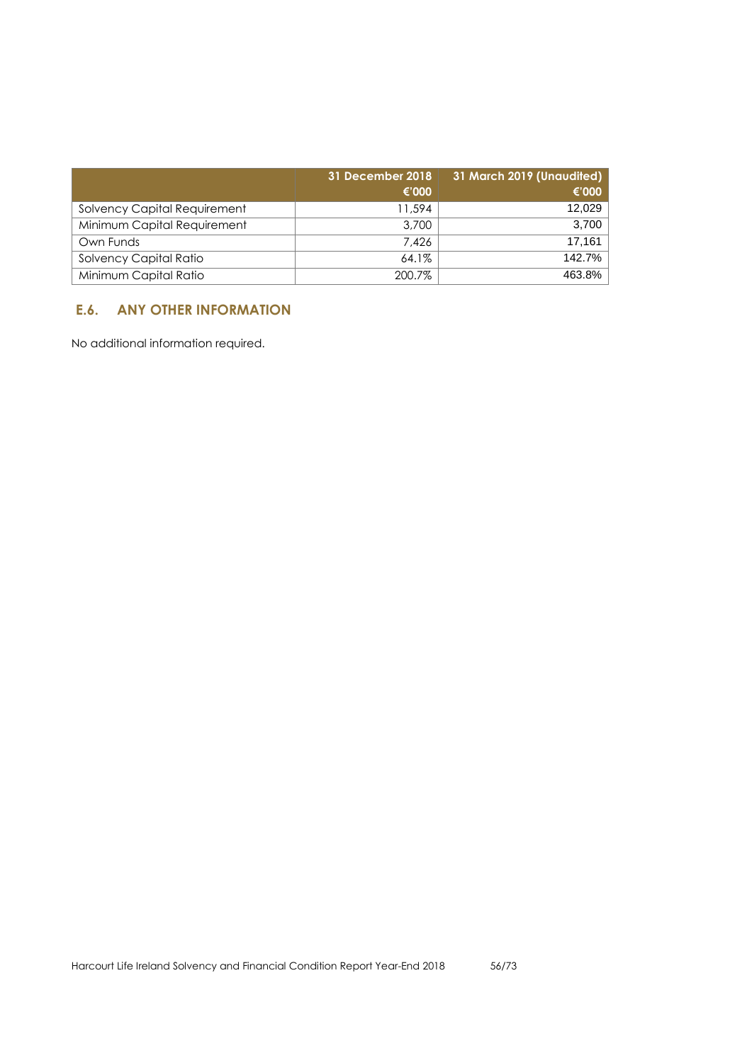| | 31 December 2018 €'000 | 31 March 2019 (Unaudited) €'000 |
|---|---|---|
| Solvency Capital Requirement | 11,594 | 12,029 |
| Minimum Capital Requirement | 3,700 | 3,700 |
| Own Funds | 7,426 | 17,161 |
| Solvency Capital Ratio | 64.1% | 142.7% |
| Minimum Capital Ratio | 200.7% | 463.8% |

## E.6. ANY OTHER INFORMATION

No additional information required.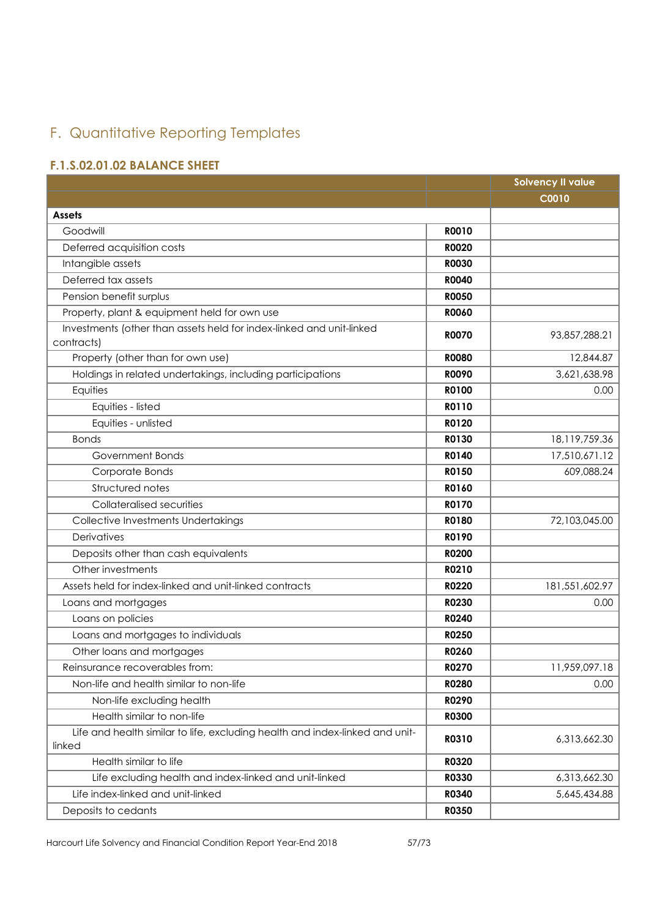# F. Quantitative Reporting Templates

## F.1.S.02.01.02 BALANCE SHEET

| | | Solvency II value |
|---|---|---|
| | | **C0010** |
| **Assets** | | |
| Goodwill | **R0010** | |
| Deferred acquisition costs | **R0020** | |
| Intangible assets | **R0030** | |
| Deferred tax assets | **R0040** | |
| Pension benefit surplus | **R0050** | |
| Property, plant & equipment held for own use | **R0060** | |
| Investments (other than assets held for index-linked and unit-linked contracts) | **R0070** | 93,857,288.21 |
| Property (other than for own use) | **R0080** | 12,844.87 |
| Holdings in related undertakings, including participations | **R0090** | 3,621,638.98 |
| Equities | **R0100** | 0.00 |
| Equities - listed | **R0110** | |
| Equities - unlisted | **R0120** | |
| Bonds | **R0130** | 18,119,759.36 |
| Government Bonds | **R0140** | 17,510,671.12 |
| Corporate Bonds | **R0150** | 609,088.24 |
| Structured notes | **R0160** | |
| Collateralised securities | **R0170** | |
| Collective Investments Undertakings | **R0180** | 72,103,045.00 |
| Derivatives | **R0190** | |
| Deposits other than cash equivalents | **R0200** | |
| Other investments | **R0210** | |
| Assets held for index-linked and unit-linked contracts | **R0220** | 181,551,602.97 |
| Loans and mortgages | **R0230** | 0.00 |
| Loans on policies | **R0240** | |
| Loans and mortgages to individuals | **R0250** | |
| Other loans and mortgages | **R0260** | |
| Reinsurance recoverables from: | **R0270** | 11,959,097.18 |
| Non-life and health similar to non-life | **R0280** | 0.00 |
| Non-life excluding health | **R0290** | |
| Health similar to non-life | **R0300** | |
| Life and health similar to life, excluding health and index-linked and unit-linked | **R0310** | 6,313,662.30 |
| Health similar to life | **R0320** | |
| Life excluding health and index-linked and unit-linked | **R0330** | 6,313,662.30 |
| Life index-linked and unit-linked | **R0340** | 5,645,434.88 |
| Deposits to cedants | **R0350** | |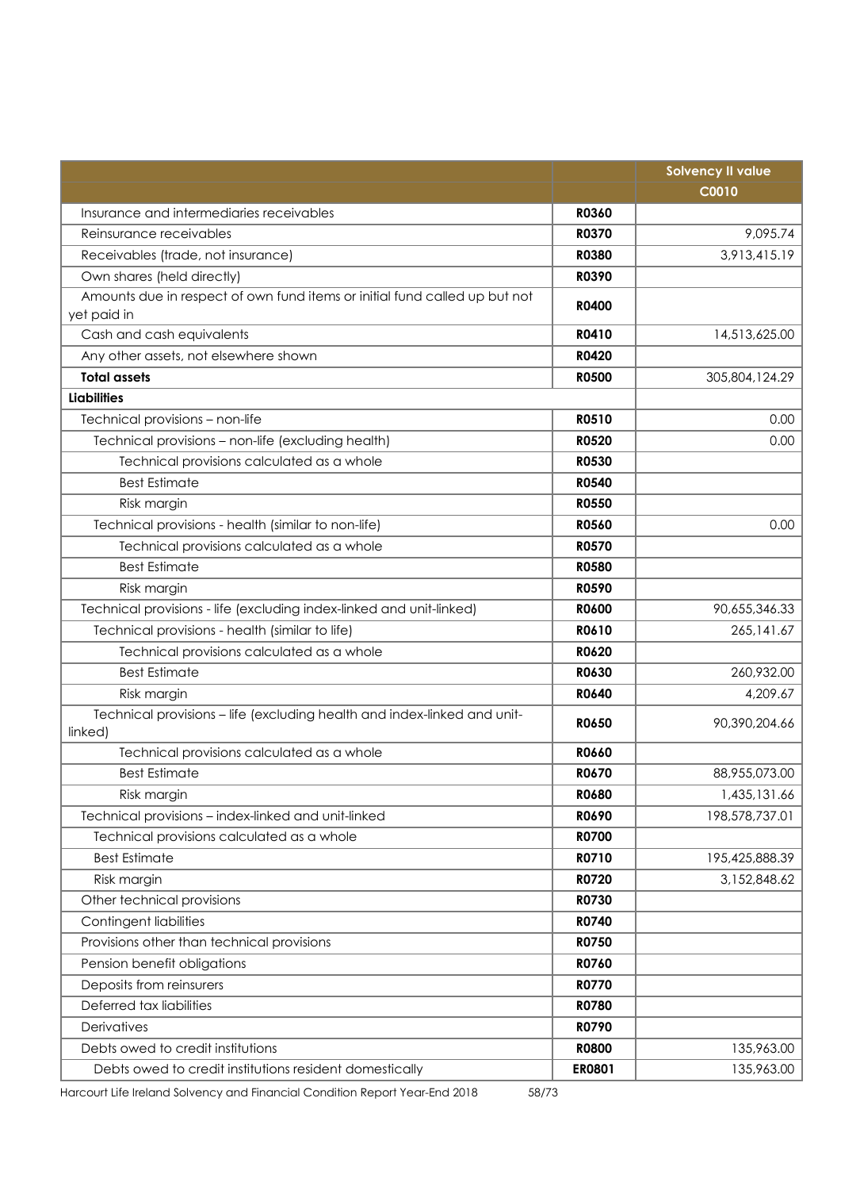| | | Solvency II value |
|---|---|---|
| | | C0010 |
| Insurance and intermediaries receivables | R0360 | |
| Reinsurance receivables | R0370 | 9,095.74 |
| Receivables (trade, not insurance) | R0380 | 3,913,415.19 |
| Own shares (held directly) | R0390 | |
| Amounts due in respect of own fund items or initial fund called up but not yet paid in | R0400 | |
| Cash and cash equivalents | R0410 | 14,513,625.00 |
| Any other assets, not elsewhere shown | R0420 | |
| **Total assets** | **R0500** | 305,804,124.29 |
| **Liabilities** | | |
| Technical provisions – non-life | R0510 | 0.00 |
| Technical provisions – non-life (excluding health) | R0520 | 0.00 |
| Technical provisions calculated as a whole | R0530 | |
| Best Estimate | R0540 | |
| Risk margin | R0550 | |
| Technical provisions - health (similar to non-life) | R0560 | 0.00 |
| Technical provisions calculated as a whole | R0570 | |
| Best Estimate | R0580 | |
| Risk margin | R0590 | |
| Technical provisions - life (excluding index-linked and unit-linked) | R0600 | 90,655,346.33 |
| Technical provisions - health (similar to life) | R0610 | 265,141.67 |
| Technical provisions calculated as a whole | R0620 | |
| Best Estimate | R0630 | 260,932.00 |
| Risk margin | R0640 | 4,209.67 |
| Technical provisions – life (excluding health and index-linked and unit-linked) | R0650 | 90,390,204.66 |
| Technical provisions calculated as a whole | R0660 | |
| Best Estimate | R0670 | 88,955,073.00 |
| Risk margin | R0680 | 1,435,131.66 |
| Technical provisions – index-linked and unit-linked | R0690 | 198,578,737.01 |
| Technical provisions calculated as a whole | R0700 | |
| Best Estimate | R0710 | 195,425,888.39 |
| Risk margin | R0720 | 3,152,848.62 |
| Other technical provisions | R0730 | |
| Contingent liabilities | R0740 | |
| Provisions other than technical provisions | R0750 | |
| Pension benefit obligations | R0760 | |
| Deposits from reinsurers | R0770 | |
| Deferred tax liabilities | R0780 | |
| Derivatives | R0790 | |
| Debts owed to credit institutions | R0800 | 135,963.00 |
| Debts owed to credit institutions resident domestically | ER0801 | 135,963.00 |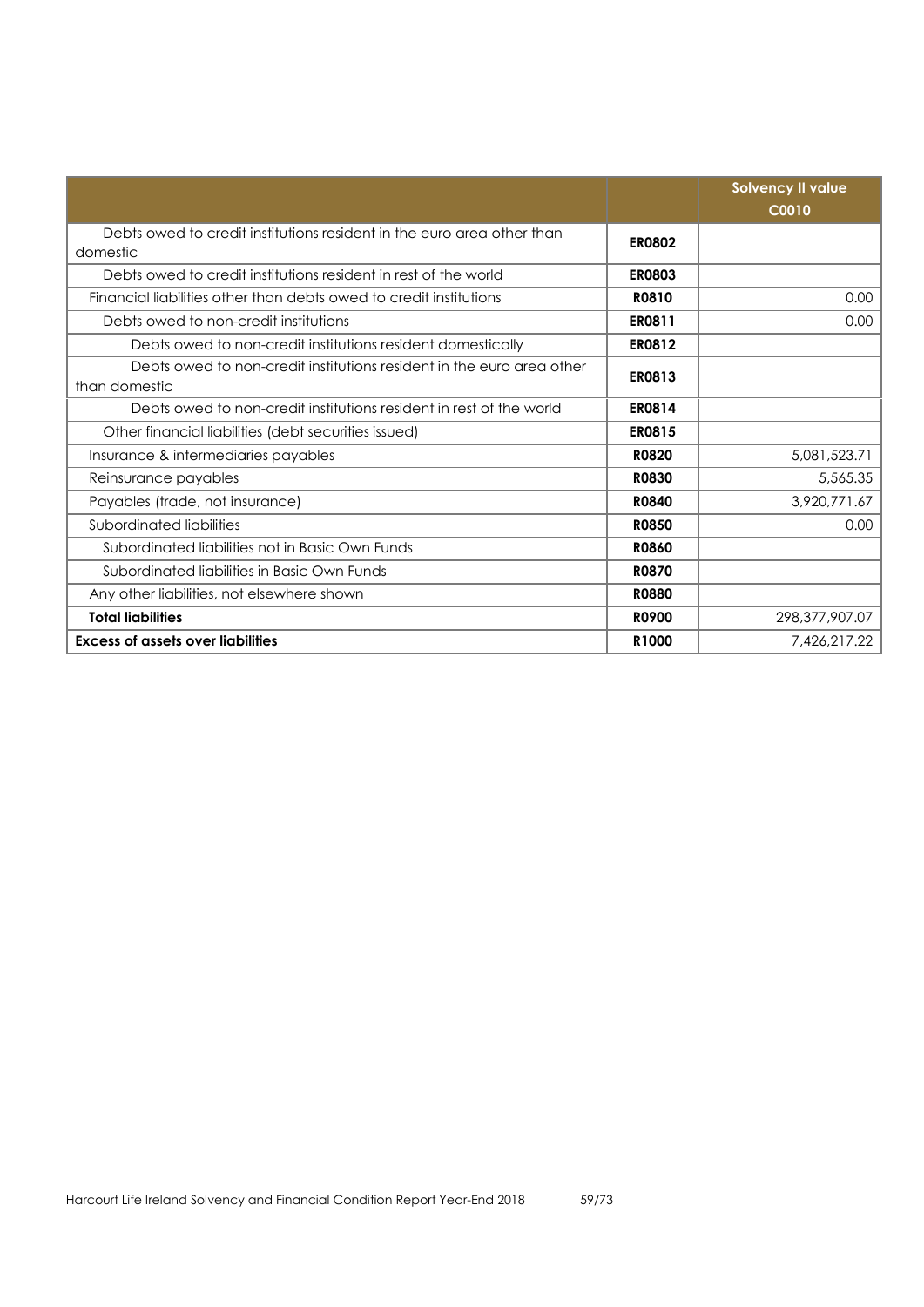| | | Solvency II value<br>C0010 |
|---|---|---|
| Debts owed to credit institutions resident in the euro area other than domestic | ER0802 | |
| Debts owed to credit institutions resident in rest of the world | ER0803 | |
| Financial liabilities other than debts owed to credit institutions | R0810 | 0.00 |
| Debts owed to non-credit institutions | ER0811 | 0.00 |
| Debts owed to non-credit institutions resident domestically | ER0812 | |
| Debts owed to non-credit institutions resident in the euro area other than domestic | ER0813 | |
| Debts owed to non-credit institutions resident in rest of the world | ER0814 | |
| Other financial liabilities (debt securities issued) | ER0815 | |
| Insurance & intermediaries payables | R0820 | 5,081,523.71 |
| Reinsurance payables | R0830 | 5,565.35 |
| Payables (trade, not insurance) | R0840 | 3,920,771.67 |
| Subordinated liabilities | R0850 | 0.00 |
| Subordinated liabilities not in Basic Own Funds | R0860 | |
| Subordinated liabilities in Basic Own Funds | R0870 | |
| Any other liabilities, not elsewhere shown | R0880 | |
| **Total liabilities** | **R0900** | 298,377,907.07 |
| **Excess of assets over liabilities** | **R1000** | 7,426,217.22 |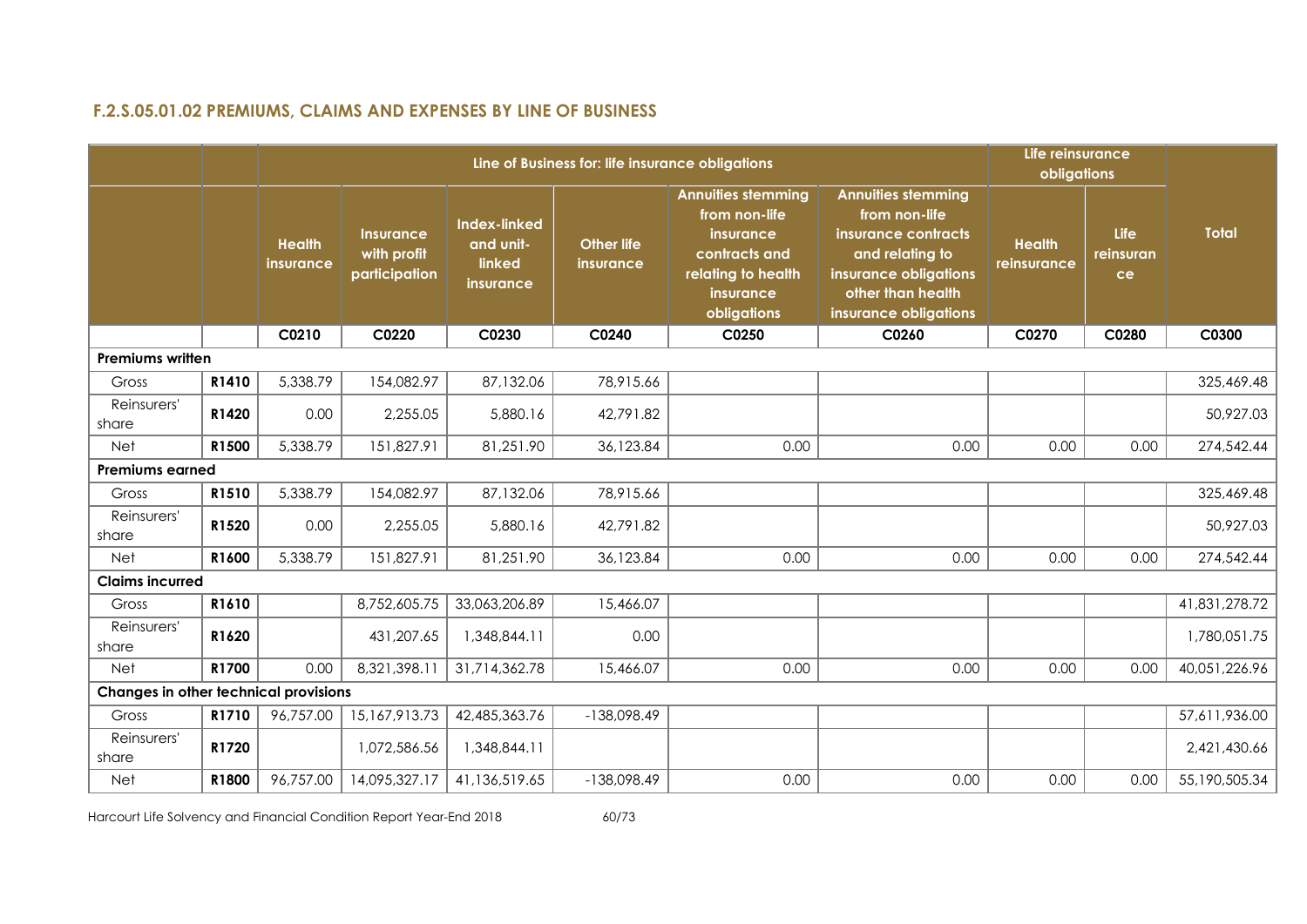## F.2.S.05.01.02 PREMIUMS, CLAIMS AND EXPENSES BY LINE OF BUSINESS

| | | Line of Business for: life insurance obligations | | | | | | Life reinsurance obligations | | Total |
|---|---|---|---|---|---|---|---|---|---|---|
| | | Health insurance | Insurance with profit participation | Index-linked and unit-linked insurance | Other life insurance | Annuities stemming from non-life insurance contracts and relating to health insurance obligations | Annuities stemming from non-life insurance contracts and relating to insurance obligations other than health insurance obligations | Health reinsurance | Life reinsurance | |
| | | C0210 | C0220 | C0230 | C0240 | C0250 | C0260 | C0270 | C0280 | C0300 |
| **Premiums written** | | | | | | | | | | |
| Gross | R1410 | 5,338.79 | 154,082.97 | 87,132.06 | 78,915.66 | | | | | 325,469.48 |
| Reinsurers' share | R1420 | 0.00 | 2,255.05 | 5,880.16 | 42,791.82 | | | | | 50,927.03 |
| Net | R1500 | 5,338.79 | 151,827.91 | 81,251.90 | 36,123.84 | 0.00 | 0.00 | 0.00 | 0.00 | 274,542.44 |
| **Premiums earned** | | | | | | | | | | |
| Gross | R1510 | 5,338.79 | 154,082.97 | 87,132.06 | 78,915.66 | | | | | 325,469.48 |
| Reinsurers' share | R1520 | 0.00 | 2,255.05 | 5,880.16 | 42,791.82 | | | | | 50,927.03 |
| Net | R1600 | 5,338.79 | 151,827.91 | 81,251.90 | 36,123.84 | 0.00 | 0.00 | 0.00 | 0.00 | 274,542.44 |
| **Claims incurred** | | | | | | | | | | |
| Gross | R1610 | | 8,752,605.75 | 33,063,206.89 | 15,466.07 | | | | | 41,831,278.72 |
| Reinsurers' share | R1620 | | 431,207.65 | 1,348,844.11 | 0.00 | | | | | 1,780,051.75 |
| Net | R1700 | 0.00 | 8,321,398.11 | 31,714,362.78 | 15,466.07 | 0.00 | 0.00 | 0.00 | 0.00 | 40,051,226.96 |
| **Changes in other technical provisions** | | | | | | | | | | |
| Gross | R1710 | 96,757.00 | 15,167,913.73 | 42,485,363.76 | -138,098.49 | | | | | 57,611,936.00 |
| Reinsurers' share | R1720 | | 1,072,586.56 | 1,348,844.11 | | | | | | 2,421,430.66 |
| Net | R1800 | 96,757.00 | 14,095,327.17 | 41,136,519.65 | -138,098.49 | 0.00 | 0.00 | 0.00 | 0.00 | 55,190,505.34 |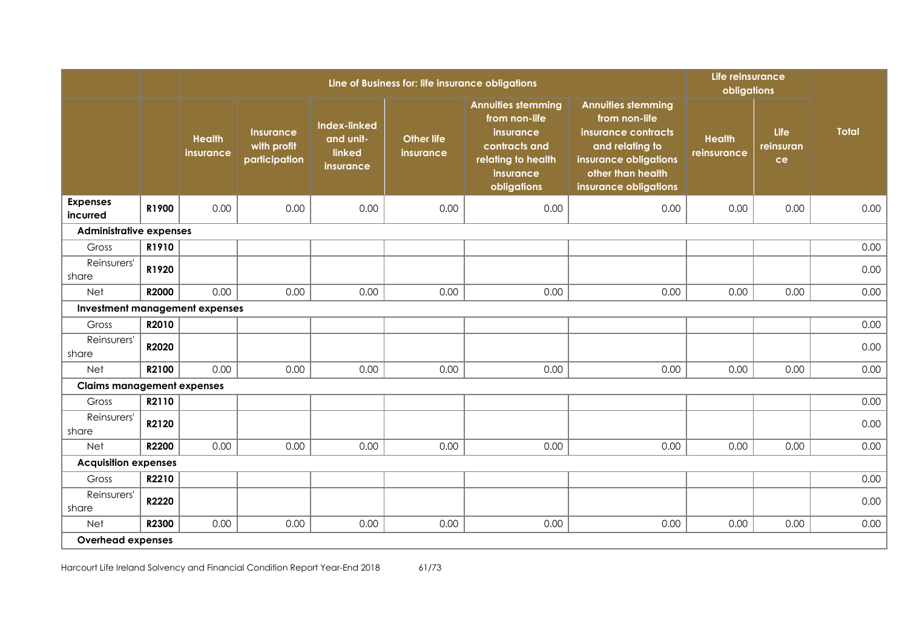| | | Line of Business for: life insurance obligations | | | | | | Life reinsurance obligations | | |
|---|---|---|---|---|---|---|---|---|---|---|
| | | Health insurance | Insurance with profit participation | Index-linked and unit-linked insurance | Other life insurance | Annuities stemming from non-life insurance contracts and relating to health insurance obligations | Annuities stemming from non-life insurance contracts and relating to insurance obligations other than health insurance obligations | Health reinsurance | Life reinsurance | Total |
| **Expenses incurred** | **R1900** | 0.00 | 0.00 | 0.00 | 0.00 | 0.00 | 0.00 | 0.00 | 0.00 | 0.00 |
| **Administrative expenses** | | | | | | | | | | |
| Gross | **R1910** | | | | | | | | | 0.00 |
| Reinsurers' share | **R1920** | | | | | | | | | 0.00 |
| Net | **R2000** | 0.00 | 0.00 | 0.00 | 0.00 | 0.00 | 0.00 | 0.00 | 0.00 | 0.00 |
| **Investment management expenses** | | | | | | | | | | |
| Gross | **R2010** | | | | | | | | | 0.00 |
| Reinsurers' share | **R2020** | | | | | | | | | 0.00 |
| Net | **R2100** | 0.00 | 0.00 | 0.00 | 0.00 | 0.00 | 0.00 | 0.00 | 0.00 | 0.00 |
| **Claims management expenses** | | | | | | | | | | |
| Gross | **R2110** | | | | | | | | | 0.00 |
| Reinsurers' share | **R2120** | | | | | | | | | 0.00 |
| Net | **R2200** | 0.00 | 0.00 | 0.00 | 0.00 | 0.00 | 0.00 | 0.00 | 0.00 | 0.00 |
| **Acquisition expenses** | | | | | | | | | | |
| Gross | **R2210** | | | | | | | | | 0.00 |
| Reinsurers' share | **R2220** | | | | | | | | | 0.00 |
| Net | **R2300** | 0.00 | 0.00 | 0.00 | 0.00 | 0.00 | 0.00 | 0.00 | 0.00 | 0.00 |
| **Overhead expenses** | | | | | | | | | | |

Harcourt Life Ireland Solvency and Financial Condition Report Year-End 2018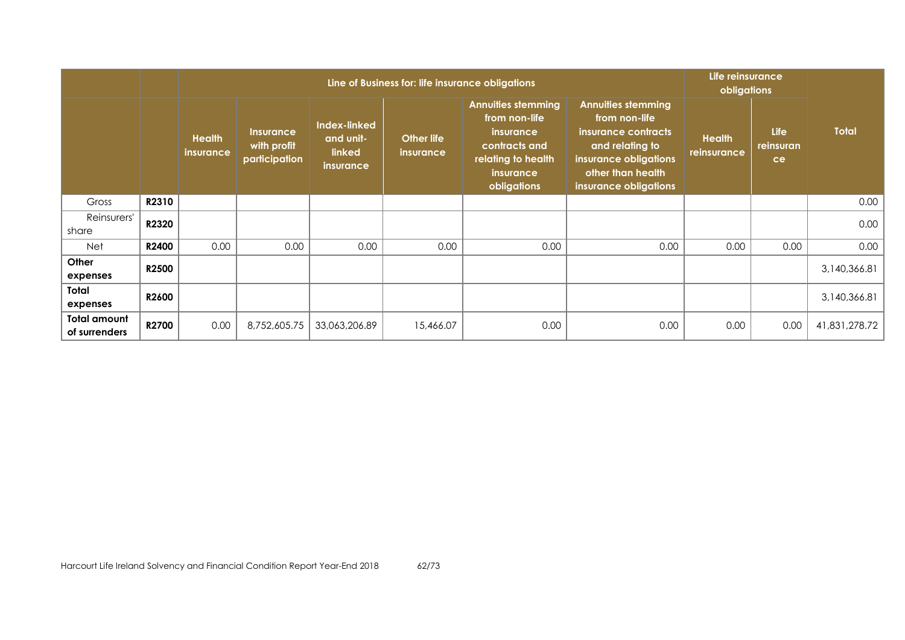| | | Line of Business for: life insurance obligations | | | | | | Life reinsurance obligations | | Total |
|---|---|---|---|---|---|---|---|---|---|---|
| | | Health insurance | Insurance with profit participation | Index-linked and unit-linked insurance | Other life insurance | Annuities stemming from non-life insurance contracts and relating to health insurance obligations | Annuities stemming from non-life insurance contracts and relating to insurance obligations other than health insurance obligations | Health reinsurance | Life reinsurance | |
| Gross | **R2310** | | | | | | | | | 0.00 |
| Reinsurers' share | **R2320** | | | | | | | | | 0.00 |
| Net | **R2400** | 0.00 | 0.00 | 0.00 | 0.00 | 0.00 | 0.00 | 0.00 | 0.00 | 0.00 |
| **Other expenses** | **R2500** | | | | | | | | | 3,140,366.81 |
| **Total expenses** | **R2600** | | | | | | | | | 3,140,366.81 |
| **Total amount of surrenders** | **R2700** | 0.00 | 8,752,605.75 | 33,063,206.89 | 15,466.07 | 0.00 | 0.00 | 0.00 | 0.00 | 41,831,278.72 |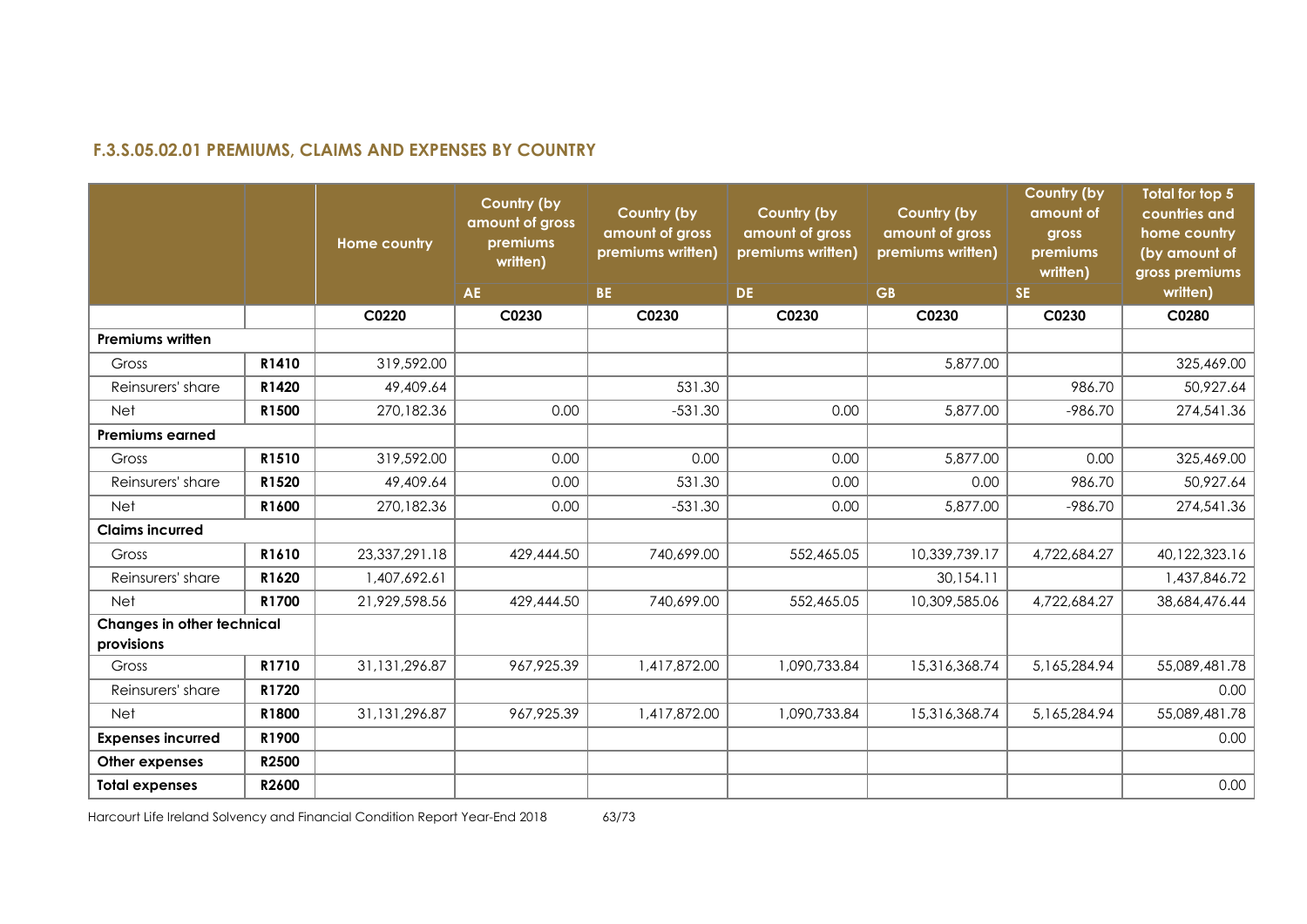### F.3.S.05.02.01 PREMIUMS, CLAIMS AND EXPENSES BY COUNTRY

| | | Home country | Country (by amount of gross premiums written) | Country (by amount of gross premiums written) | Country (by amount of gross premiums written) | Country (by amount of gross premiums written) | Country (by amount of gross premiums written) | Total for top 5 countries and home country (by amount of gross premiums written) |
|---|---|---|---|---|---|---|---|---|
| | | | AE | BE | DE | GB | SE | |
| | | C0220 | C0230 | C0230 | C0230 | C0230 | C0230 | C0280 |
| **Premiums written** | | | | | | | | |
| Gross | R1410 | 319,592.00 | | | | 5,877.00 | | 325,469.00 |
| Reinsurers' share | R1420 | 49,409.64 | | 531.30 | | | 986.70 | 50,927.64 |
| Net | R1500 | 270,182.36 | 0.00 | -531.30 | 0.00 | 5,877.00 | -986.70 | 274,541.36 |
| **Premiums earned** | | | | | | | | |
| Gross | R1510 | 319,592.00 | 0.00 | 0.00 | 0.00 | 5,877.00 | 0.00 | 325,469.00 |
| Reinsurers' share | R1520 | 49,409.64 | 0.00 | 531.30 | 0.00 | 0.00 | 986.70 | 50,927.64 |
| Net | R1600 | 270,182.36 | 0.00 | -531.30 | 0.00 | 5,877.00 | -986.70 | 274,541.36 |
| **Claims incurred** | | | | | | | | |
| Gross | R1610 | 23,337,291.18 | 429,444.50 | 740,699.00 | 552,465.05 | 10,339,739.17 | 4,722,684.27 | 40,122,323.16 |
| Reinsurers' share | R1620 | 1,407,692.61 | | | | 30,154.11 | | 1,437,846.72 |
| Net | R1700 | 21,929,598.56 | 429,444.50 | 740,699.00 | 552,465.05 | 10,309,585.06 | 4,722,684.27 | 38,684,476.44 |
| **Changes in other technical provisions** | | | | | | | | |
| Gross | R1710 | 31,131,296.87 | 967,925.39 | 1,417,872.00 | 1,090,733.84 | 15,316,368.74 | 5,165,284.94 | 55,089,481.78 |
| Reinsurers' share | R1720 | | | | | | | 0.00 |
| Net | R1800 | 31,131,296.87 | 967,925.39 | 1,417,872.00 | 1,090,733.84 | 15,316,368.74 | 5,165,284.94 | 55,089,481.78 |
| **Expenses incurred** | R1900 | | | | | | | 0.00 |
| **Other expenses** | R2500 | | | | | | | |
| **Total expenses** | R2600 | | | | | | | 0.00 |

Harcourt Life Ireland Solvency and Financial Condition Report Year-End 2018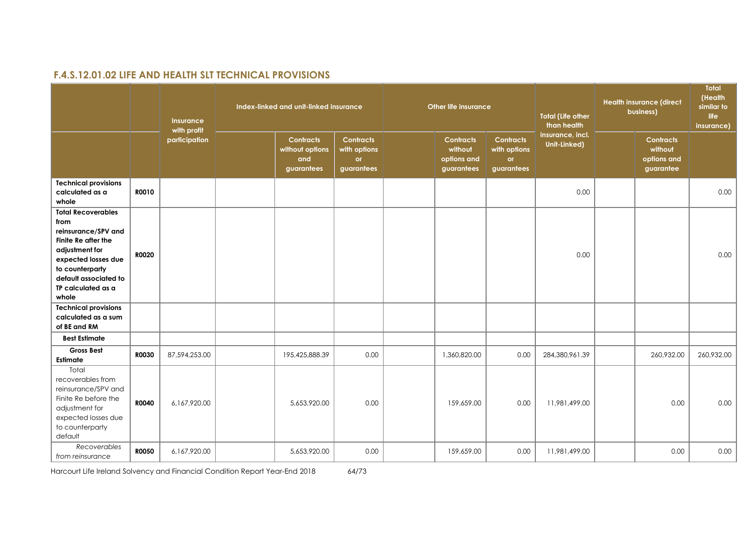## F.4.S.12.01.02 LIFE AND HEALTH SLT TECHNICAL PROVISIONS

| | | Insurance with profit participation | Index-linked and unit-linked insurance | | | Other life insurance | | | Total (Life other than health insurance, incl. Unit-Linked) | Health insurance (direct business) | | Total (Health similar to life insurance) |
|---|---|---|---|---|---|---|---|---|---|---|---|---|
| | | | | Contracts without options and guarantees | Contracts with options or guarantees | | Contracts without options and guarantees | Contracts with options or guarantees | | | Contracts without options and guarantee | |
| **Technical provisions calculated as a whole** | **R0010** | | | | | | | | 0.00 | | | 0.00 |
| **Total Recoverables from reinsurance/SPV and Finite Re after the adjustment for expected losses due to counterparty default associated to TP calculated as a whole** | **R0020** | | | | | | | | 0.00 | | | 0.00 |
| **Technical provisions calculated as a sum of BE and RM** | | | | | | | | | | | | |
| **Best Estimate** | | | | | | | | | | | | |
| **Gross Best Estimate** | **R0030** | 87,594,253.00 | | 195,425,888.39 | 0.00 | | 1,360,820.00 | 0.00 | 284,380,961.39 | | 260,932.00 | 260,932.00 |
| Total recoverables from reinsurance/SPV and Finite Re before the adjustment for expected losses due to counterparty default | **R0040** | 6,167,920.00 | | 5,653,920.00 | 0.00 | | 159,659.00 | 0.00 | 11,981,499.00 | | 0.00 | 0.00 |
| *Recoverables from reinsurance* | **R0050** | 6,167,920.00 | | 5,653,920.00 | 0.00 | | 159,659.00 | 0.00 | 11,981,499.00 | | 0.00 | 0.00 |

Harcourt Life Ireland Solvency and Financial Condition Report Year-End 2018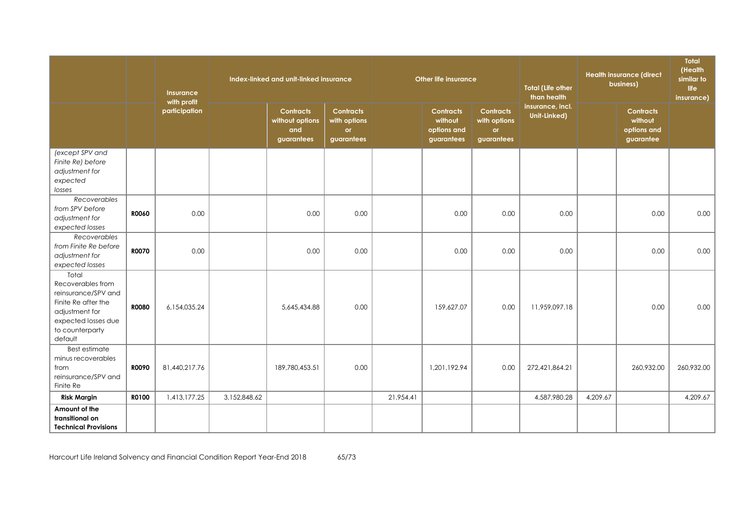| | | Insurance with profit participation | Index-linked and unit-linked insurance | | | Other life insurance | | | Total (Life other than health insurance, incl. Unit-Linked) | Health insurance (direct business) | | Total (Health similar to life insurance) |
|---|---|---|---|---|---|---|---|---|---|---|---|---|
| | | | | Contracts without options and guarantees | Contracts with options or guarantees | | Contracts without options and guarantees | Contracts with options or guarantees | | | Contracts without options and guarantee | |
| *(except SPV and Finite Re) before adjustment for expected losses* | | | | | | | | | | | | |
| *Recoverables from SPV before adjustment for expected losses* | **R0060** | 0.00 | | 0.00 | 0.00 | | 0.00 | 0.00 | 0.00 | | 0.00 | 0.00 |
| *Recoverables from Finite Re before adjustment for expected losses* | **R0070** | 0.00 | | 0.00 | 0.00 | | 0.00 | 0.00 | 0.00 | | 0.00 | 0.00 |
| Total Recoverables from reinsurance/SPV and Finite Re after the adjustment for expected losses due to counterparty default | **R0080** | 6,154,035.24 | | 5,645,434.88 | 0.00 | | 159,627.07 | 0.00 | 11,959,097.18 | | 0.00 | 0.00 |
| Best estimate minus recoverables from reinsurance/SPV and Finite Re | **R0090** | 81,440,217.76 | | 189,780,453.51 | 0.00 | | 1,201,192.94 | 0.00 | 272,421,864.21 | | 260,932.00 | 260,932.00 |
| **Risk Margin** | **R0100** | 1,413,177.25 | 3,152,848.62 | | | 21,954.41 | | | 4,587,980.28 | 4,209.67 | | 4,209.67 |
| **Amount of the transitional on Technical Provisions** | | | | | | | | | | | | |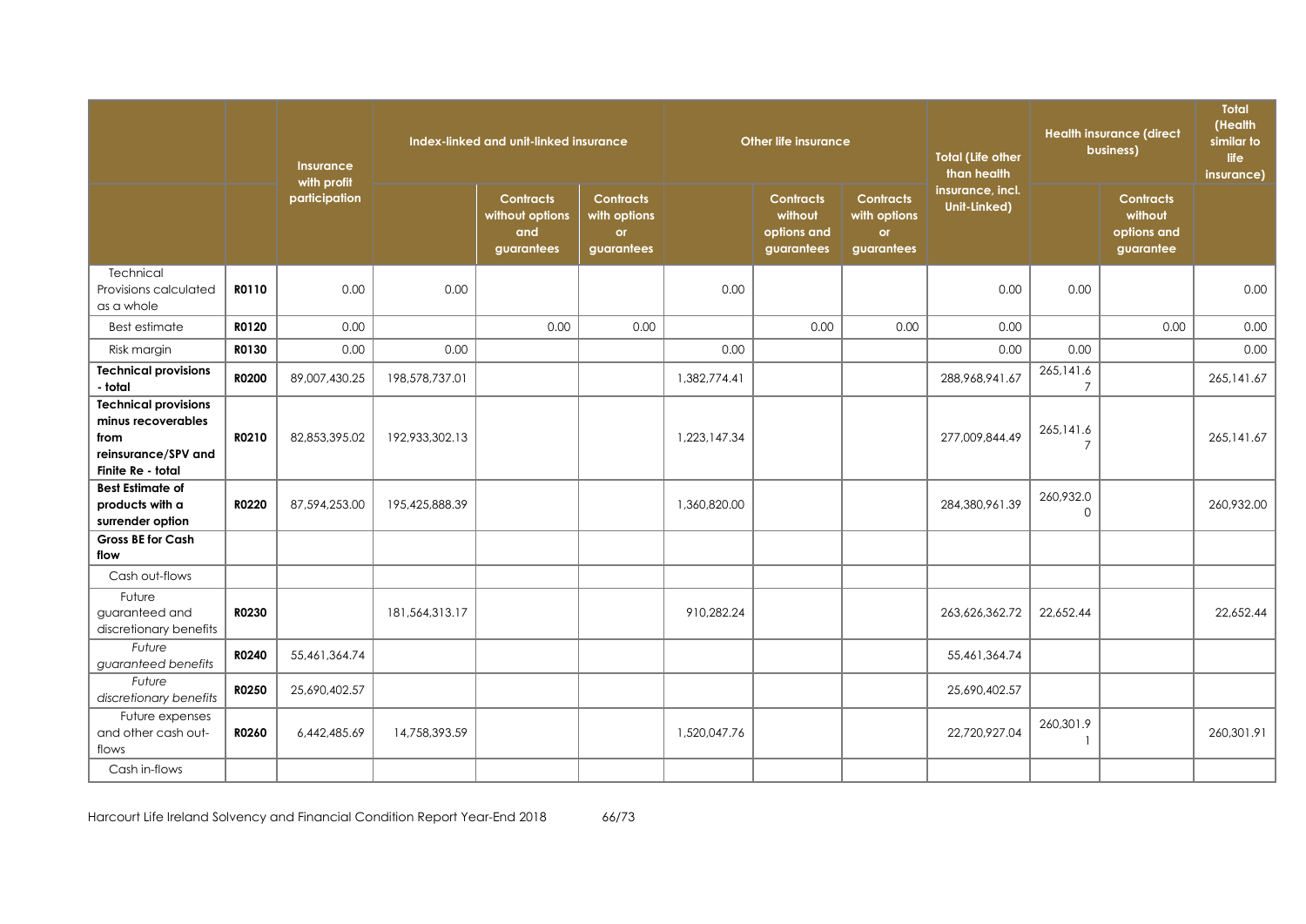| | | Insurance with profit participation | Index-linked and unit-linked insurance | | | Other life insurance | | | Total (Life other than health insurance, incl. Unit-Linked) | Health insurance (direct business) | | Total (Health similar to life insurance) |
|---|---|---|---|---|---|---|---|---|---|---|---|---|
| | | | | Contracts without options and guarantees | Contracts with options or guarantees | | Contracts without options and guarantees | Contracts with options or guarantees | | | Contracts without options and guarantee | |
| Technical Provisions calculated as a whole | R0110 | 0.00 | 0.00 | | | 0.00 | | | 0.00 | 0.00 | | 0.00 |
| Best estimate | R0120 | 0.00 | | 0.00 | 0.00 | | 0.00 | 0.00 | 0.00 | | 0.00 | 0.00 |
| Risk margin | R0130 | 0.00 | 0.00 | | | 0.00 | | | 0.00 | 0.00 | | 0.00 |
| **Technical provisions - total** | R0200 | 89,007,430.25 | 198,578,737.01 | | | 1,382,774.41 | | | 288,968,941.67 | 265,141.67 | | 265,141.67 |
| **Technical provisions minus recoverables from reinsurance/SPV and Finite Re - total** | R0210 | 82,853,395.02 | 192,933,302.13 | | | 1,223,147.34 | | | 277,009,844.49 | 265,141.67 | | 265,141.67 |
| **Best Estimate of products with a surrender option** | R0220 | 87,594,253.00 | 195,425,888.39 | | | 1,360,820.00 | | | 284,380,961.39 | 260,932.00 | | 260,932.00 |
| **Gross BE for Cash flow** | | | | | | | | | | | | |
| Cash out-flows | | | | | | | | | | | | |
| Future guaranteed and discretionary benefits | R0230 | | 181,564,313.17 | | | 910,282.24 | | | 263,626,362.72 | 22,652.44 | | 22,652.44 |
| *Future guaranteed benefits* | R0240 | 55,461,364.74 | | | | | | | 55,461,364.74 | | | |
| *Future discretionary benefits* | R0250 | 25,690,402.57 | | | | | | | 25,690,402.57 | | | |
| Future expenses and other cash out-flows | R0260 | 6,442,485.69 | 14,758,393.59 | | | 1,520,047.76 | | | 22,720,927.04 | 260,301.91 | | 260,301.91 |
| Cash in-flows | | | | | | | | | | | | |

Harcourt Life Ireland Solvency and Financial Condition Report Year-End 2018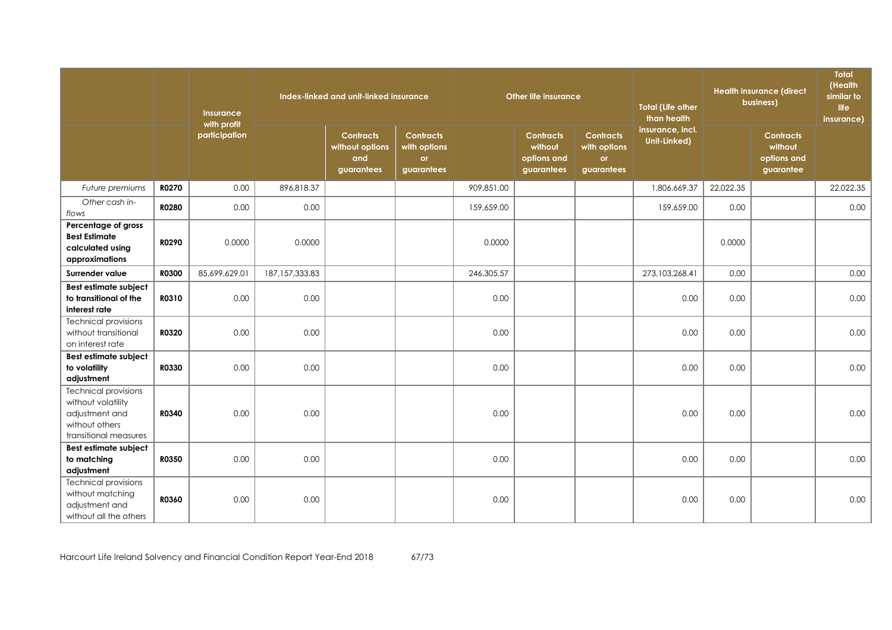| | | Insurance with profit participation | Index-linked and unit-linked insurance | | | Other life insurance | | | Total (Life other than health insurance, incl. Unit-Linked) | Health insurance (direct business) | | Total (Health similar to life insurance) |
|---|---|---|---|---|---|---|---|---|---|---|---|---|
| | | | | Contracts without options and guarantees | Contracts with options or guarantees | | Contracts without options and guarantees | Contracts with options or guarantees | | | Contracts without options and guarantee | |
| *Future premiums* | **R0270** | 0.00 | 896,818.37 | | | 909,851.00 | | | 1,806,669.37 | 22,022.35 | | 22,022.35 |
| *Other cash in-flows* | **R0280** | 0.00 | 0.00 | | | 159,659.00 | | | 159,659.00 | 0.00 | | 0.00 |
| **Percentage of gross Best Estimate calculated using approximations** | **R0290** | 0.0000 | 0.0000 | | | 0.0000 | | | | 0.0000 | | |
| **Surrender value** | **R0300** | 85,699,629.01 | 187,157,333.83 | | | 246,305.57 | | | 273,103,268.41 | 0.00 | | 0.00 |
| **Best estimate subject to transitional of the interest rate** | **R0310** | 0.00 | 0.00 | | | 0.00 | | | 0.00 | 0.00 | | 0.00 |
| Technical provisions without transitional on interest rate | **R0320** | 0.00 | 0.00 | | | 0.00 | | | 0.00 | 0.00 | | 0.00 |
| **Best estimate subject to volatility adjustment** | **R0330** | 0.00 | 0.00 | | | 0.00 | | | 0.00 | 0.00 | | 0.00 |
| Technical provisions without volatility adjustment and without others transitional measures | **R0340** | 0.00 | 0.00 | | | 0.00 | | | 0.00 | 0.00 | | 0.00 |
| **Best estimate subject to matching adjustment** | **R0350** | 0.00 | 0.00 | | | 0.00 | | | 0.00 | 0.00 | | 0.00 |
| Technical provisions without matching adjustment and without all the others | **R0360** | 0.00 | 0.00 | | | 0.00 | | | 0.00 | 0.00 | | 0.00 |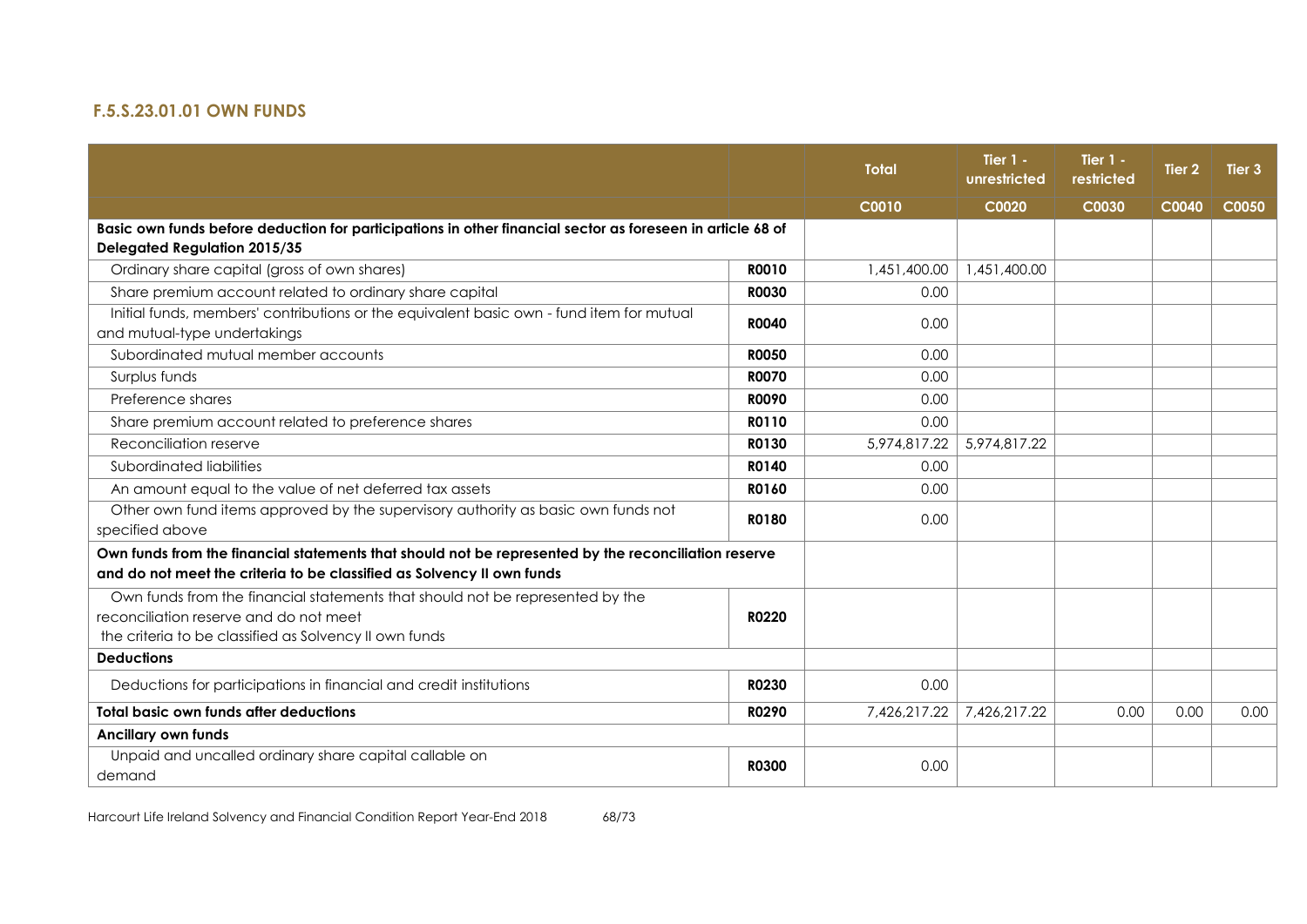### F.5.S.23.01.01 OWN FUNDS

| | | Total | Tier 1 - unrestricted | Tier 1 - restricted | Tier 2 | Tier 3 |
|---|---|---|---|---|---|---|
| | | C0010 | C0020 | C0030 | C0040 | C0050 |
| **Basic own funds before deduction for participations in other financial sector as foreseen in article 68 of Delegated Regulation 2015/35** | | | | | | |
| Ordinary share capital (gross of own shares) | **R0010** | 1,451,400.00 | 1,451,400.00 | | | |
| Share premium account related to ordinary share capital | **R0030** | 0.00 | | | | |
| Initial funds, members' contributions or the equivalent basic own - fund item for mutual and mutual-type undertakings | **R0040** | 0.00 | | | | |
| Subordinated mutual member accounts | **R0050** | 0.00 | | | | |
| Surplus funds | **R0070** | 0.00 | | | | |
| Preference shares | **R0090** | 0.00 | | | | |
| Share premium account related to preference shares | **R0110** | 0.00 | | | | |
| Reconciliation reserve | **R0130** | 5,974,817.22 | 5,974,817.22 | | | |
| Subordinated liabilities | **R0140** | 0.00 | | | | |
| An amount equal to the value of net deferred tax assets | **R0160** | 0.00 | | | | |
| Other own fund items approved by the supervisory authority as basic own funds not specified above | **R0180** | 0.00 | | | | |
| **Own funds from the financial statements that should not be represented by the reconciliation reserve and do not meet the criteria to be classified as Solvency II own funds** | | | | | | |
| Own funds from the financial statements that should not be represented by the reconciliation reserve and do not meet the criteria to be classified as Solvency II own funds | **R0220** | | | | | |
| **Deductions** | | | | | | |
| Deductions for participations in financial and credit institutions | **R0230** | 0.00 | | | | |
| **Total basic own funds after deductions** | **R0290** | 7,426,217.22 | 7,426,217.22 | 0.00 | 0.00 | 0.00 |
| **Ancillary own funds** | | | | | | |
| Unpaid and uncalled ordinary share capital callable on demand | **R0300** | 0.00 | | | | |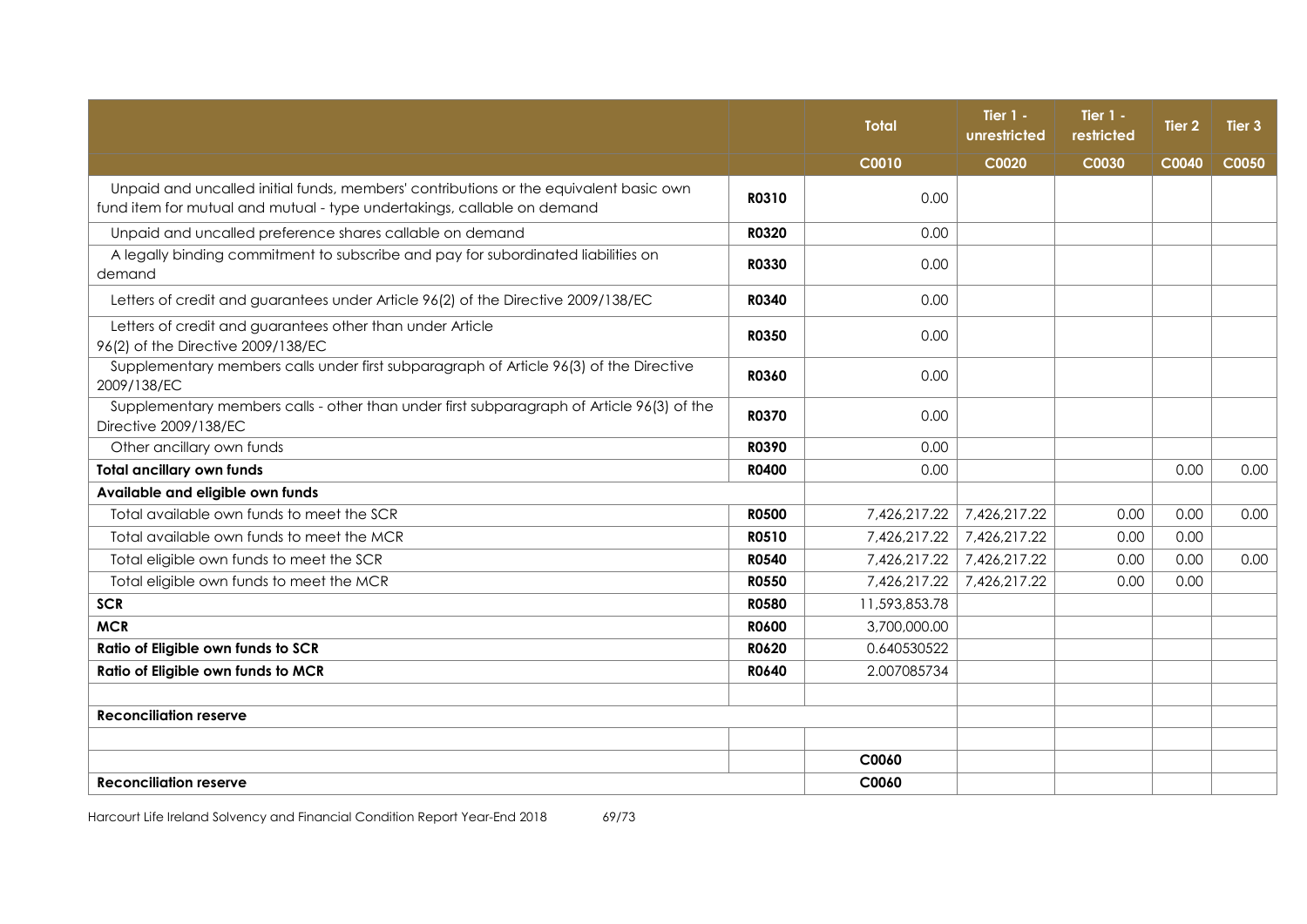| | | Total | Tier 1 - unrestricted | Tier 1 - restricted | Tier 2 | Tier 3 |
|---|---|---|---|---|---|---|
| | | C0010 | C0020 | C0030 | C0040 | C0050 |
| Unpaid and uncalled initial funds, members' contributions or the equivalent basic own fund item for mutual and mutual - type undertakings, callable on demand | R0310 | 0.00 | | | | |
| Unpaid and uncalled preference shares callable on demand | R0320 | 0.00 | | | | |
| A legally binding commitment to subscribe and pay for subordinated liabilities on demand | R0330 | 0.00 | | | | |
| Letters of credit and guarantees under Article 96(2) of the Directive 2009/138/EC | R0340 | 0.00 | | | | |
| Letters of credit and guarantees other than under Article 96(2) of the Directive 2009/138/EC | R0350 | 0.00 | | | | |
| Supplementary members calls under first subparagraph of Article 96(3) of the Directive 2009/138/EC | R0360 | 0.00 | | | | |
| Supplementary members calls - other than under first subparagraph of Article 96(3) of the Directive 2009/138/EC | R0370 | 0.00 | | | | |
| Other ancillary own funds | R0390 | 0.00 | | | | |
| **Total ancillary own funds** | **R0400** | 0.00 | | | 0.00 | 0.00 |
| **Available and eligible own funds** | | | | | | |
| Total available own funds to meet the SCR | R0500 | 7,426,217.22 | 7,426,217.22 | 0.00 | 0.00 | 0.00 |
| Total available own funds to meet the MCR | R0510 | 7,426,217.22 | 7,426,217.22 | 0.00 | 0.00 | |
| Total eligible own funds to meet the SCR | R0540 | 7,426,217.22 | 7,426,217.22 | 0.00 | 0.00 | 0.00 |
| Total eligible own funds to meet the MCR | R0550 | 7,426,217.22 | 7,426,217.22 | 0.00 | 0.00 | |
| **SCR** | **R0580** | 11,593,853.78 | | | | |
| **MCR** | **R0600** | 3,700,000.00 | | | | |
| **Ratio of Eligible own funds to SCR** | **R0620** | 0.640530522 | | | | |
| **Ratio of Eligible own funds to MCR** | **R0640** | 2.007085734 | | | | |
| | | | | | | |
| **Reconciliation reserve** | | | | | | |
| | | | | | | |
| | | C0060 | | | | |
| **Reconciliation reserve** | | C0060 | | | | |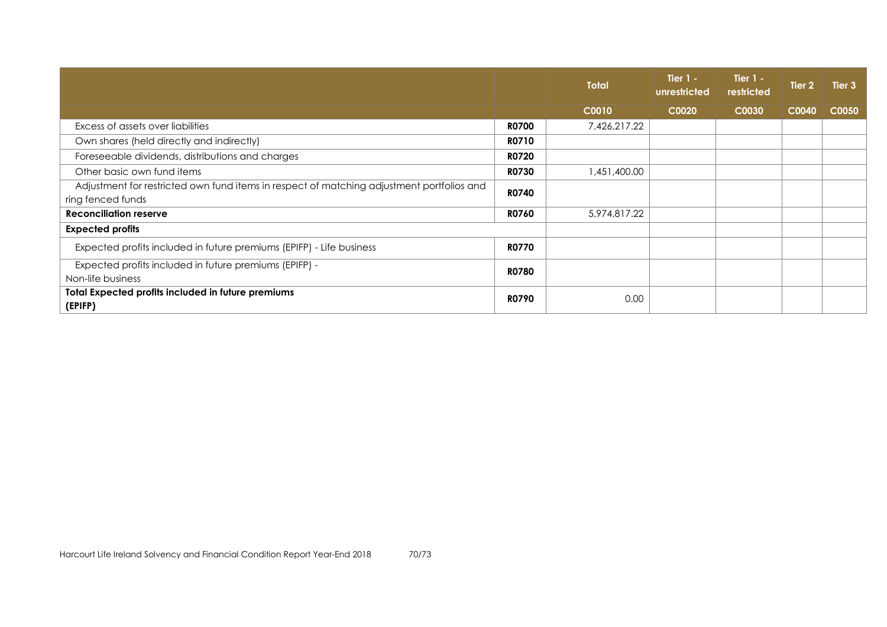| | | Total | Tier 1 - unrestricted | Tier 1 - restricted | Tier 2 | Tier 3 |
|---|---|---|---|---|---|---|
| | | C0010 | C0020 | C0030 | C0040 | C0050 |
| Excess of assets over liabilities | **R0700** | 7,426,217.22 | | | | |
| Own shares (held directly and indirectly) | **R0710** | | | | | |
| Foreseeable dividends, distributions and charges | **R0720** | | | | | |
| Other basic own fund items | **R0730** | 1,451,400.00 | | | | |
| Adjustment for restricted own fund items in respect of matching adjustment portfolios and ring fenced funds | **R0740** | | | | | |
| **Reconciliation reserve** | **R0760** | 5,974,817.22 | | | | |
| **Expected profits** | | | | | | |
| Expected profits included in future premiums (EPIFP) - Life business | **R0770** | | | | | |
| Expected profits included in future premiums (EPIFP) - Non-life business | **R0780** | | | | | |
| **Total Expected profits included in future premiums (EPIFP)** | **R0790** | 0.00 | | | | |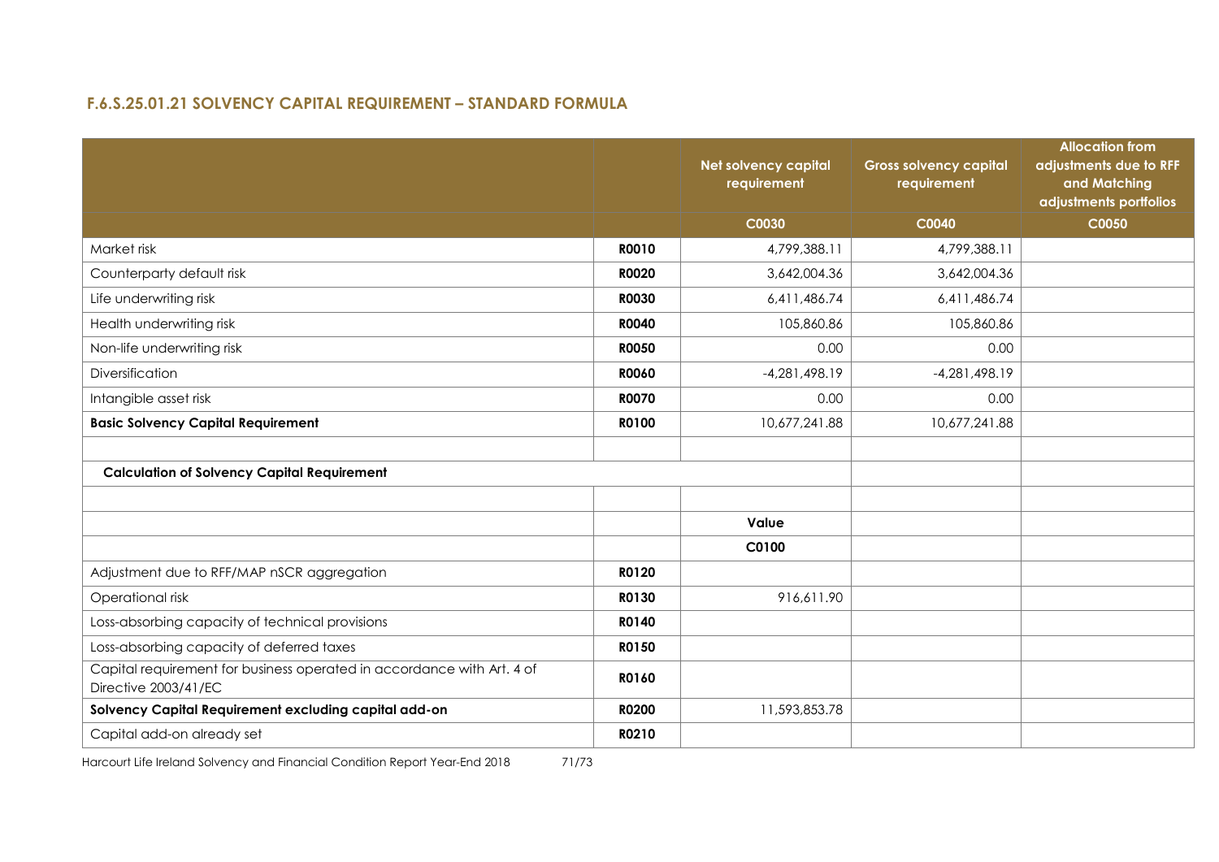## F.6.S.25.01.21 SOLVENCY CAPITAL REQUIREMENT – STANDARD FORMULA

| | | Net solvency capital requirement | Gross solvency capital requirement | Allocation from adjustments due to RFF and Matching adjustments portfolios |
|---|---|---|---|---|
| | | C0030 | C0040 | C0050 |
| Market risk | **R0010** | 4,799,388.11 | 4,799,388.11 | |
| Counterparty default risk | **R0020** | 3,642,004.36 | 3,642,004.36 | |
| Life underwriting risk | **R0030** | 6,411,486.74 | 6,411,486.74 | |
| Health underwriting risk | **R0040** | 105,860.86 | 105,860.86 | |
| Non-life underwriting risk | **R0050** | 0.00 | 0.00 | |
| Diversification | **R0060** | -4,281,498.19 | -4,281,498.19 | |
| Intangible asset risk | **R0070** | 0.00 | 0.00 | |
| **Basic Solvency Capital Requirement** | **R0100** | 10,677,241.88 | 10,677,241.88 | |
| | | | | |
| **Calculation of Solvency Capital Requirement** | | | | |
| | | | | |
| | | **Value** | | |
| | | **C0100** | | |
| Adjustment due to RFF/MAP nSCR aggregation | **R0120** | | | |
| Operational risk | **R0130** | 916,611.90 | | |
| Loss-absorbing capacity of technical provisions | **R0140** | | | |
| Loss-absorbing capacity of deferred taxes | **R0150** | | | |
| Capital requirement for business operated in accordance with Art. 4 of Directive 2003/41/EC | **R0160** | | | |
| **Solvency Capital Requirement excluding capital add-on** | **R0200** | 11,593,853.78 | | |
| Capital add-on already set | **R0210** | | | |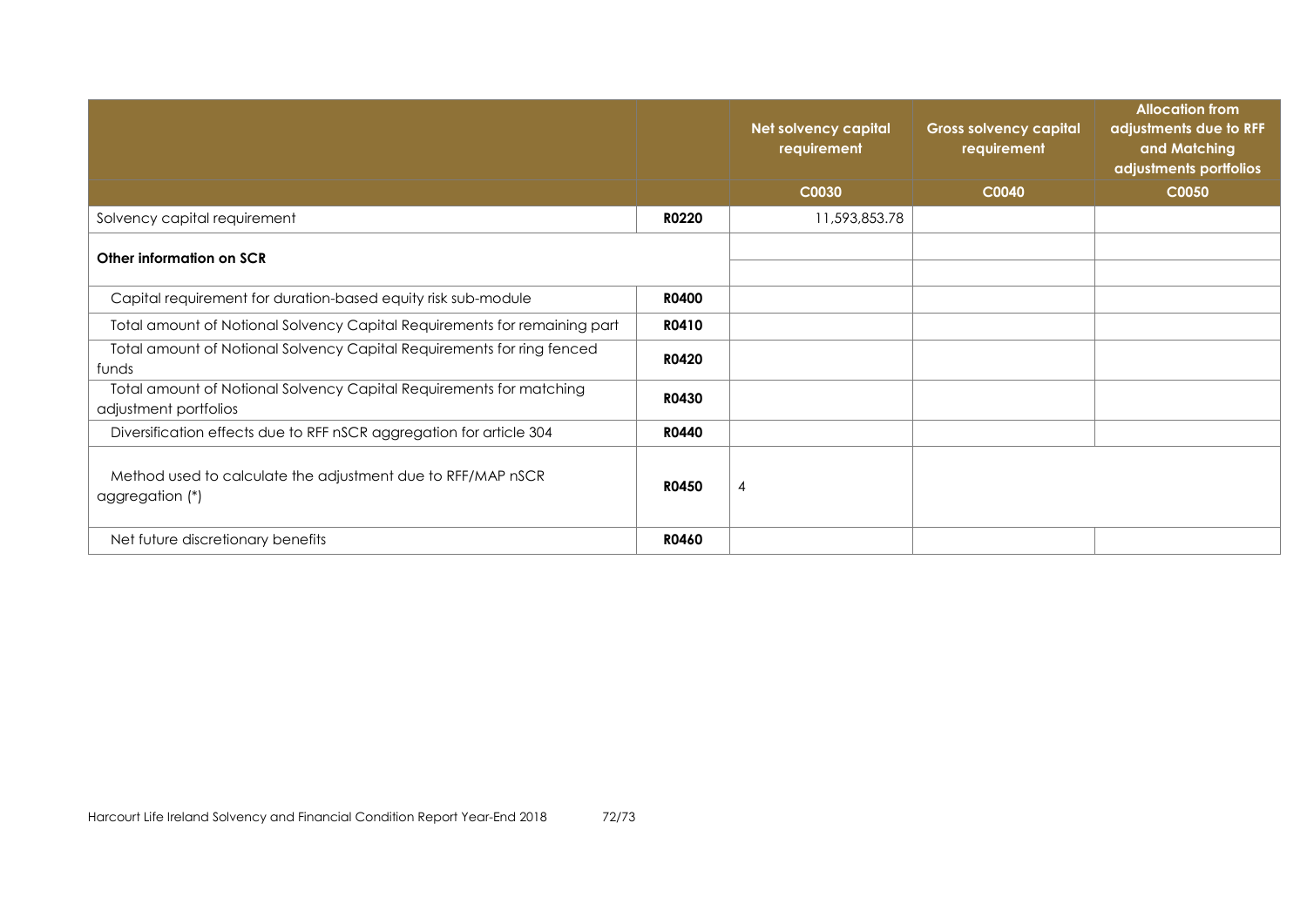| | | Net solvency capital requirement | Gross solvency capital requirement | Allocation from adjustments due to RFF and Matching adjustments portfolios |
|---|---|---|---|---|
| | | C0030 | C0040 | C0050 |
| Solvency capital requirement | R0220 | 11,593,853.78 | | |
| **Other information on SCR** | | | | |
| Capital requirement for duration-based equity risk sub-module | R0400 | | | |
| Total amount of Notional Solvency Capital Requirements for remaining part | R0410 | | | |
| Total amount of Notional Solvency Capital Requirements for ring fenced funds | R0420 | | | |
| Total amount of Notional Solvency Capital Requirements for matching adjustment portfolios | R0430 | | | |
| Diversification effects due to RFF nSCR aggregation for article 304 | R0440 | | | |
| Method used to calculate the adjustment due to RFF/MAP nSCR aggregation (*) | R0450 | 4 | | |
| Net future discretionary benefits | R0460 | | | |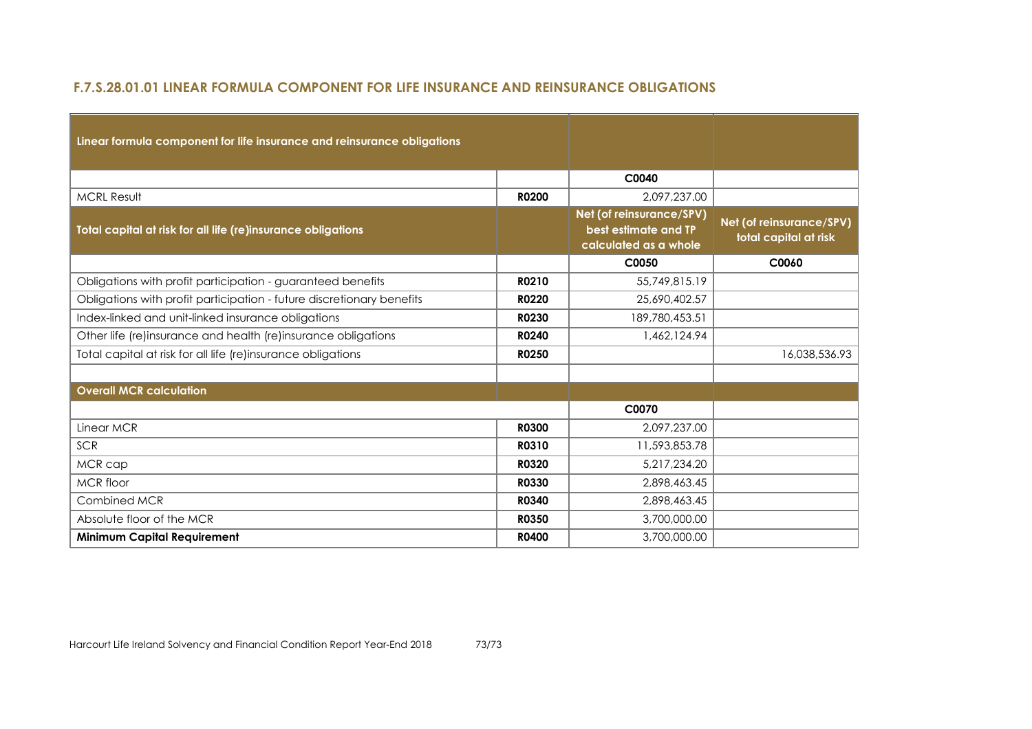### F.7.S.28.01.01 LINEAR FORMULA COMPONENT FOR LIFE INSURANCE AND REINSURANCE OBLIGATIONS

| Linear formula component for life insurance and reinsurance obligations | | | |
|---|---|---|---|
| | | C0040 | |
| MCRL Result | R0200 | 2,097,237.00 | |
| **Total capital at risk for all life (re)insurance obligations** | | **Net (of reinsurance/SPV) best estimate and TP calculated as a whole** | **Net (of reinsurance/SPV) total capital at risk** |
| | | C0050 | C0060 |
| Obligations with profit participation - guaranteed benefits | R0210 | 55,749,815.19 | |
| Obligations with profit participation - future discretionary benefits | R0220 | 25,690,402.57 | |
| Index-linked and unit-linked insurance obligations | R0230 | 189,780,453.51 | |
| Other life (re)insurance and health (re)insurance obligations | R0240 | 1,462,124.94 | |
| Total capital at risk for all life (re)insurance obligations | R0250 | | 16,038,536.93 |
| | | | |
| **Overall MCR calculation** | | | |
| | | C0070 | |
| Linear MCR | R0300 | 2,097,237.00 | |
| SCR | R0310 | 11,593,853.78 | |
| MCR cap | R0320 | 5,217,234.20 | |
| MCR floor | R0330 | 2,898,463.45 | |
| Combined MCR | R0340 | 2,898,463.45 | |
| Absolute floor of the MCR | R0350 | 3,700,000.00 | |
| **Minimum Capital Requirement** | R0400 | 3,700,000.00 | |